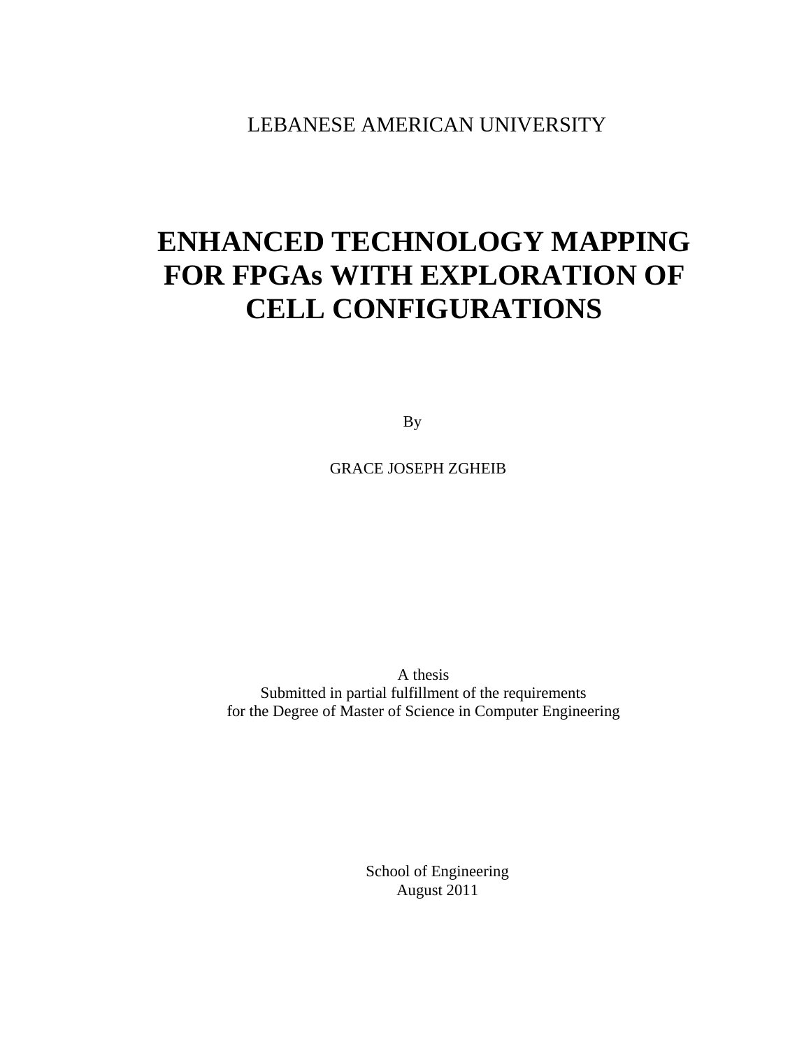LEBANESE AMERICAN UNIVERSITY

# ENHANCED TECHNOLOGY MAPPING FOR FPGAs WITH EXPLORATION OF CELL CONFIGURATIONS

By

GRACE JOSEPH ZGHEIB

A thesis
Submitted in partial fulfillment of the requirements
for the Degree of Master of Science in Computer Engineering

School of Engineering
August 2011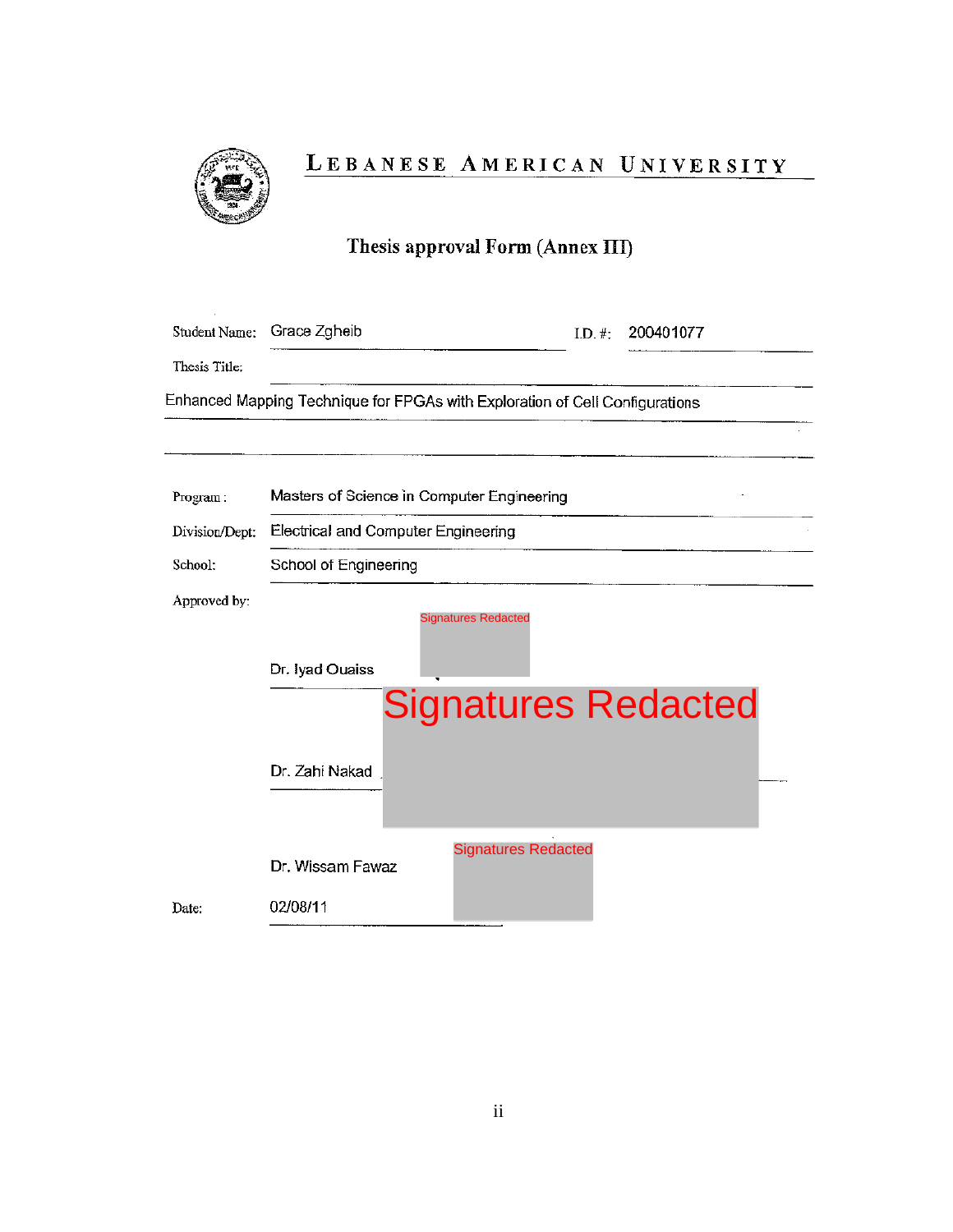# LEBANESE AMERICAN UNIVERSITY

## Thesis approval Form (Annex III)

Student Name: Grace Zgheib    I.D. #: 200401077

Thesis Title:

Enhanced Mapping Technique for FPGAs with Exploration of Cell Configurations

Program: Masters of Science in Computer Engineering

Division/Dept: Electrical and Computer Engineering

School: School of Engineering

Approved by:

Dr. Iyad Ouaiss    Signatures Redacted

Dr. Zahi Nakad    Signatures Redacted

Dr. Wissam Fawaz    Signatures Redacted

Date: 02/08/11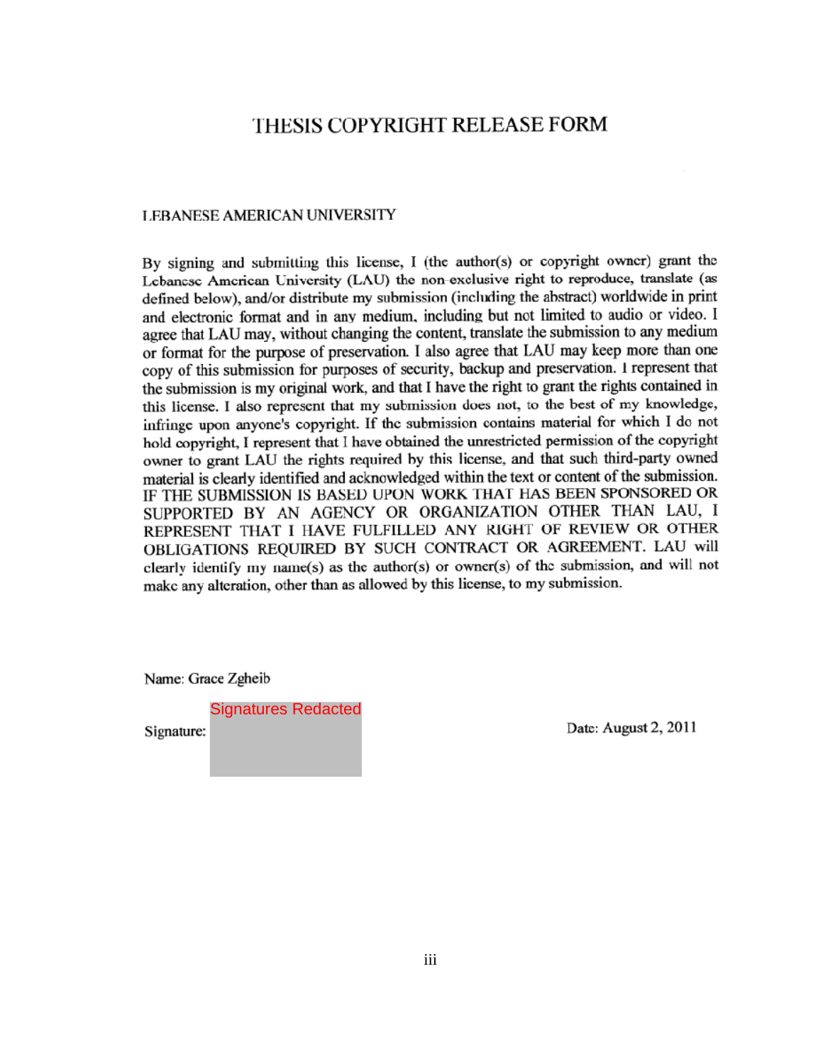# THESIS COPYRIGHT RELEASE FORM

LEBANESE AMERICAN UNIVERSITY

By signing and submitting this license, I (the author(s) or copyright owner) grant the Lebanese American University (LAU) the non-exclusive right to reproduce, translate (as defined below), and/or distribute my submission (including the abstract) worldwide in print and electronic format and in any medium, including but not limited to audio or video. I agree that LAU may, without changing the content, translate the submission to any medium or format for the purpose of preservation. I also agree that LAU may keep more than one copy of this submission for purposes of security, backup and preservation. I represent that the submission is my original work, and that I have the right to grant the rights contained in this license. I also represent that my submission does not, to the best of my knowledge, infringe upon anyone's copyright. If the submission contains material for which I do not hold copyright, I represent that I have obtained the unrestricted permission of the copyright owner to grant LAU the rights required by this license, and that such third-party owned material is clearly identified and acknowledged within the text or content of the submission. IF THE SUBMISSION IS BASED UPON WORK THAT HAS BEEN SPONSORED OR SUPPORTED BY AN AGENCY OR ORGANIZATION OTHER THAN LAU, I REPRESENT THAT I HAVE FULFILLED ANY RIGHT OF REVIEW OR OTHER OBLIGATIONS REQUIRED BY SUCH CONTRACT OR AGREEMENT. LAU will clearly identify my name(s) as the author(s) or owner(s) of the submission, and will not make any alteration, other than as allowed by this license, to my submission.

Name: Grace Zgheib

Signature: Signatures Redacted

Date: August 2, 2011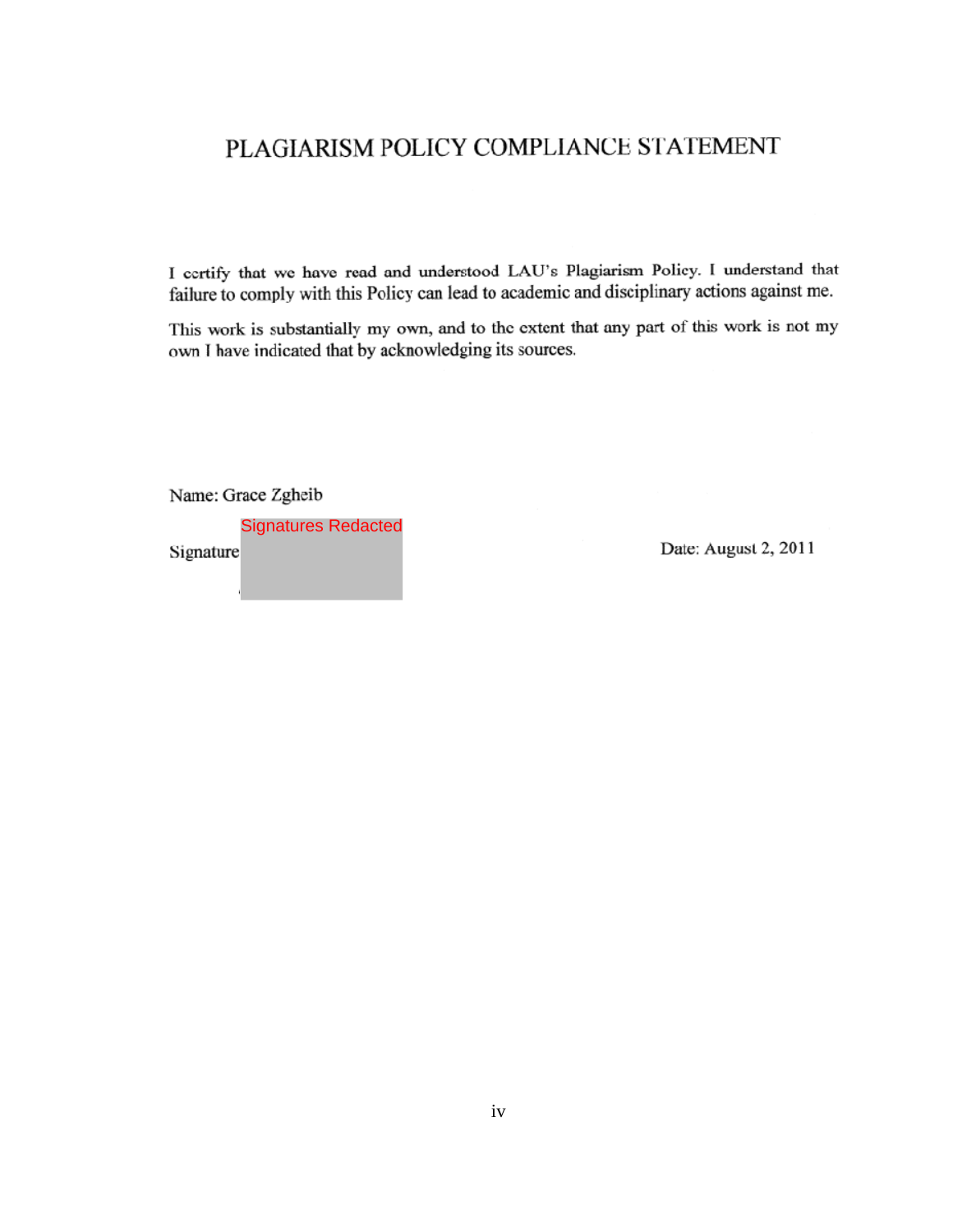# PLAGIARISM POLICY COMPLIANCE STATEMENT

I certify that we have read and understood LAU's Plagiarism Policy. I understand that failure to comply with this Policy can lead to academic and disciplinary actions against me.

This work is substantially my own, and to the extent that any part of this work is not my own I have indicated that by acknowledging its sources.

Name: Grace Zgheib

Signature Signatures Redacted

Date: August 2, 2011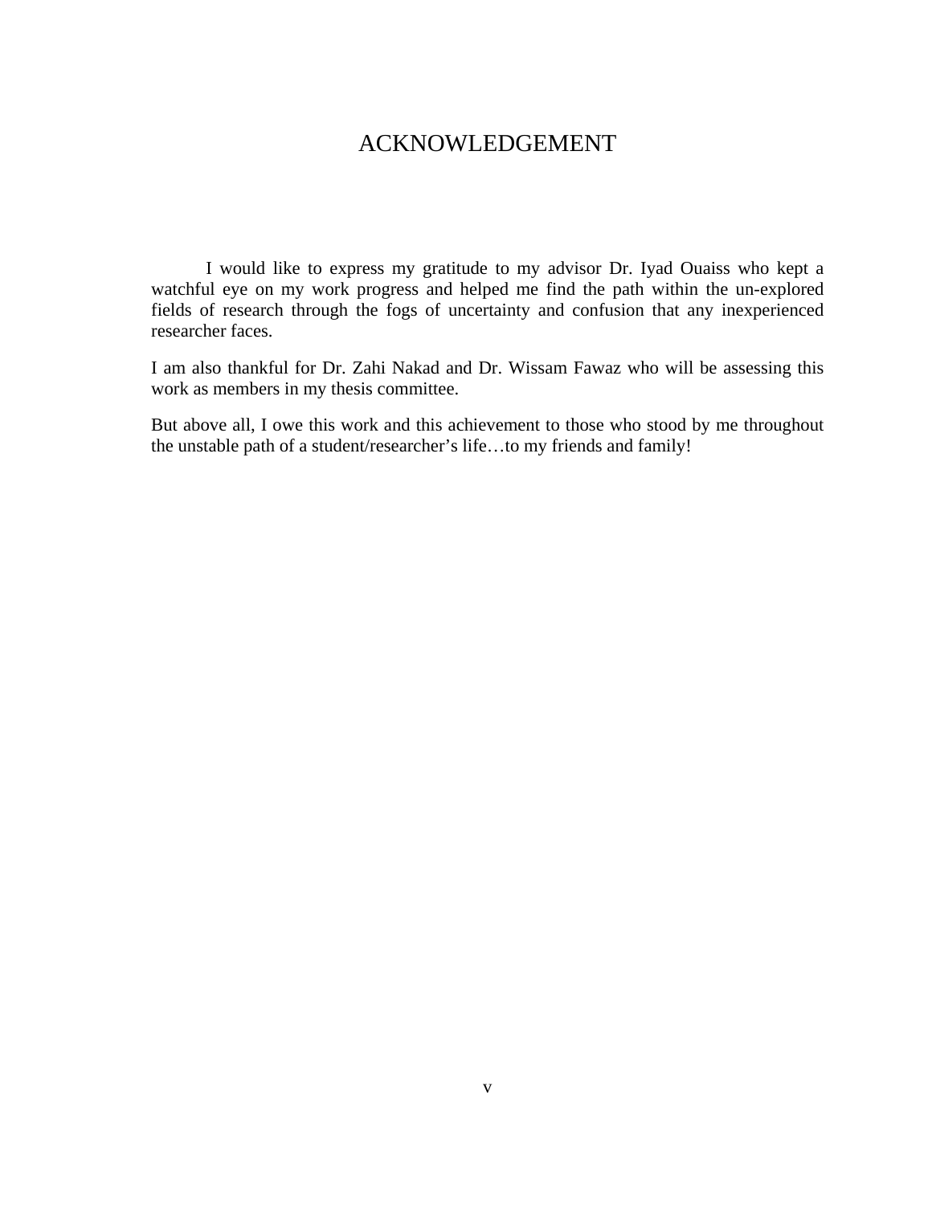# ACKNOWLEDGEMENT

I would like to express my gratitude to my advisor Dr. Iyad Ouaiss who kept a watchful eye on my work progress and helped me find the path within the un-explored fields of research through the fogs of uncertainty and confusion that any inexperienced researcher faces.

I am also thankful for Dr. Zahi Nakad and Dr. Wissam Fawaz who will be assessing this work as members in my thesis committee.

But above all, I owe this work and this achievement to those who stood by me throughout the unstable path of a student/researcher's life…to my friends and family!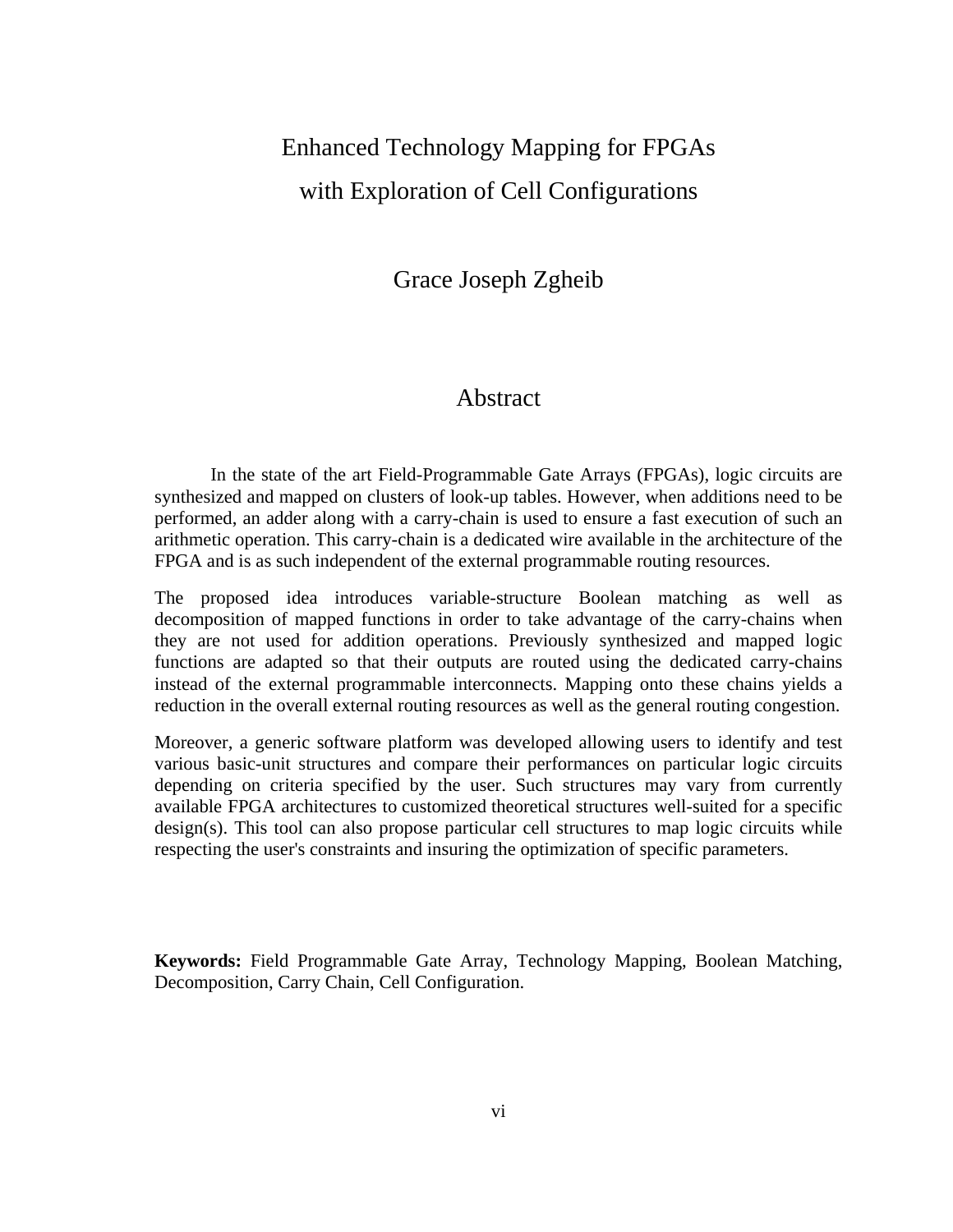# Enhanced Technology Mapping for FPGAs with Exploration of Cell Configurations

Grace Joseph Zgheib

## Abstract

In the state of the art Field-Programmable Gate Arrays (FPGAs), logic circuits are synthesized and mapped on clusters of look-up tables. However, when additions need to be performed, an adder along with a carry-chain is used to ensure a fast execution of such an arithmetic operation. This carry-chain is a dedicated wire available in the architecture of the FPGA and is as such independent of the external programmable routing resources.

The proposed idea introduces variable-structure Boolean matching as well as decomposition of mapped functions in order to take advantage of the carry-chains when they are not used for addition operations. Previously synthesized and mapped logic functions are adapted so that their outputs are routed using the dedicated carry-chains instead of the external programmable interconnects. Mapping onto these chains yields a reduction in the overall external routing resources as well as the general routing congestion.

Moreover, a generic software platform was developed allowing users to identify and test various basic-unit structures and compare their performances on particular logic circuits depending on criteria specified by the user. Such structures may vary from currently available FPGA architectures to customized theoretical structures well-suited for a specific design(s). This tool can also propose particular cell structures to map logic circuits while respecting the user's constraints and insuring the optimization of specific parameters.

**Keywords:** Field Programmable Gate Array, Technology Mapping, Boolean Matching, Decomposition, Carry Chain, Cell Configuration.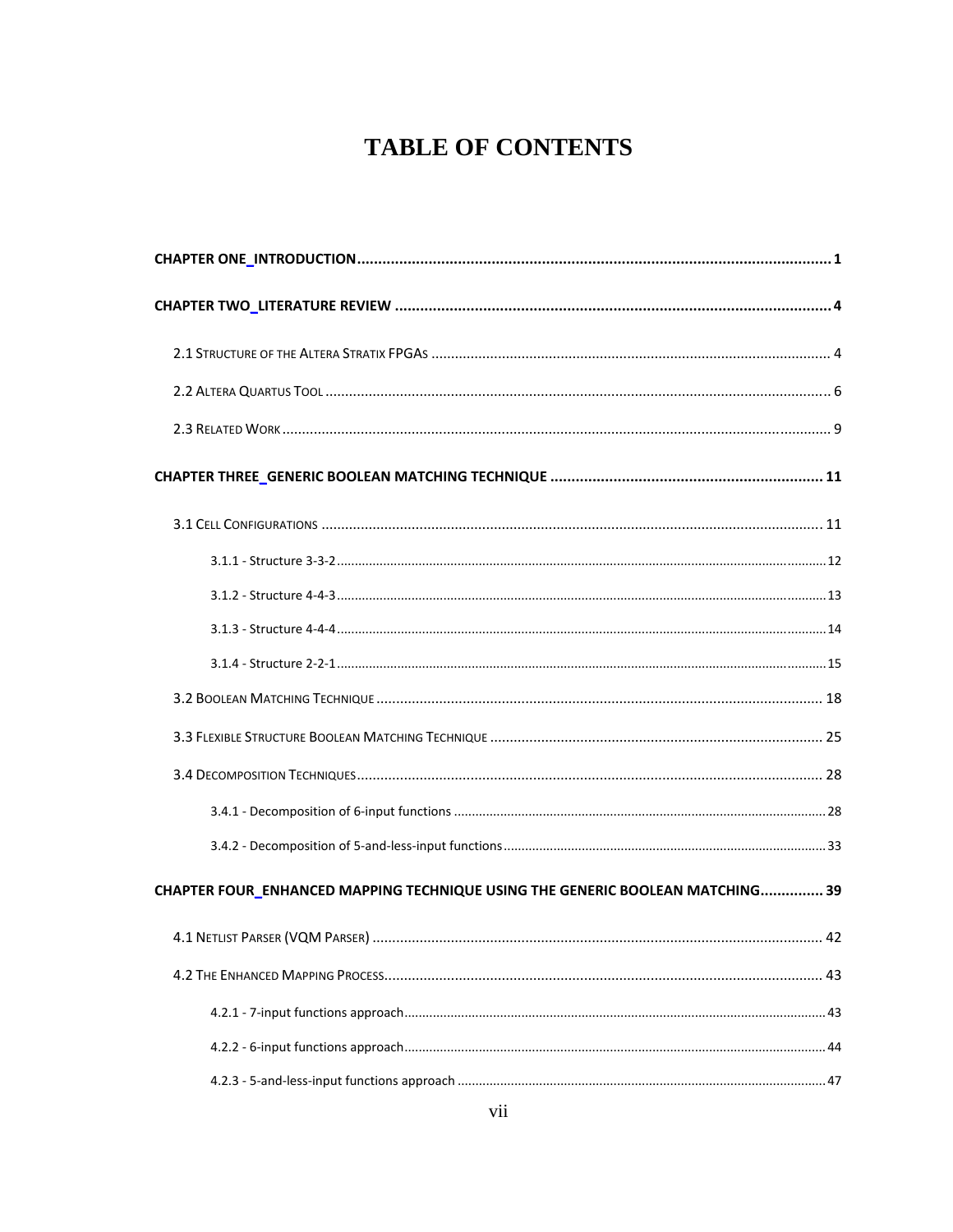# TABLE OF CONTENTS

**CHAPTER ONE_INTRODUCTION ........................................................................................................ 1**

**CHAPTER TWO_LITERATURE REVIEW ........................................................................................... 4**

2.1 STRUCTURE OF THE ALTERA STRATIX FPGAS ........................................................................ 4

2.2 ALTERA QUARTUS TOOL ........................................................................................................ 6

2.3 RELATED WORK ...................................................................................................................... 9

**CHAPTER THREE_GENERIC BOOLEAN MATCHING TECHNIQUE ........................................... 11**

3.1 CELL CONFIGURATIONS ........................................................................................................ 11

3.1.1 - Structure 3-3-2 ........................................................................................................ 12

3.1.2 - Structure 4-4-3 ........................................................................................................ 13

3.1.3 - Structure 4-4-4 ........................................................................................................ 14

3.1.4 - Structure 2-2-1 ........................................................................................................ 15

3.2 BOOLEAN MATCHING TECHNIQUE ........................................................................................ 18

3.3 FLEXIBLE STRUCTURE BOOLEAN MATCHING TECHNIQUE ...................................................... 25

3.4 DECOMPOSITION TECHNIQUES .............................................................................................. 28

3.4.1 - Decomposition of 6-input functions ........................................................................ 28

3.4.2 - Decomposition of 5-and-less-input functions .......................................................... 33

**CHAPTER FOUR_ENHANCED MAPPING TECHNIQUE USING THE GENERIC BOOLEAN MATCHING ............... 39**

4.1 NETLIST PARSER (VQM PARSER) .......................................................................................... 42

4.2 THE ENHANCED MAPPING PROCESS ........................................................................................ 43

4.2.1 - 7-input functions approach ...................................................................................... 43

4.2.2 - 6-input functions approach ...................................................................................... 44

4.2.3 - 5-and-less-input functions approach ........................................................................ 47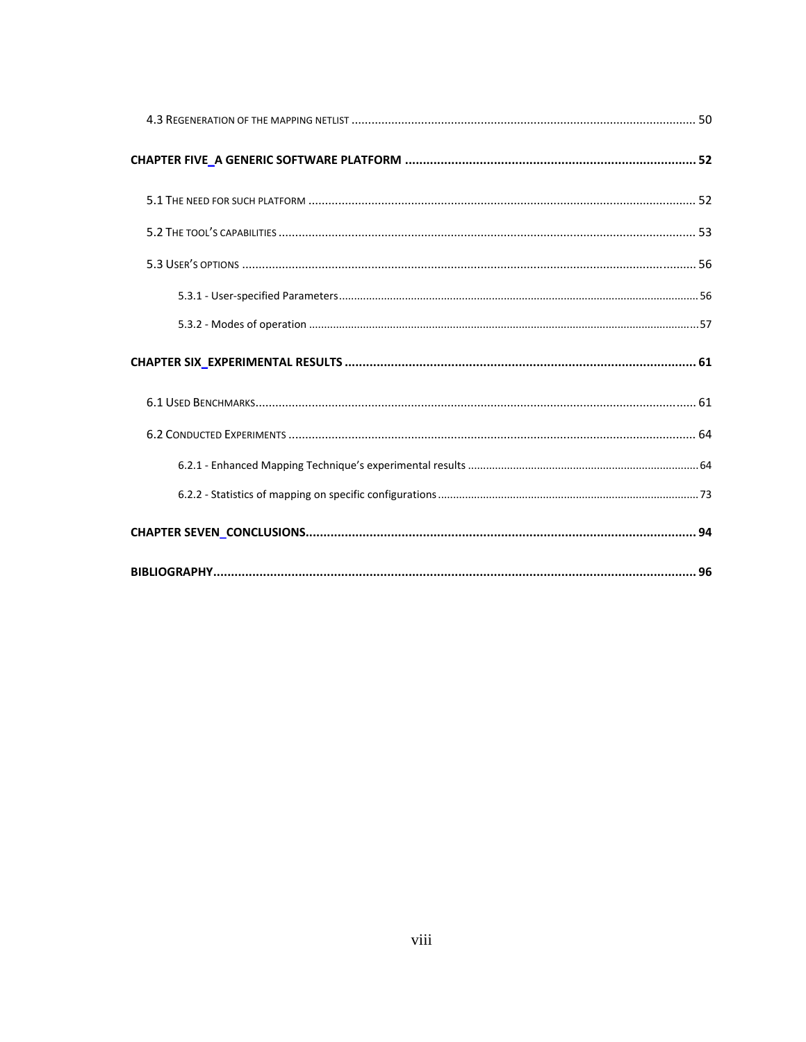4.3 REGENERATION OF THE MAPPING NETLIST ........................................................................................................ 50

**CHAPTER FIVE_A GENERIC SOFTWARE PLATFORM ........................................................................................ 52**

5.1 THE NEED FOR SUCH PLATFORM ..................................................................................................................... 52

5.2 THE TOOL'S CAPABILITIES .............................................................................................................................. 53

5.3 USER'S OPTIONS ............................................................................................................................................ 56

5.3.1 - User-specified Parameters ................................................................................................................ 56

5.3.2 - Modes of operation ........................................................................................................................... 57

**CHAPTER SIX_EXPERIMENTAL RESULTS .......................................................................................................... 61**

6.1 USED BENCHMARKS ......................................................................................................................................... 61

6.2 CONDUCTED EXPERIMENTS ............................................................................................................................ 64

6.2.1 - Enhanced Mapping Technique's experimental results ..................................................................... 64

6.2.2 - Statistics of mapping on specific configurations ............................................................................... 73

**CHAPTER SEVEN_CONCLUSIONS ....................................................................................................................... 94**

**BIBLIOGRAPHY ..................................................................................................................................................... 96**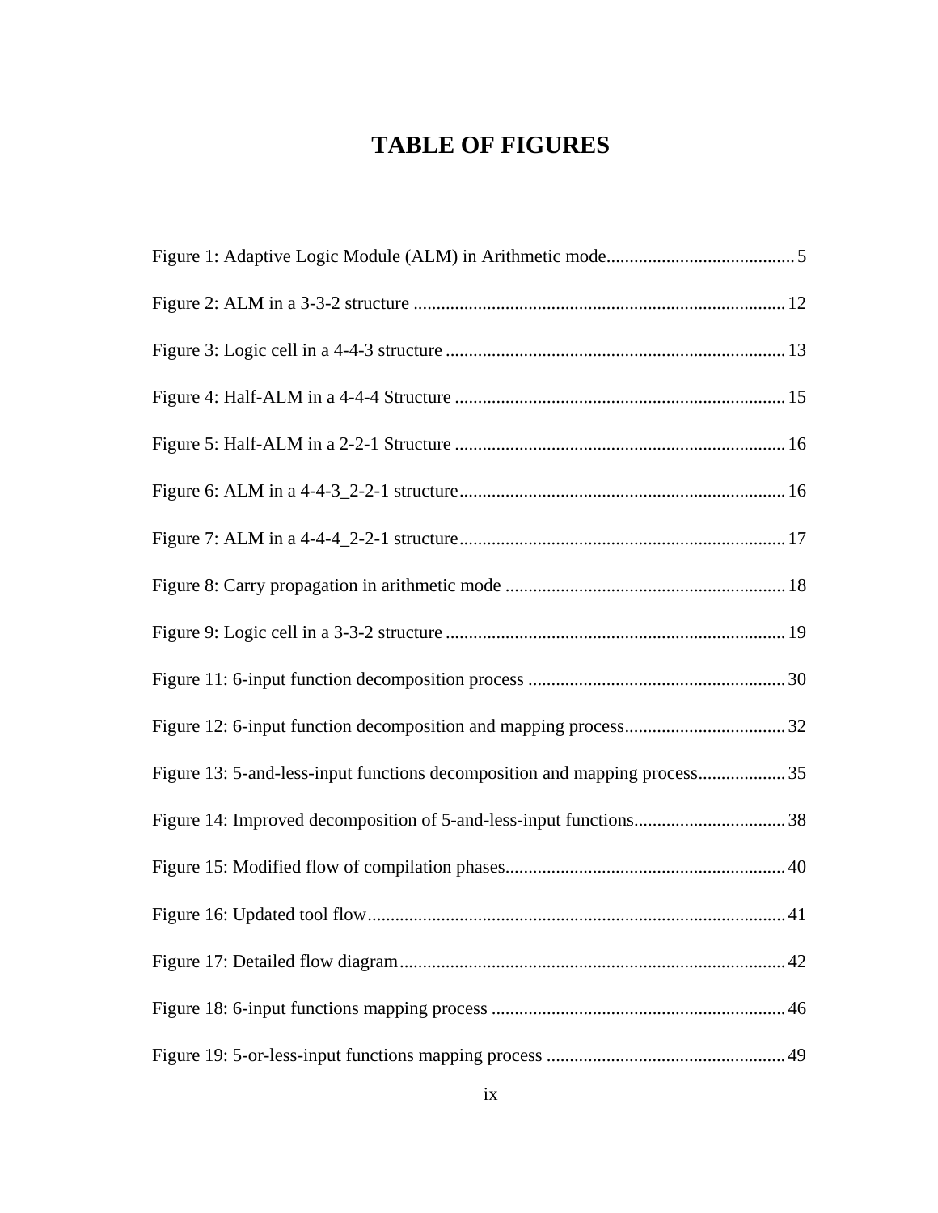# TABLE OF FIGURES

Figure 1: Adaptive Logic Module (ALM) in Arithmetic mode......................................... 5

Figure 2: ALM in a 3-3-2 structure ................................................................................ 12

Figure 3: Logic cell in a 4-4-3 structure ......................................................................... 13

Figure 4: Half-ALM in a 4-4-4 Structure ....................................................................... 15

Figure 5: Half-ALM in a 2-2-1 Structure ....................................................................... 16

Figure 6: ALM in a 4-4-3_2-2-1 structure....................................................................... 16

Figure 7: ALM in a 4-4-4_2-2-1 structure....................................................................... 17

Figure 8: Carry propagation in arithmetic mode ............................................................ 18

Figure 9: Logic cell in a 3-3-2 structure ......................................................................... 19

Figure 11: 6-input function decomposition process ........................................................ 30

Figure 12: 6-input function decomposition and mapping process................................... 32

Figure 13: 5-and-less-input functions decomposition and mapping process................... 35

Figure 14: Improved decomposition of 5-and-less-input functions................................. 38

Figure 15: Modified flow of compilation phases............................................................. 40

Figure 16: Updated tool flow.......................................................................................... 41

Figure 17: Detailed flow diagram................................................................................... 42

Figure 18: 6-input functions mapping process ............................................................... 46

Figure 19: 5-or-less-input functions mapping process ................................................... 49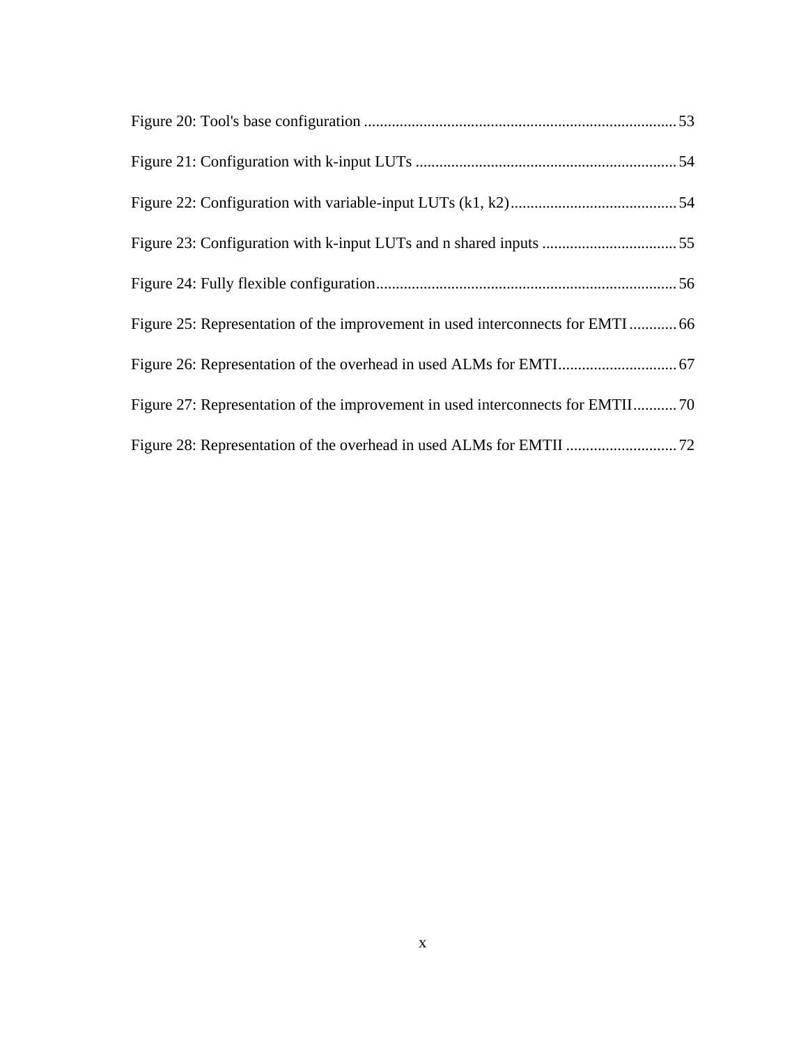Figure 20: Tool's base configuration ............................................................................... 53

Figure 21: Configuration with k-input LUTs .................................................................. 54

Figure 22: Configuration with variable-input LUTs (k1, k2) .......................................... 54

Figure 23: Configuration with k-input LUTs and n shared inputs .................................. 55

Figure 24: Fully flexible configuration ........................................................................... 56

Figure 25: Representation of the improvement in used interconnects for EMTI ............ 66

Figure 26: Representation of the overhead in used ALMs for EMTI .............................. 67

Figure 27: Representation of the improvement in used interconnects for EMTII ........... 70

Figure 28: Representation of the overhead in used ALMs for EMTII ............................ 72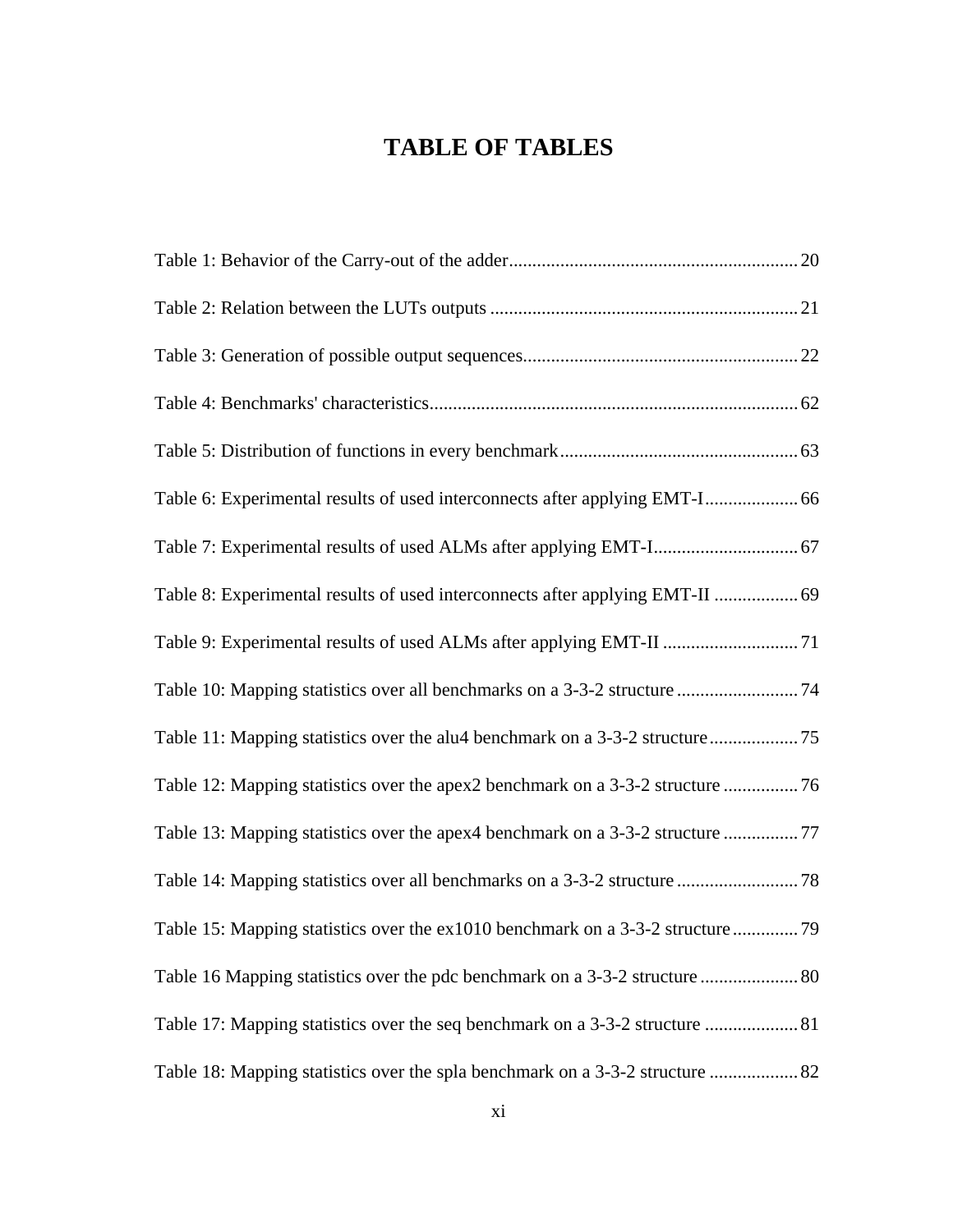# TABLE OF TABLES

Table 1: Behavior of the Carry-out of the adder .......... 20

Table 2: Relation between the LUTs outputs .......... 21

Table 3: Generation of possible output sequences .......... 22

Table 4: Benchmarks' characteristics .......... 62

Table 5: Distribution of functions in every benchmark .......... 63

Table 6: Experimental results of used interconnects after applying EMT-I .......... 66

Table 7: Experimental results of used ALMs after applying EMT-I .......... 67

Table 8: Experimental results of used interconnects after applying EMT-II .......... 69

Table 9: Experimental results of used ALMs after applying EMT-II .......... 71

Table 10: Mapping statistics over all benchmarks on a 3-3-2 structure .......... 74

Table 11: Mapping statistics over the alu4 benchmark on a 3-3-2 structure .......... 75

Table 12: Mapping statistics over the apex2 benchmark on a 3-3-2 structure .......... 76

Table 13: Mapping statistics over the apex4 benchmark on a 3-3-2 structure .......... 77

Table 14: Mapping statistics over all benchmarks on a 3-3-2 structure .......... 78

Table 15: Mapping statistics over the ex1010 benchmark on a 3-3-2 structure .......... 79

Table 16 Mapping statistics over the pdc benchmark on a 3-3-2 structure .......... 80

Table 17: Mapping statistics over the seq benchmark on a 3-3-2 structure .......... 81

Table 18: Mapping statistics over the spla benchmark on a 3-3-2 structure .......... 82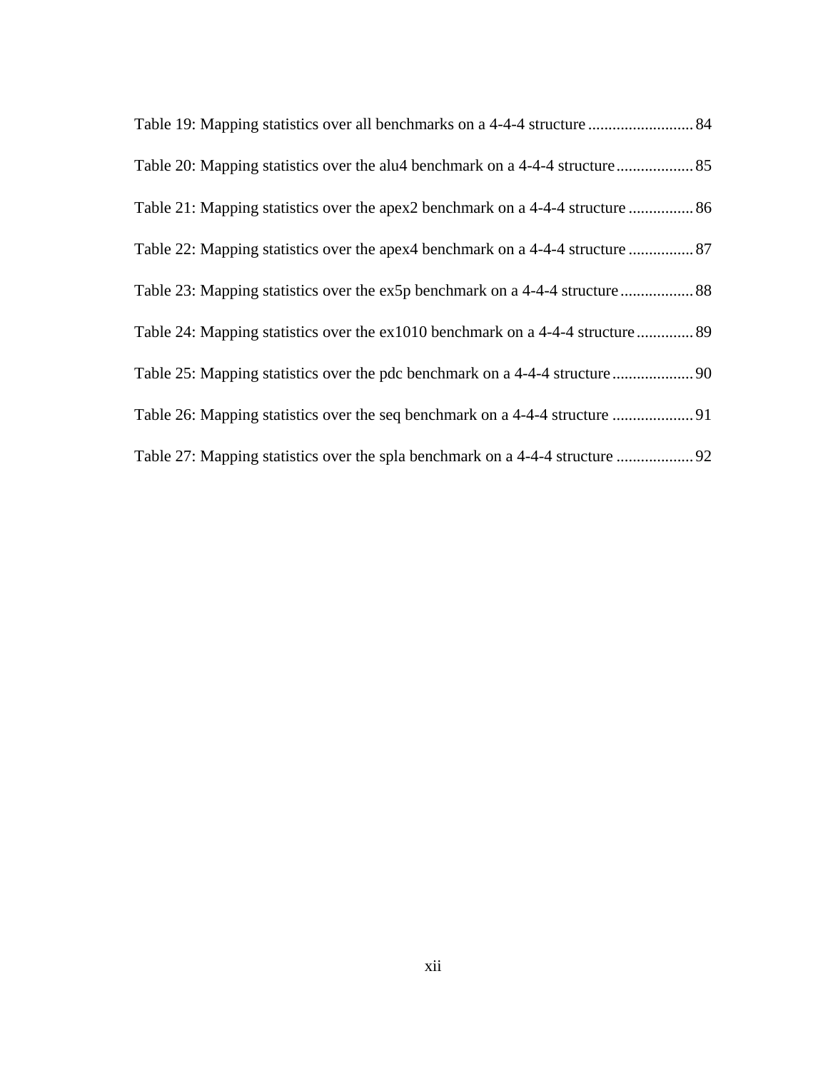Table 19: Mapping statistics over all benchmarks on a 4-4-4 structure .......................... 84

Table 20: Mapping statistics over the alu4 benchmark on a 4-4-4 structure ................... 85

Table 21: Mapping statistics over the apex2 benchmark on a 4-4-4 structure ................ 86

Table 22: Mapping statistics over the apex4 benchmark on a 4-4-4 structure ................ 87

Table 23: Mapping statistics over the ex5p benchmark on a 4-4-4 structure .................. 88

Table 24: Mapping statistics over the ex1010 benchmark on a 4-4-4 structure .............. 89

Table 25: Mapping statistics over the pdc benchmark on a 4-4-4 structure .................... 90

Table 26: Mapping statistics over the seq benchmark on a 4-4-4 structure .................... 91

Table 27: Mapping statistics over the spla benchmark on a 4-4-4 structure ................... 92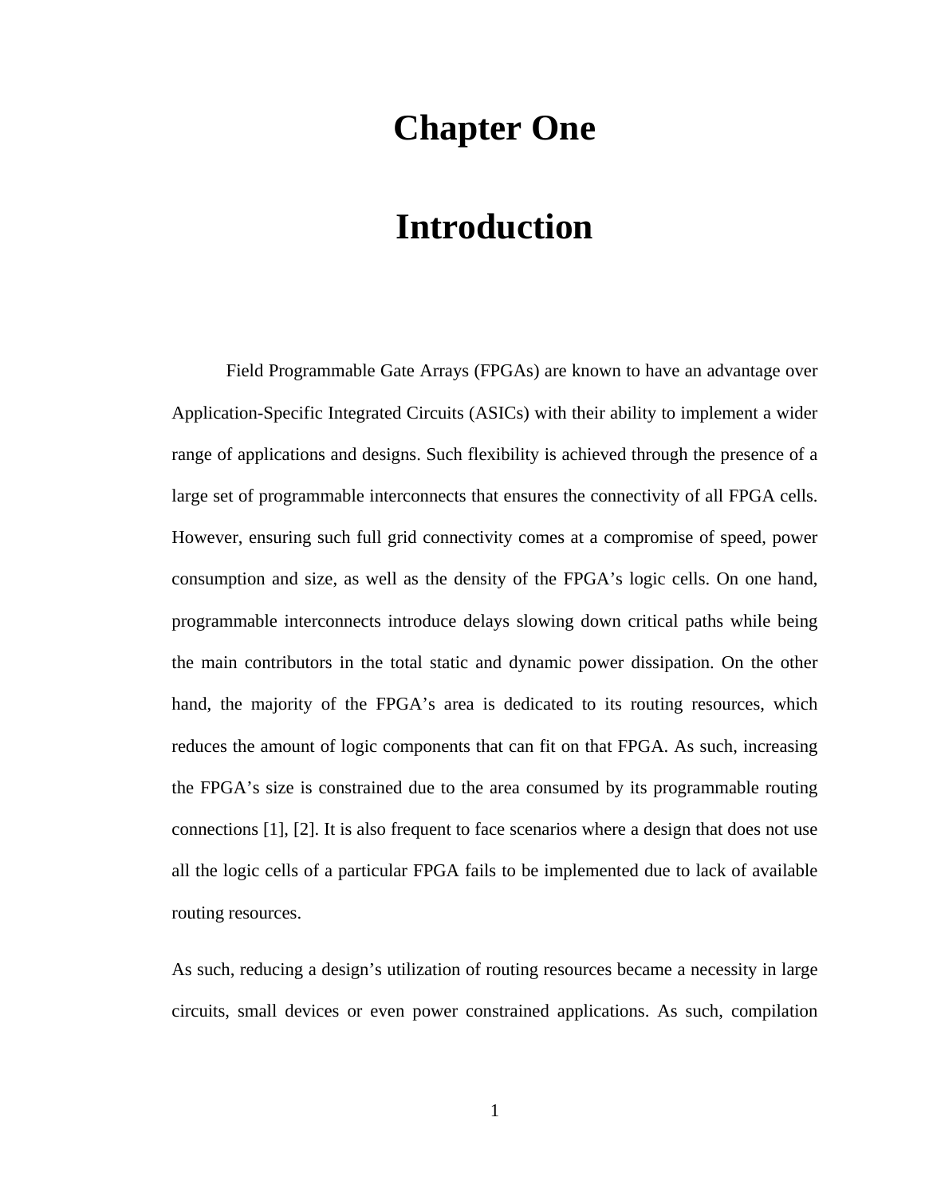# Chapter One

# Introduction

Field Programmable Gate Arrays (FPGAs) are known to have an advantage over Application-Specific Integrated Circuits (ASICs) with their ability to implement a wider range of applications and designs. Such flexibility is achieved through the presence of a large set of programmable interconnects that ensures the connectivity of all FPGA cells. However, ensuring such full grid connectivity comes at a compromise of speed, power consumption and size, as well as the density of the FPGA's logic cells. On one hand, programmable interconnects introduce delays slowing down critical paths while being the main contributors in the total static and dynamic power dissipation. On the other hand, the majority of the FPGA's area is dedicated to its routing resources, which reduces the amount of logic components that can fit on that FPGA. As such, increasing the FPGA's size is constrained due to the area consumed by its programmable routing connections [1], [2]. It is also frequent to face scenarios where a design that does not use all the logic cells of a particular FPGA fails to be implemented due to lack of available routing resources.

As such, reducing a design's utilization of routing resources became a necessity in large circuits, small devices or even power constrained applications. As such, compilation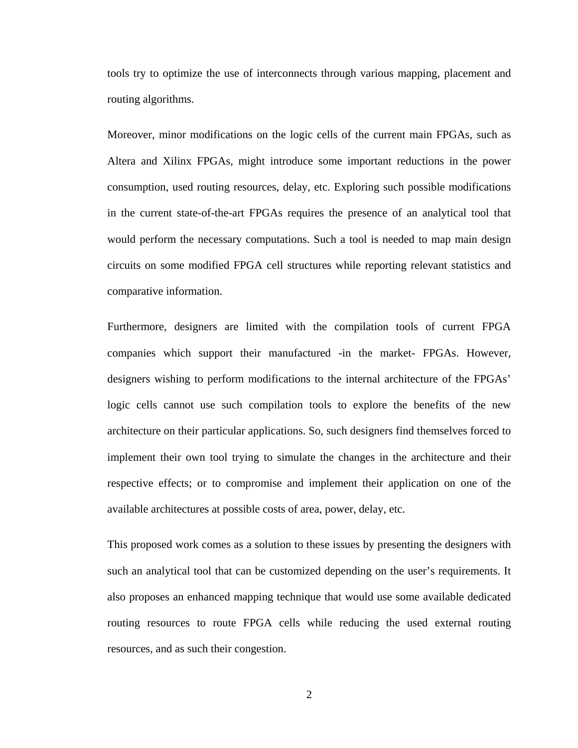tools try to optimize the use of interconnects through various mapping, placement and routing algorithms.

Moreover, minor modifications on the logic cells of the current main FPGAs, such as Altera and Xilinx FPGAs, might introduce some important reductions in the power consumption, used routing resources, delay, etc. Exploring such possible modifications in the current state-of-the-art FPGAs requires the presence of an analytical tool that would perform the necessary computations. Such a tool is needed to map main design circuits on some modified FPGA cell structures while reporting relevant statistics and comparative information.

Furthermore, designers are limited with the compilation tools of current FPGA companies which support their manufactured -in the market- FPGAs. However, designers wishing to perform modifications to the internal architecture of the FPGAs' logic cells cannot use such compilation tools to explore the benefits of the new architecture on their particular applications. So, such designers find themselves forced to implement their own tool trying to simulate the changes in the architecture and their respective effects; or to compromise and implement their application on one of the available architectures at possible costs of area, power, delay, etc.

This proposed work comes as a solution to these issues by presenting the designers with such an analytical tool that can be customized depending on the user's requirements. It also proposes an enhanced mapping technique that would use some available dedicated routing resources to route FPGA cells while reducing the used external routing resources, and as such their congestion.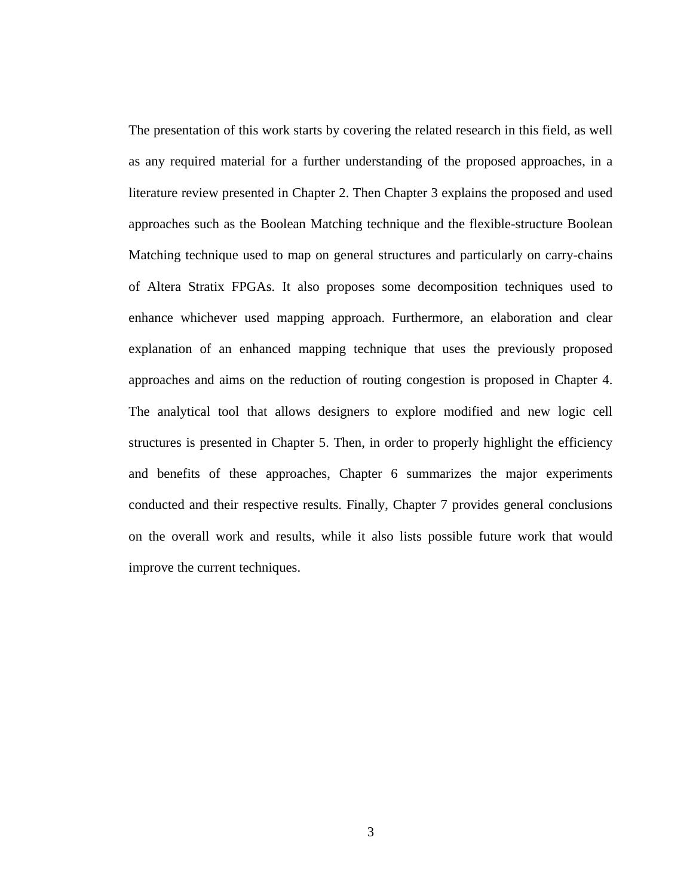The presentation of this work starts by covering the related research in this field, as well as any required material for a further understanding of the proposed approaches, in a literature review presented in Chapter 2. Then Chapter 3 explains the proposed and used approaches such as the Boolean Matching technique and the flexible-structure Boolean Matching technique used to map on general structures and particularly on carry-chains of Altera Stratix FPGAs. It also proposes some decomposition techniques used to enhance whichever used mapping approach. Furthermore, an elaboration and clear explanation of an enhanced mapping technique that uses the previously proposed approaches and aims on the reduction of routing congestion is proposed in Chapter 4. The analytical tool that allows designers to explore modified and new logic cell structures is presented in Chapter 5. Then, in order to properly highlight the efficiency and benefits of these approaches, Chapter 6 summarizes the major experiments conducted and their respective results. Finally, Chapter 7 provides general conclusions on the overall work and results, while it also lists possible future work that would improve the current techniques.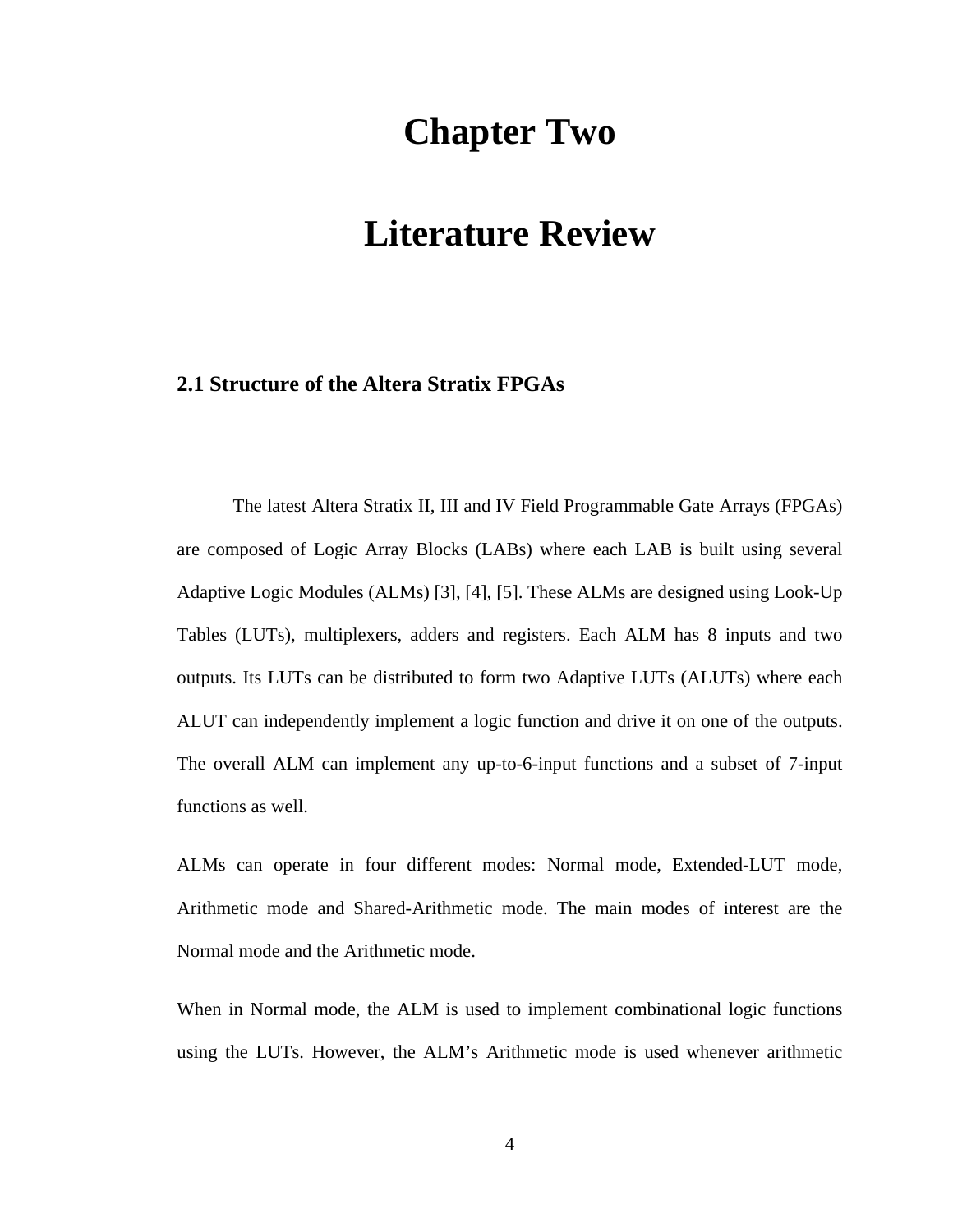# Chapter Two

# Literature Review

## 2.1 Structure of the Altera Stratix FPGAs

The latest Altera Stratix II, III and IV Field Programmable Gate Arrays (FPGAs) are composed of Logic Array Blocks (LABs) where each LAB is built using several Adaptive Logic Modules (ALMs) [3], [4], [5]. These ALMs are designed using Look-Up Tables (LUTs), multiplexers, adders and registers. Each ALM has 8 inputs and two outputs. Its LUTs can be distributed to form two Adaptive LUTs (ALUTs) where each ALUT can independently implement a logic function and drive it on one of the outputs. The overall ALM can implement any up-to-6-input functions and a subset of 7-input functions as well.

ALMs can operate in four different modes: Normal mode, Extended-LUT mode, Arithmetic mode and Shared-Arithmetic mode. The main modes of interest are the Normal mode and the Arithmetic mode.

When in Normal mode, the ALM is used to implement combinational logic functions using the LUTs. However, the ALM's Arithmetic mode is used whenever arithmetic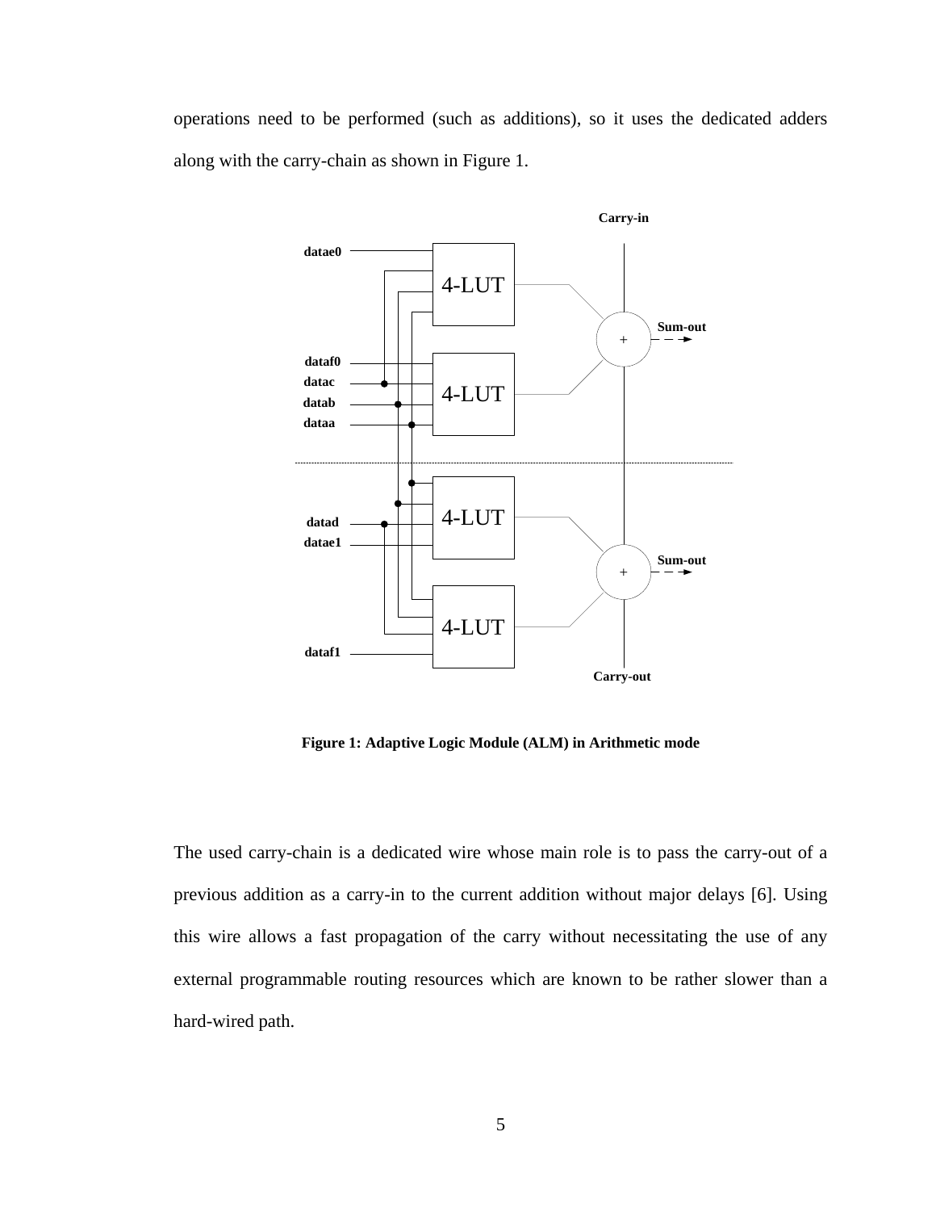operations need to be performed (such as additions), so it uses the dedicated adders along with the carry-chain as shown in Figure 1.

**Figure 1: Adaptive Logic Module (ALM) in Arithmetic mode**

The used carry-chain is a dedicated wire whose main role is to pass the carry-out of a previous addition as a carry-in to the current addition without major delays [6]. Using this wire allows a fast propagation of the carry without necessitating the use of any external programmable routing resources which are known to be rather slower than a hard-wired path.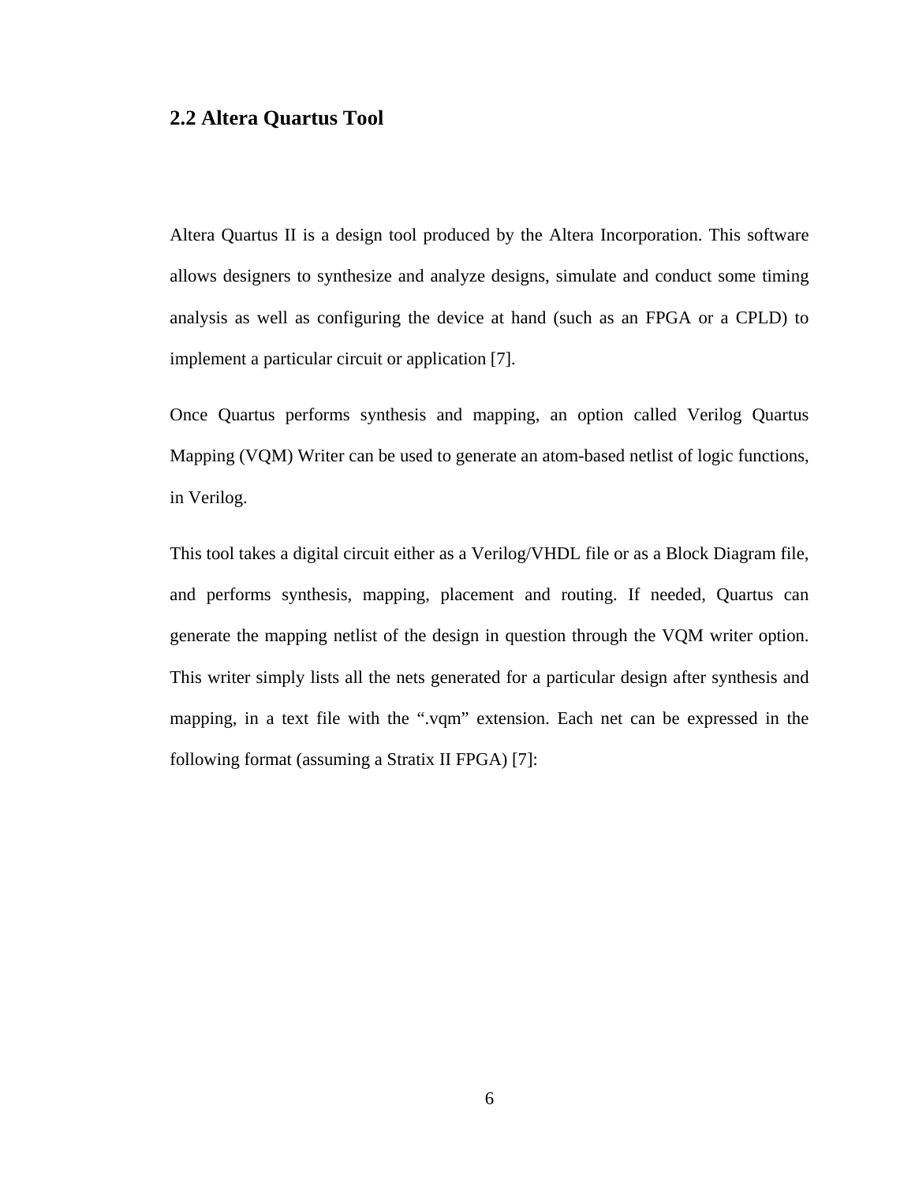## 2.2 Altera Quartus Tool

Altera Quartus II is a design tool produced by the Altera Incorporation. This software allows designers to synthesize and analyze designs, simulate and conduct some timing analysis as well as configuring the device at hand (such as an FPGA or a CPLD) to implement a particular circuit or application [7].

Once Quartus performs synthesis and mapping, an option called Verilog Quartus Mapping (VQM) Writer can be used to generate an atom-based netlist of logic functions, in Verilog.

This tool takes a digital circuit either as a Verilog/VHDL file or as a Block Diagram file, and performs synthesis, mapping, placement and routing. If needed, Quartus can generate the mapping netlist of the design in question through the VQM writer option. This writer simply lists all the nets generated for a particular design after synthesis and mapping, in a text file with the ".vqm" extension. Each net can be expressed in the following format (assuming a Stratix II FPGA) [7]: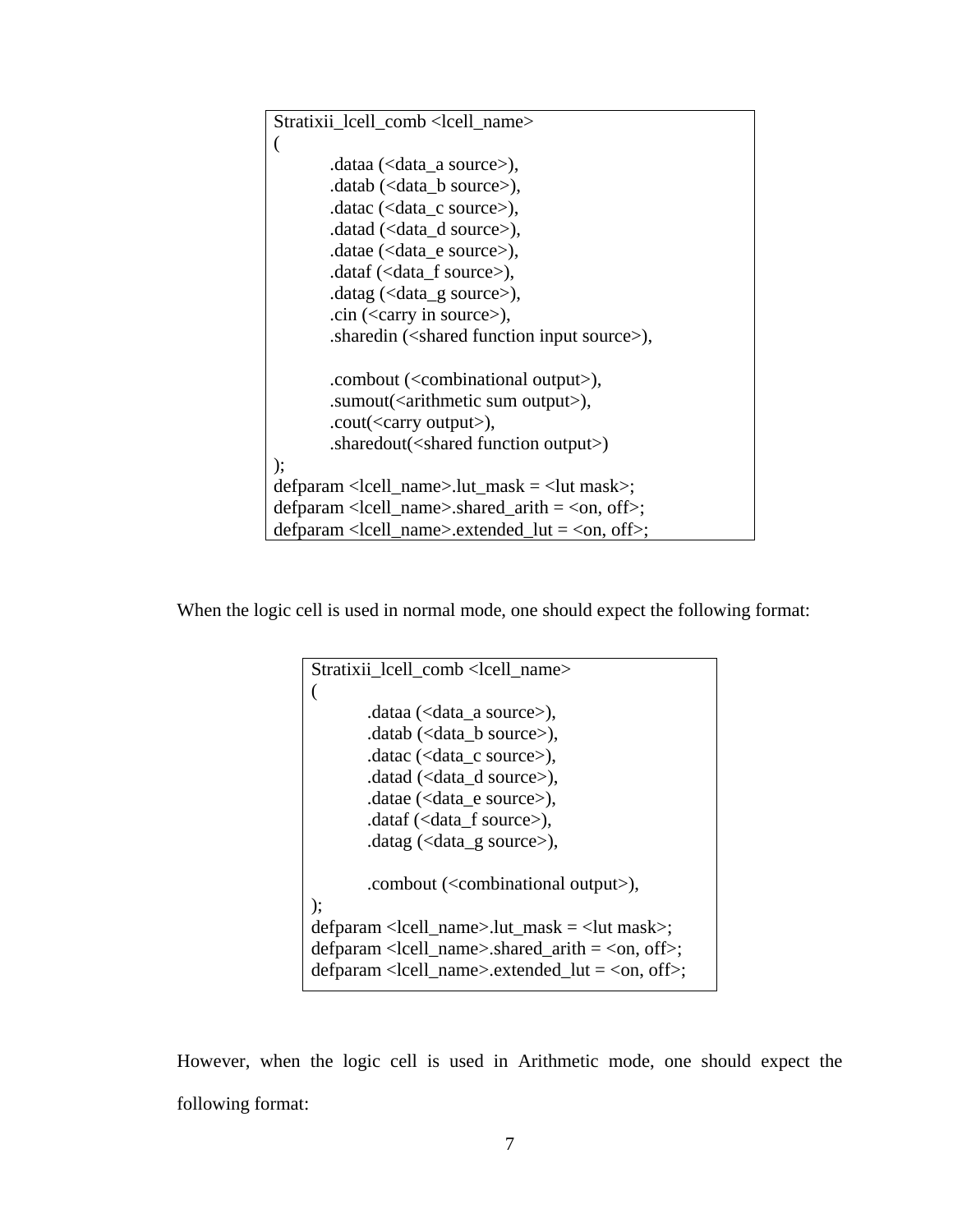```
Stratixii_lcell_comb <lcell_name>
(
        .dataa (<data_a source>),
        .datab (<data_b source>),
        .datac (<data_c source>),
        .datad (<data_d source>),
        .datae (<data_e source>),
        .dataf (<data_f source>),
        .datag (<data_g source>),
        .cin (<carry in source>),
        .sharedin (<shared function input source>),

        .combout (<combinational output>),
        .sumout(<arithmetic sum output>),
        .cout(<carry output>),
        .sharedout(<shared function output>)
);
defparam <lcell_name>.lut_mask = <lut mask>;
defparam <lcell_name>.shared_arith = <on, off>;
defparam <lcell_name>.extended_lut = <on, off>;
```

When the logic cell is used in normal mode, one should expect the following format:

```
Stratixii_lcell_comb <lcell_name>
(
        .dataa (<data_a source>),
        .datab (<data_b source>),
        .datac (<data_c source>),
        .datad (<data_d source>),
        .datae (<data_e source>),
        .dataf (<data_f source>),
        .datag (<data_g source>),

        .combout (<combinational output>),
);
defparam <lcell_name>.lut_mask = <lut mask>;
defparam <lcell_name>.shared_arith = <on, off>;
defparam <lcell_name>.extended_lut = <on, off>;
```

However, when the logic cell is used in Arithmetic mode, one should expect the following format: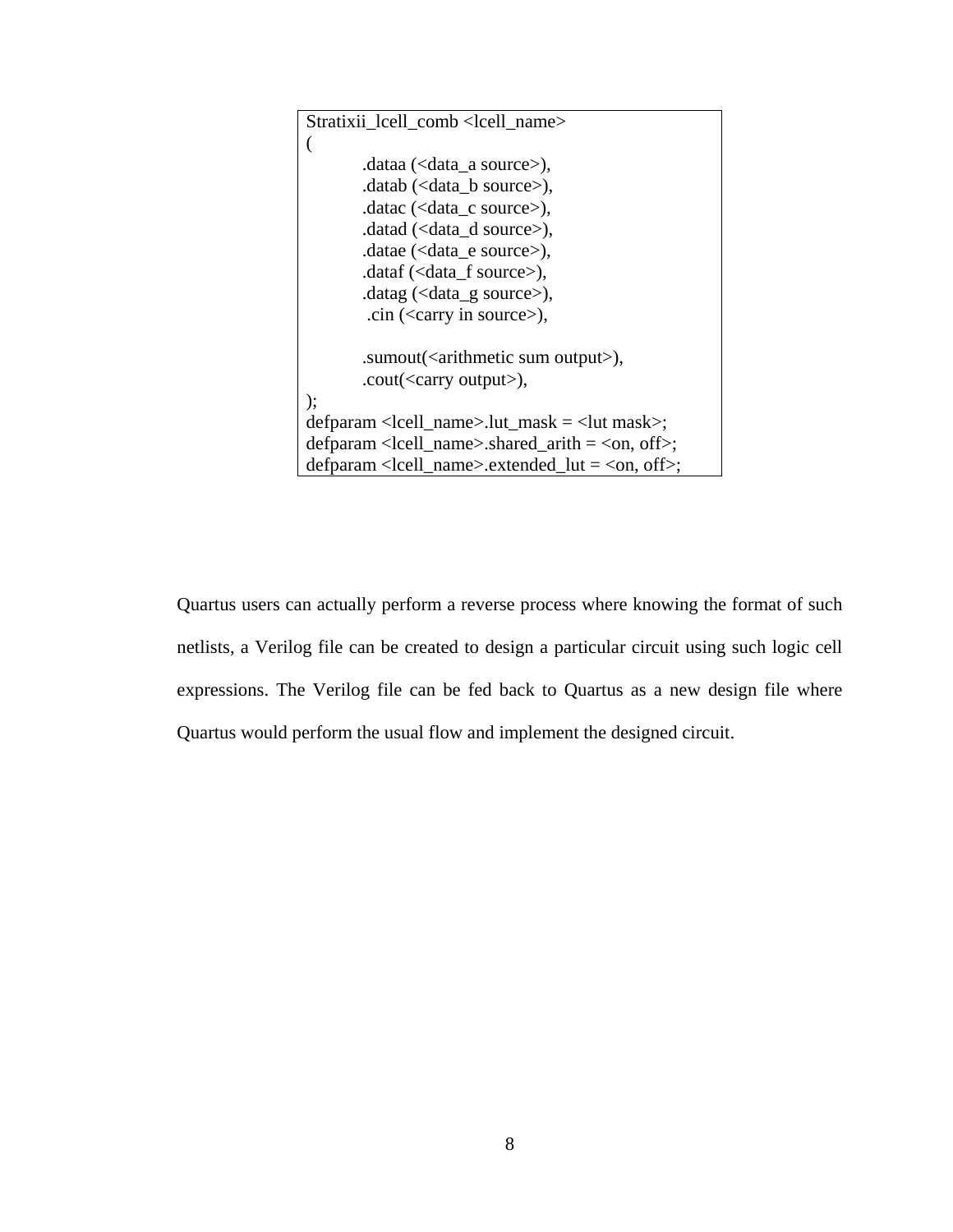```
Stratixii_lcell_comb <lcell_name>
(
        .dataa (<data_a source>),
        .datab (<data_b source>),
        .datac (<data_c source>),
        .datad (<data_d source>),
        .datae (<data_e source>),
        .dataf (<data_f source>),
        .datag (<data_g source>),
         .cin (<carry in source>),

        .sumout(<arithmetic sum output>),
        .cout(<carry output>),
);
defparam <lcell_name>.lut_mask = <lut mask>;
defparam <lcell_name>.shared_arith = <on, off>;
defparam <lcell_name>.extended_lut = <on, off>;
```

Quartus users can actually perform a reverse process where knowing the format of such netlists, a Verilog file can be created to design a particular circuit using such logic cell expressions. The Verilog file can be fed back to Quartus as a new design file where Quartus would perform the usual flow and implement the designed circuit.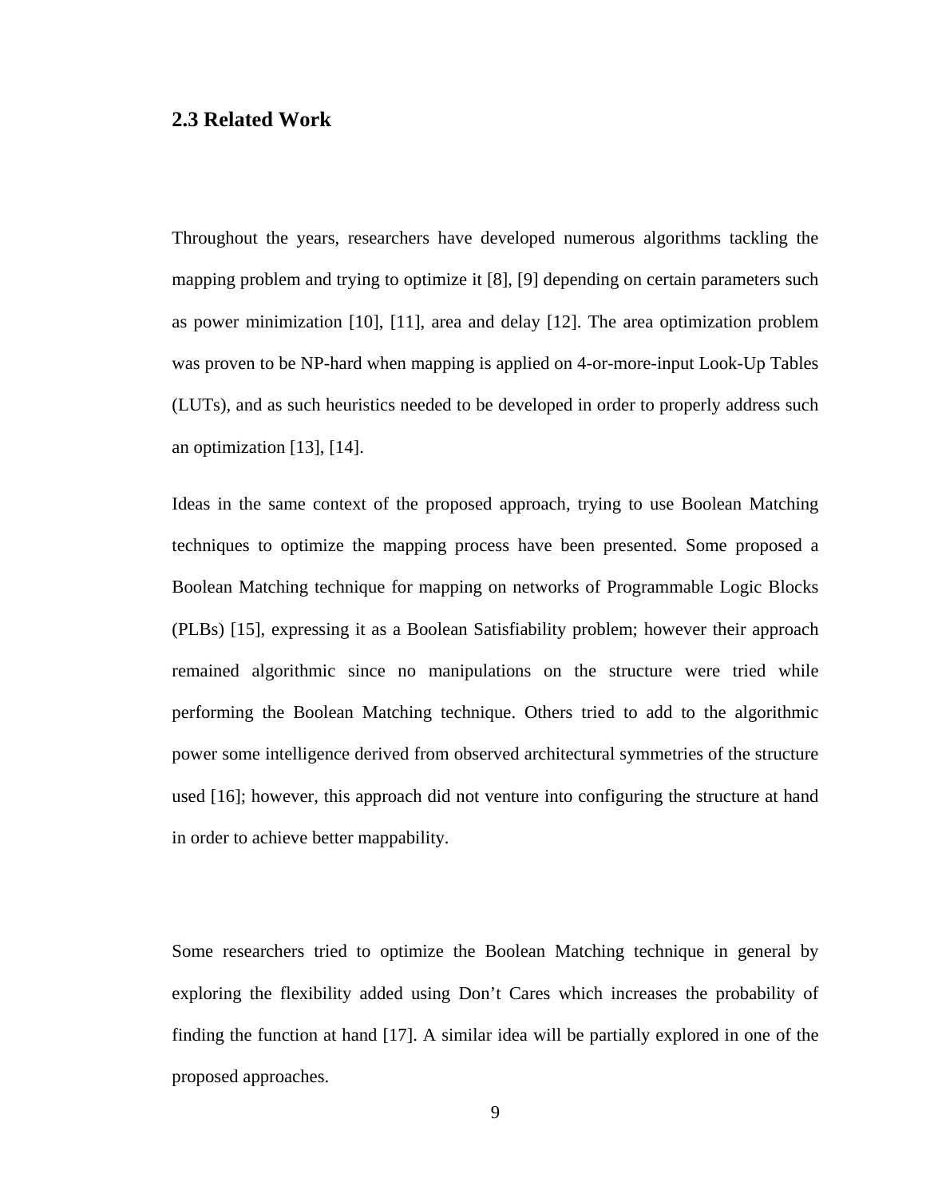## 2.3 Related Work

Throughout the years, researchers have developed numerous algorithms tackling the mapping problem and trying to optimize it [8], [9] depending on certain parameters such as power minimization [10], [11], area and delay [12]. The area optimization problem was proven to be NP-hard when mapping is applied on 4-or-more-input Look-Up Tables (LUTs), and as such heuristics needed to be developed in order to properly address such an optimization [13], [14].

Ideas in the same context of the proposed approach, trying to use Boolean Matching techniques to optimize the mapping process have been presented. Some proposed a Boolean Matching technique for mapping on networks of Programmable Logic Blocks (PLBs) [15], expressing it as a Boolean Satisfiability problem; however their approach remained algorithmic since no manipulations on the structure were tried while performing the Boolean Matching technique. Others tried to add to the algorithmic power some intelligence derived from observed architectural symmetries of the structure used [16]; however, this approach did not venture into configuring the structure at hand in order to achieve better mappability.

Some researchers tried to optimize the Boolean Matching technique in general by exploring the flexibility added using Don't Cares which increases the probability of finding the function at hand [17]. A similar idea will be partially explored in one of the proposed approaches.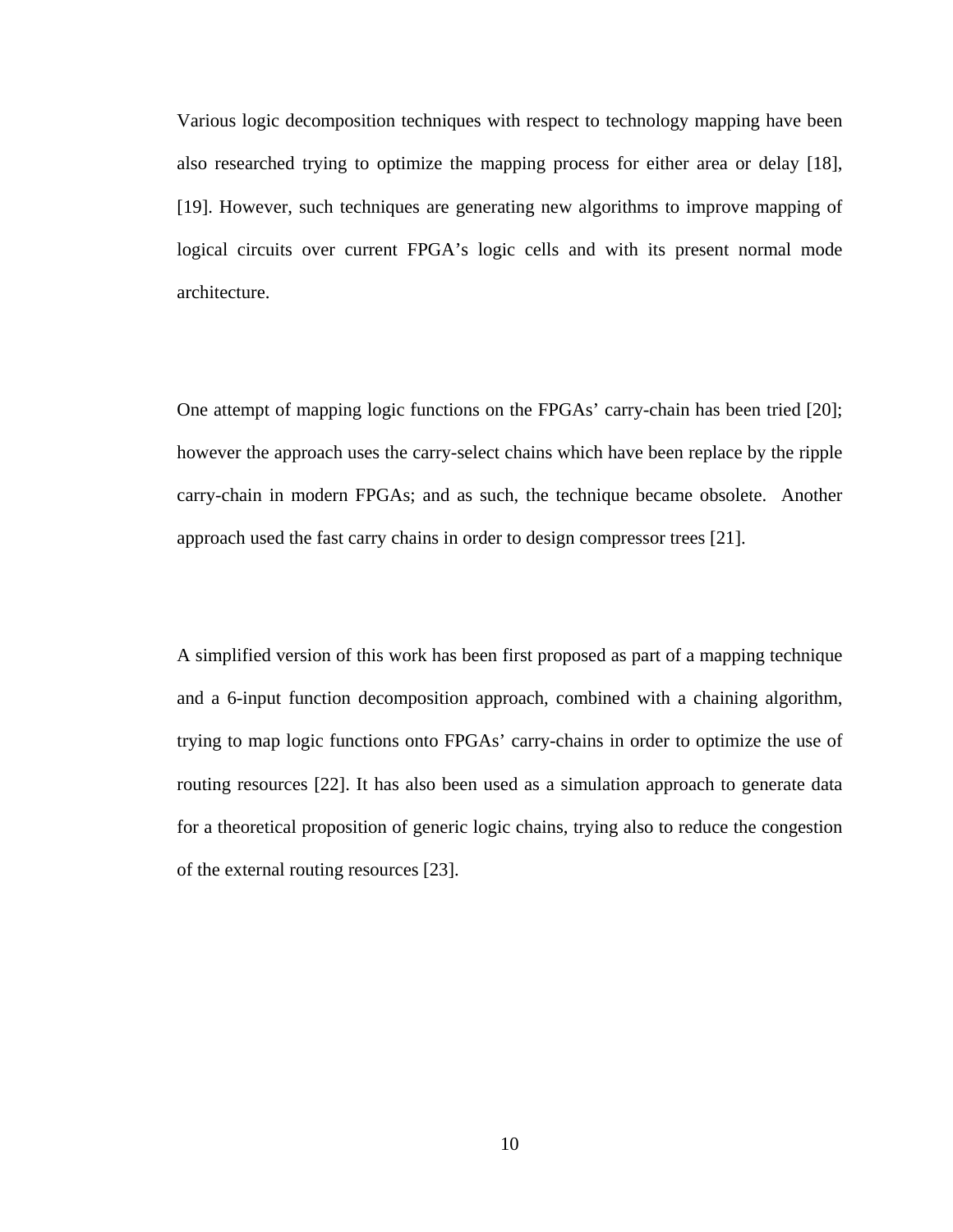Various logic decomposition techniques with respect to technology mapping have been also researched trying to optimize the mapping process for either area or delay [18], [19]. However, such techniques are generating new algorithms to improve mapping of logical circuits over current FPGA's logic cells and with its present normal mode architecture.

One attempt of mapping logic functions on the FPGAs' carry-chain has been tried [20]; however the approach uses the carry-select chains which have been replace by the ripple carry-chain in modern FPGAs; and as such, the technique became obsolete. Another approach used the fast carry chains in order to design compressor trees [21].

A simplified version of this work has been first proposed as part of a mapping technique and a 6-input function decomposition approach, combined with a chaining algorithm, trying to map logic functions onto FPGAs' carry-chains in order to optimize the use of routing resources [22]. It has also been used as a simulation approach to generate data for a theoretical proposition of generic logic chains, trying also to reduce the congestion of the external routing resources [23].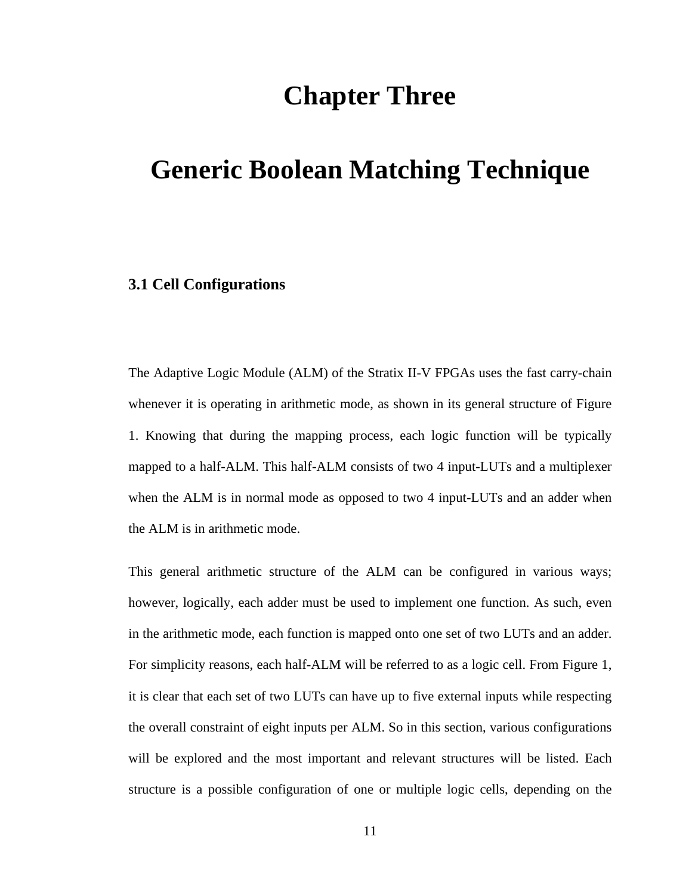# Chapter Three

# Generic Boolean Matching Technique

## 3.1 Cell Configurations

The Adaptive Logic Module (ALM) of the Stratix II-V FPGAs uses the fast carry-chain whenever it is operating in arithmetic mode, as shown in its general structure of Figure 1. Knowing that during the mapping process, each logic function will be typically mapped to a half-ALM. This half-ALM consists of two 4 input-LUTs and a multiplexer when the ALM is in normal mode as opposed to two 4 input-LUTs and an adder when the ALM is in arithmetic mode.

This general arithmetic structure of the ALM can be configured in various ways; however, logically, each adder must be used to implement one function. As such, even in the arithmetic mode, each function is mapped onto one set of two LUTs and an adder. For simplicity reasons, each half-ALM will be referred to as a logic cell. From Figure 1, it is clear that each set of two LUTs can have up to five external inputs while respecting the overall constraint of eight inputs per ALM. So in this section, various configurations will be explored and the most important and relevant structures will be listed. Each structure is a possible configuration of one or multiple logic cells, depending on the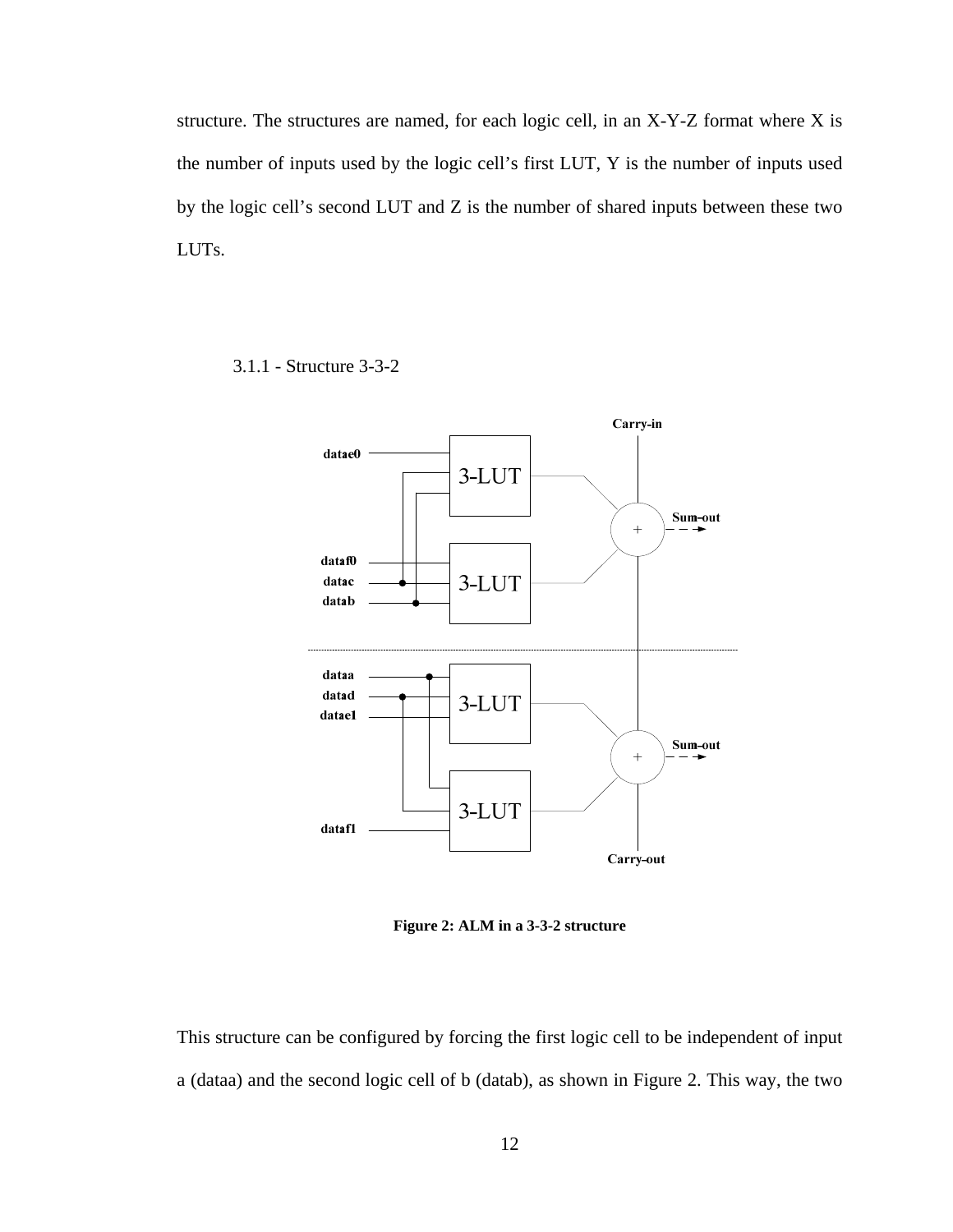structure. The structures are named, for each logic cell, in an X-Y-Z format where X is the number of inputs used by the logic cell's first LUT, Y is the number of inputs used by the logic cell's second LUT and Z is the number of shared inputs between these two LUTs.

### 3.1.1 - Structure 3-3-2

Figure 2: ALM in a 3-3-2 structure

This structure can be configured by forcing the first logic cell to be independent of input a (dataa) and the second logic cell of b (datab), as shown in Figure 2. This way, the two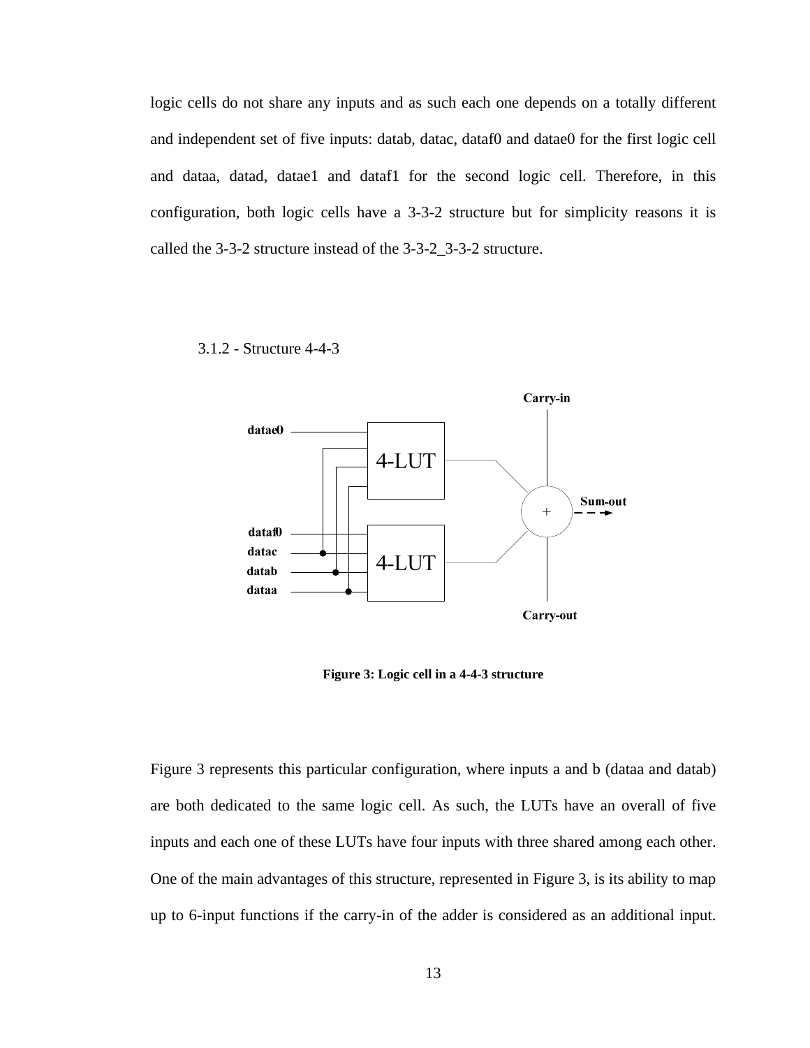logic cells do not share any inputs and as such each one depends on a totally different and independent set of five inputs: datab, datac, dataf0 and datae0 for the first logic cell and dataa, datad, datae1 and dataf1 for the second logic cell. Therefore, in this configuration, both logic cells have a 3-3-2 structure but for simplicity reasons it is called the 3-3-2 structure instead of the 3-3-2_3-3-2 structure.

### 3.1.2 - Structure 4-4-3

**Figure 3: Logic cell in a 4-4-3 structure**

Figure 3 represents this particular configuration, where inputs a and b (dataa and datab) are both dedicated to the same logic cell. As such, the LUTs have an overall of five inputs and each one of these LUTs have four inputs with three shared among each other. One of the main advantages of this structure, represented in Figure 3, is its ability to map up to 6-input functions if the carry-in of the adder is considered as an additional input.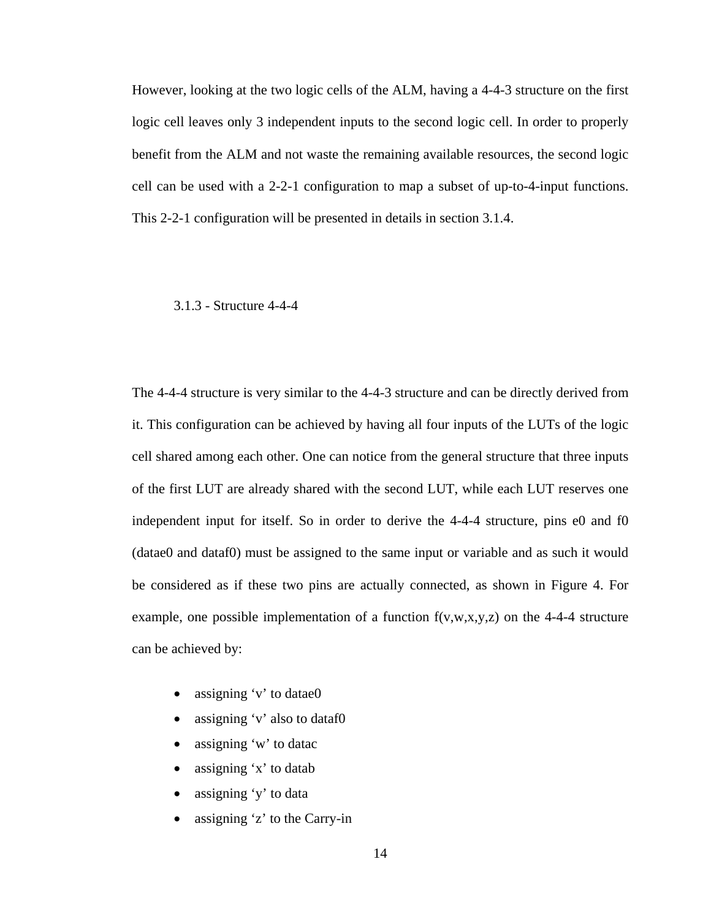However, looking at the two logic cells of the ALM, having a 4-4-3 structure on the first logic cell leaves only 3 independent inputs to the second logic cell. In order to properly benefit from the ALM and not waste the remaining available resources, the second logic cell can be used with a 2-2-1 configuration to map a subset of up-to-4-input functions. This 2-2-1 configuration will be presented in details in section 3.1.4.

### 3.1.3 - Structure 4-4-4

The 4-4-4 structure is very similar to the 4-4-3 structure and can be directly derived from it. This configuration can be achieved by having all four inputs of the LUTs of the logic cell shared among each other. One can notice from the general structure that three inputs of the first LUT are already shared with the second LUT, while each LUT reserves one independent input for itself. So in order to derive the 4-4-4 structure, pins e0 and f0 (datae0 and dataf0) must be assigned to the same input or variable and as such it would be considered as if these two pins are actually connected, as shown in Figure 4. For example, one possible implementation of a function f(v,w,x,y,z) on the 4-4-4 structure can be achieved by:

- assigning 'v' to datae0
- assigning 'v' also to dataf0
- assigning 'w' to datac
- assigning 'x' to datab
- assigning 'y' to data
- assigning 'z' to the Carry-in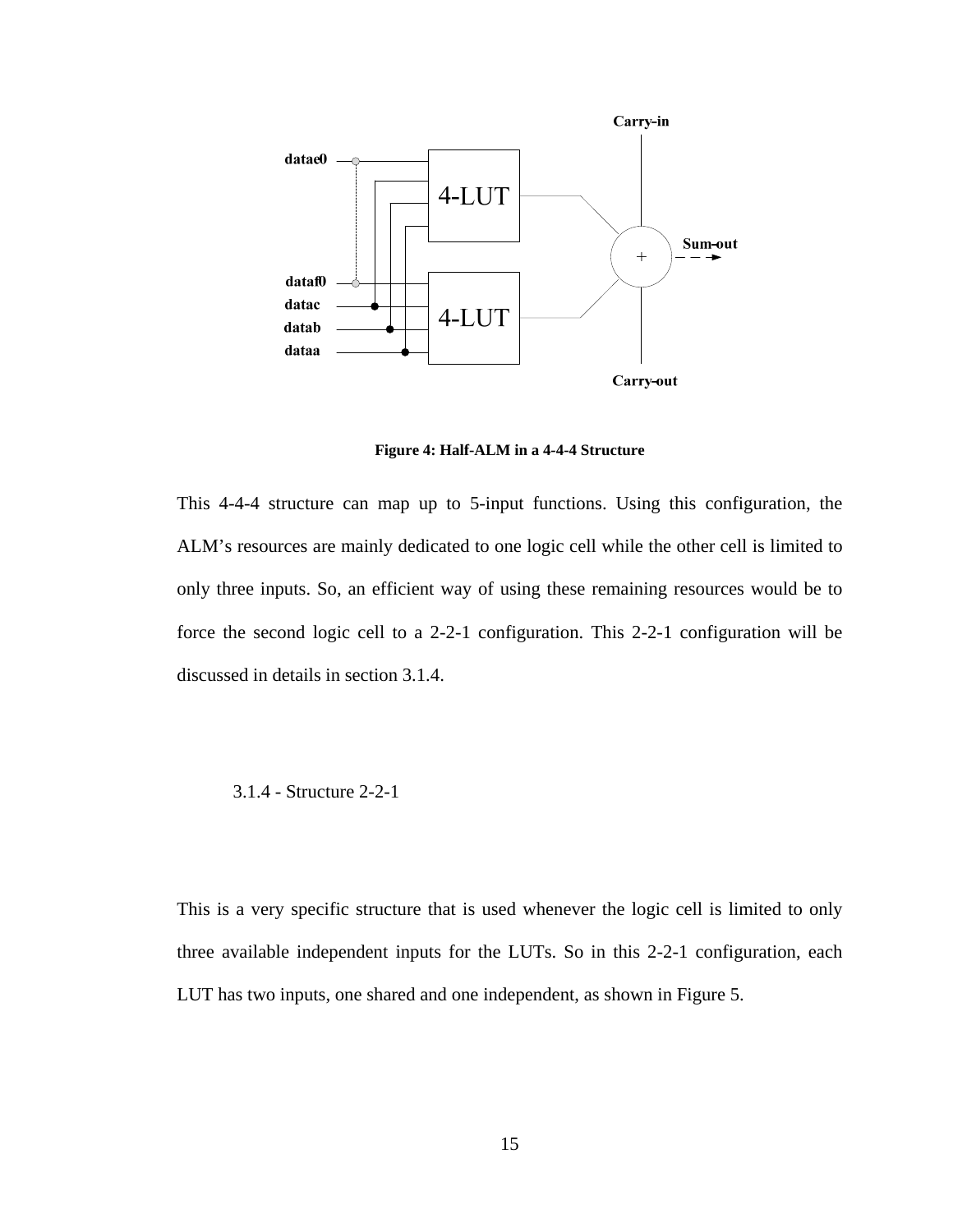Figure 4: Half-ALM in a 4-4-4 Structure

This 4-4-4 structure can map up to 5-input functions. Using this configuration, the ALM's resources are mainly dedicated to one logic cell while the other cell is limited to only three inputs. So, an efficient way of using these remaining resources would be to force the second logic cell to a 2-2-1 configuration. This 2-2-1 configuration will be discussed in details in section 3.1.4.

### 3.1.4 - Structure 2-2-1

This is a very specific structure that is used whenever the logic cell is limited to only three available independent inputs for the LUTs. So in this 2-2-1 configuration, each LUT has two inputs, one shared and one independent, as shown in Figure 5.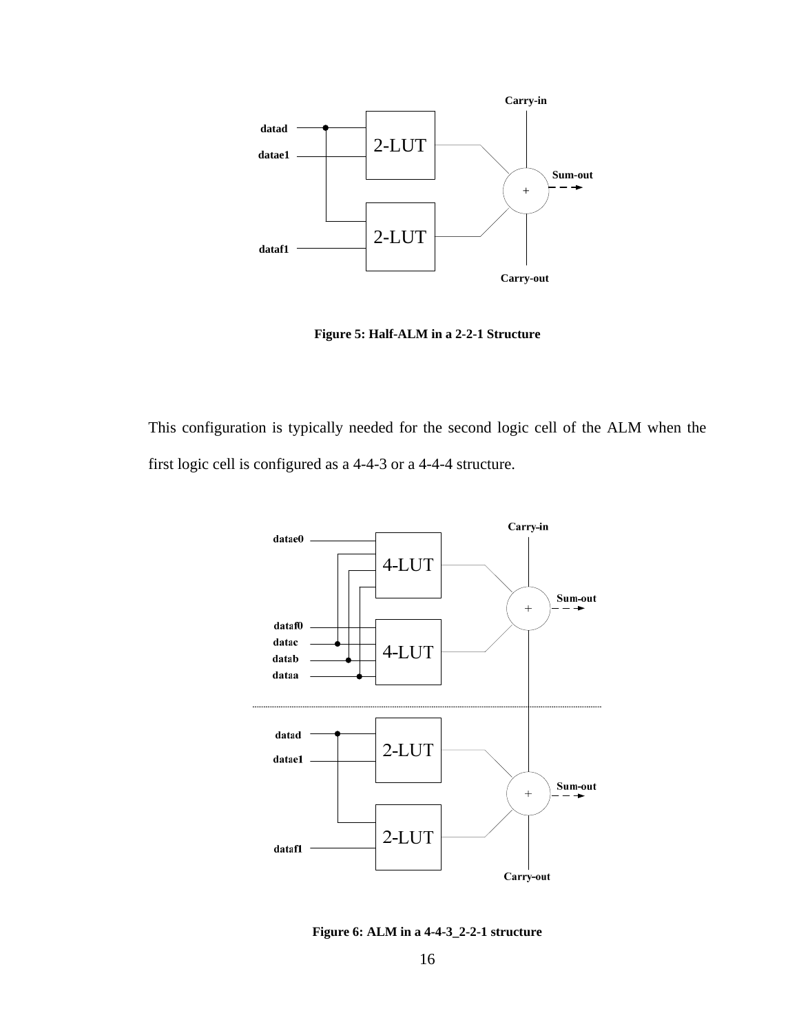Figure 5: Half-ALM in a 2-2-1 Structure

This configuration is typically needed for the second logic cell of the ALM when the first logic cell is configured as a 4-4-3 or a 4-4-4 structure.

Figure 6: ALM in a 4-4-3_2-2-1 structure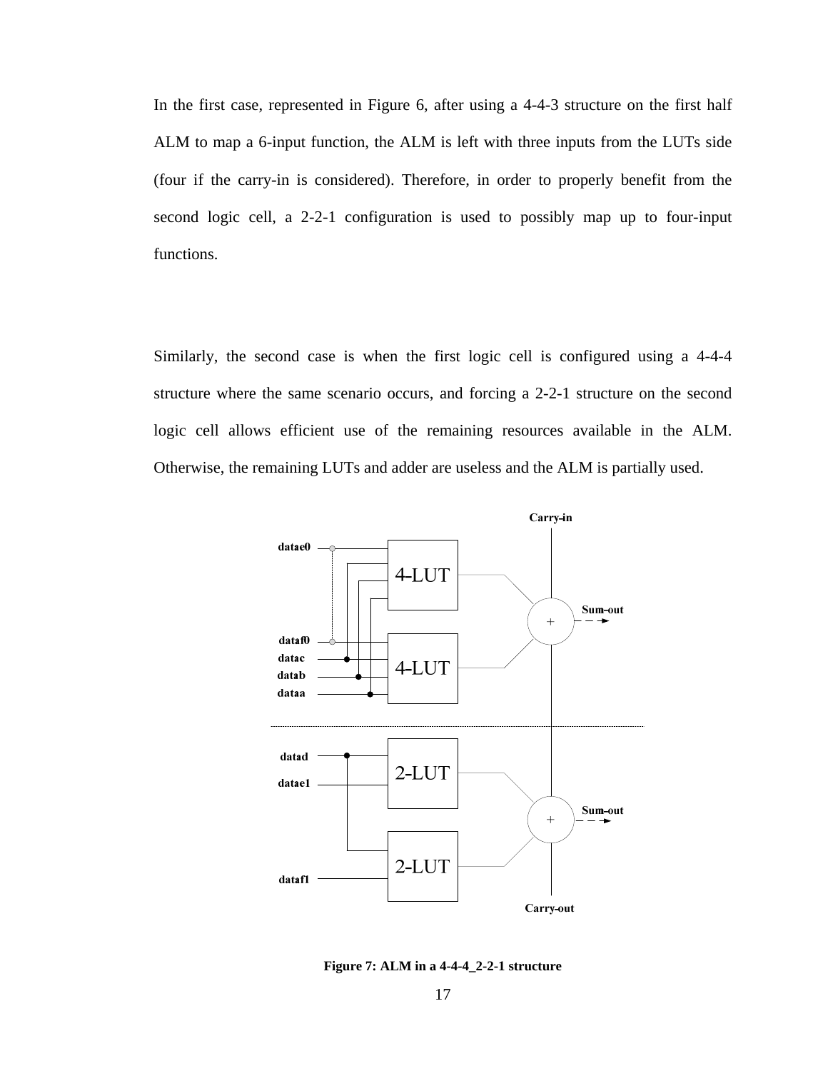In the first case, represented in Figure 6, after using a 4-4-3 structure on the first half ALM to map a 6-input function, the ALM is left with three inputs from the LUTs side (four if the carry-in is considered). Therefore, in order to properly benefit from the second logic cell, a 2-2-1 configuration is used to possibly map up to four-input functions.

Similarly, the second case is when the first logic cell is configured using a 4-4-4 structure where the same scenario occurs, and forcing a 2-2-1 structure on the second logic cell allows efficient use of the remaining resources available in the ALM. Otherwise, the remaining LUTs and adder are useless and the ALM is partially used.

**Figure 7: ALM in a 4-4-4_2-2-1 structure**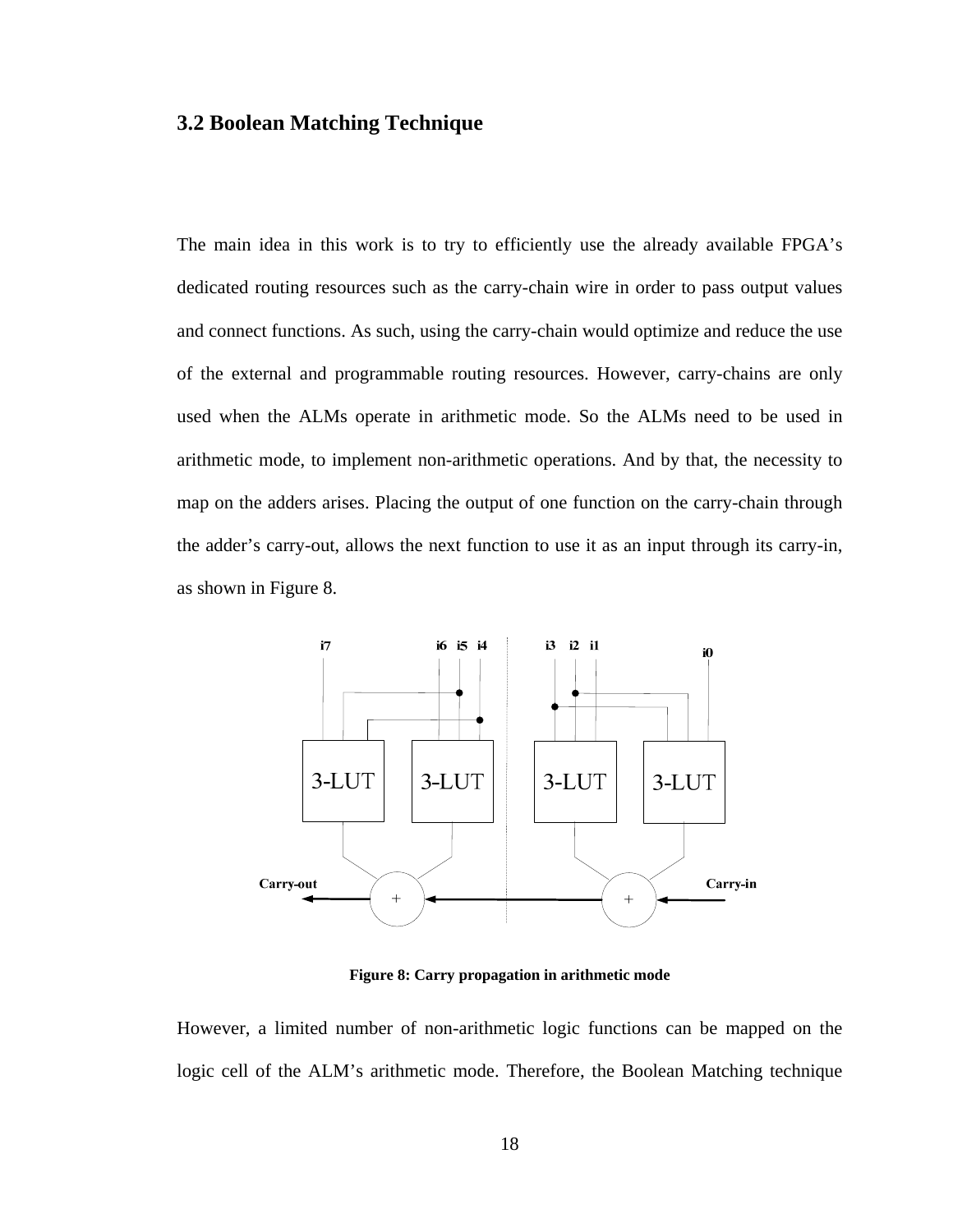## 3.2 Boolean Matching Technique

The main idea in this work is to try to efficiently use the already available FPGA's dedicated routing resources such as the carry-chain wire in order to pass output values and connect functions. As such, using the carry-chain would optimize and reduce the use of the external and programmable routing resources. However, carry-chains are only used when the ALMs operate in arithmetic mode. So the ALMs need to be used in arithmetic mode, to implement non-arithmetic operations. And by that, the necessity to map on the adders arises. Placing the output of one function on the carry-chain through the adder's carry-out, allows the next function to use it as an input through its carry-in, as shown in Figure 8.

**Figure 8: Carry propagation in arithmetic mode**

However, a limited number of non-arithmetic logic functions can be mapped on the logic cell of the ALM's arithmetic mode. Therefore, the Boolean Matching technique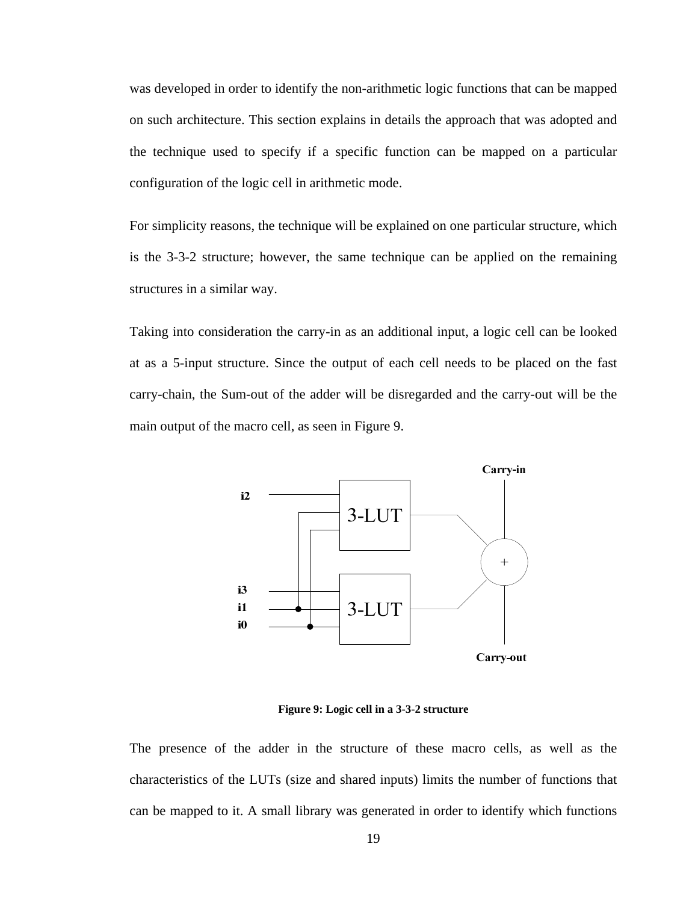was developed in order to identify the non-arithmetic logic functions that can be mapped on such architecture. This section explains in details the approach that was adopted and the technique used to specify if a specific function can be mapped on a particular configuration of the logic cell in arithmetic mode.

For simplicity reasons, the technique will be explained on one particular structure, which is the 3-3-2 structure; however, the same technique can be applied on the remaining structures in a similar way.

Taking into consideration the carry-in as an additional input, a logic cell can be looked at as a 5-input structure. Since the output of each cell needs to be placed on the fast carry-chain, the Sum-out of the adder will be disregarded and the carry-out will be the main output of the macro cell, as seen in Figure 9.

**Figure 9: Logic cell in a 3-3-2 structure**

The presence of the adder in the structure of these macro cells, as well as the characteristics of the LUTs (size and shared inputs) limits the number of functions that can be mapped to it. A small library was generated in order to identify which functions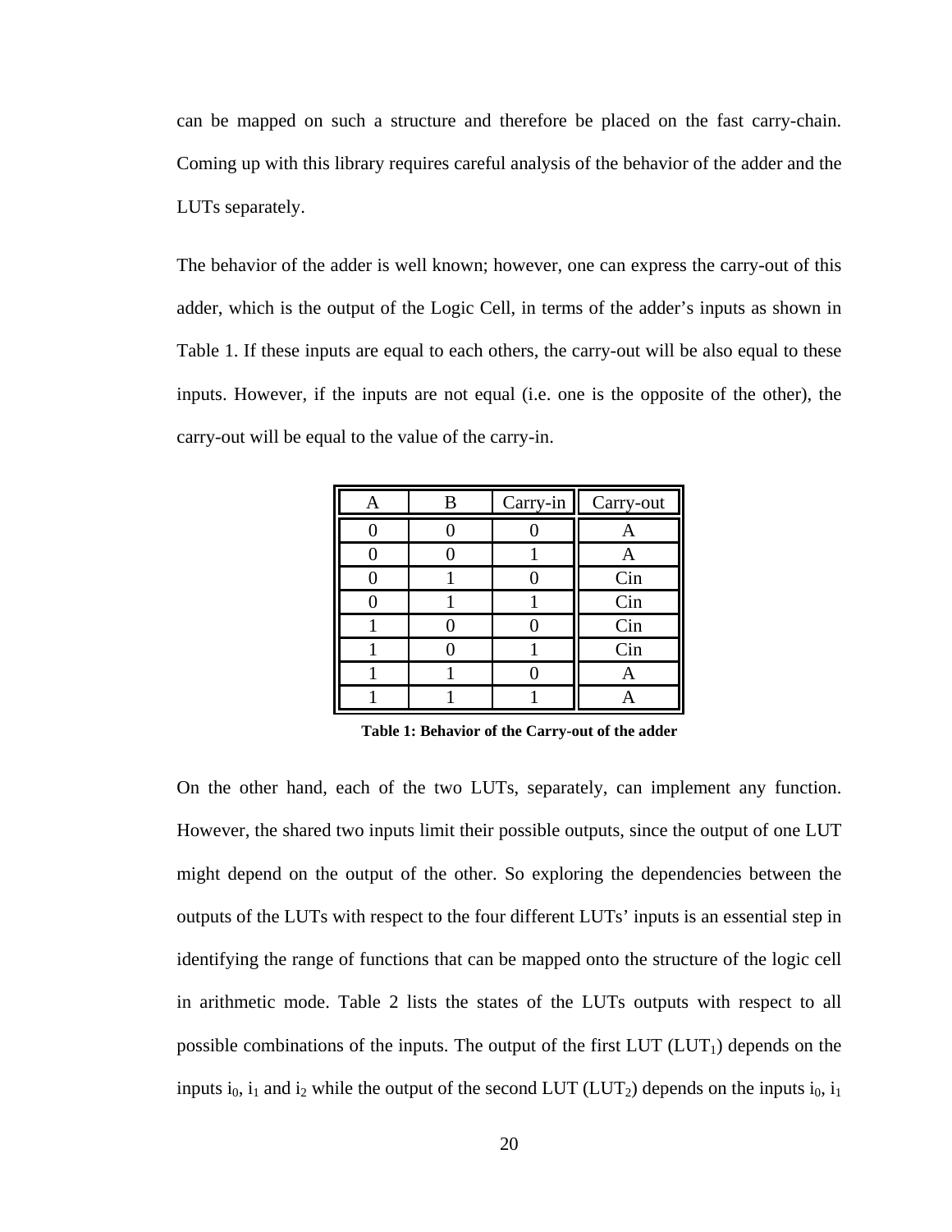can be mapped on such a structure and therefore be placed on the fast carry-chain. Coming up with this library requires careful analysis of the behavior of the adder and the LUTs separately.

The behavior of the adder is well known; however, one can express the carry-out of this adder, which is the output of the Logic Cell, in terms of the adder's inputs as shown in Table 1. If these inputs are equal to each others, the carry-out will be also equal to these inputs. However, if the inputs are not equal (i.e. one is the opposite of the other), the carry-out will be equal to the value of the carry-in.

| A | B | Carry-in | Carry-out |
|---|---|---|---|
| 0 | 0 | 0 | A |
| 0 | 0 | 1 | A |
| 0 | 1 | 0 | Cin |
| 0 | 1 | 1 | Cin |
| 1 | 0 | 0 | Cin |
| 1 | 0 | 1 | Cin |
| 1 | 1 | 0 | A |
| 1 | 1 | 1 | A |

**Table 1: Behavior of the Carry-out of the adder**

On the other hand, each of the two LUTs, separately, can implement any function. However, the shared two inputs limit their possible outputs, since the output of one LUT might depend on the output of the other. So exploring the dependencies between the outputs of the LUTs with respect to the four different LUTs' inputs is an essential step in identifying the range of functions that can be mapped onto the structure of the logic cell in arithmetic mode. Table 2 lists the states of the LUTs outputs with respect to all possible combinations of the inputs. The output of the first LUT ($LUT_1$) depends on the inputs $i_0$, $i_1$ and $i_2$ while the output of the second LUT ($LUT_2$) depends on the inputs $i_0$, $i_1$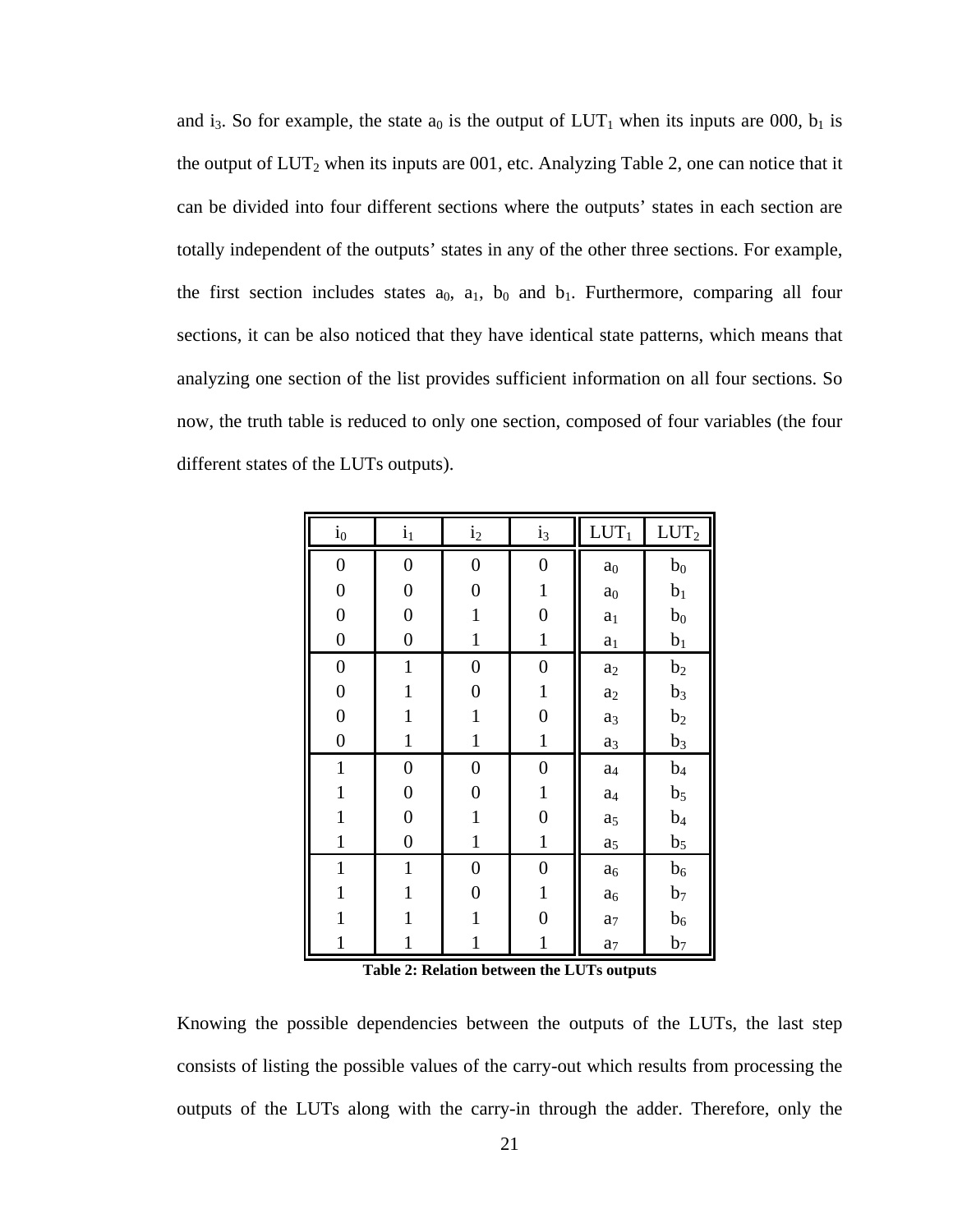and $i_3$. So for example, the state $a_0$ is the output of $LUT_1$ when its inputs are 000, $b_1$ is the output of $LUT_2$ when its inputs are 001, etc. Analyzing Table 2, one can notice that it can be divided into four different sections where the outputs' states in each section are totally independent of the outputs' states in any of the other three sections. For example, the first section includes states $a_0$, $a_1$, $b_0$ and $b_1$. Furthermore, comparing all four sections, it can be also noticed that they have identical state patterns, which means that analyzing one section of the list provides sufficient information on all four sections. So now, the truth table is reduced to only one section, composed of four variables (the four different states of the LUTs outputs).

| $i_0$ | $i_1$ | $i_2$ | $i_3$ | $LUT_1$ | $LUT_2$ |
|---|---|---|---|---|---|
| 0 | 0 | 0 | 0 | $a_0$ | $b_0$ |
| 0 | 0 | 0 | 1 | $a_0$ | $b_1$ |
| 0 | 0 | 1 | 0 | $a_1$ | $b_0$ |
| 0 | 0 | 1 | 1 | $a_1$ | $b_1$ |
| 0 | 1 | 0 | 0 | $a_2$ | $b_2$ |
| 0 | 1 | 0 | 1 | $a_2$ | $b_3$ |
| 0 | 1 | 1 | 0 | $a_3$ | $b_2$ |
| 0 | 1 | 1 | 1 | $a_3$ | $b_3$ |
| 1 | 0 | 0 | 0 | $a_4$ | $b_4$ |
| 1 | 0 | 0 | 1 | $a_4$ | $b_5$ |
| 1 | 0 | 1 | 0 | $a_5$ | $b_4$ |
| 1 | 0 | 1 | 1 | $a_5$ | $b_5$ |
| 1 | 1 | 0 | 0 | $a_6$ | $b_6$ |
| 1 | 1 | 0 | 1 | $a_6$ | $b_7$ |
| 1 | 1 | 1 | 0 | $a_7$ | $b_6$ |
| 1 | 1 | 1 | 1 | $a_7$ | $b_7$ |

**Table 2: Relation between the LUTs outputs**

Knowing the possible dependencies between the outputs of the LUTs, the last step consists of listing the possible values of the carry-out which results from processing the outputs of the LUTs along with the carry-in through the adder. Therefore, only the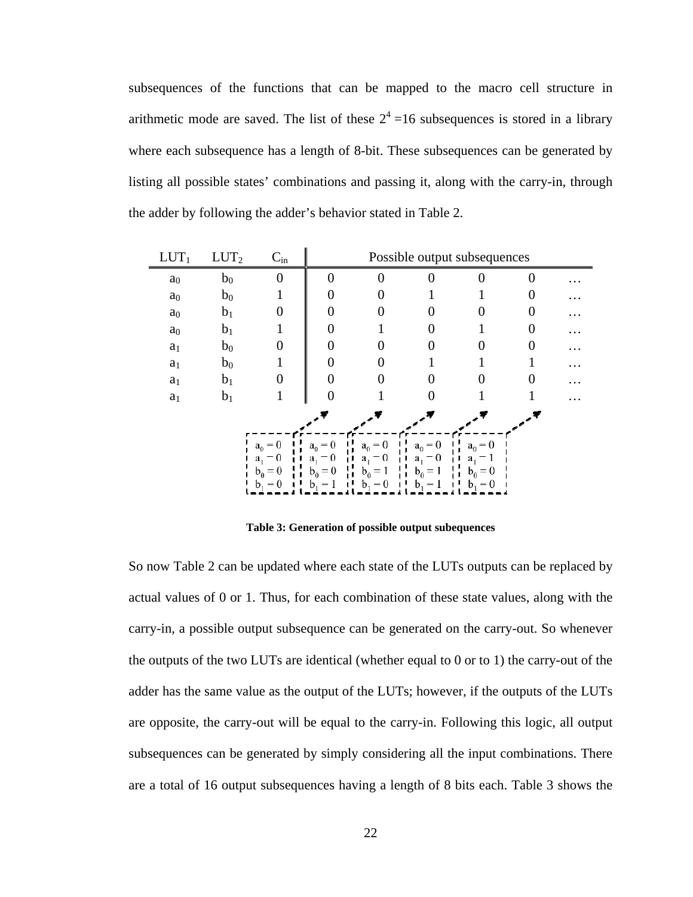subsequences of the functions that can be mapped to the macro cell structure in arithmetic mode are saved. The list of these $2^4 = 16$ subsequences is stored in a library where each subsequence has a length of 8-bit. These subsequences can be generated by listing all possible states' combinations and passing it, along with the carry-in, through the adder by following the adder's behavior stated in Table 2.

| $LUT_1$ | $LUT_2$ | $C_{in}$ | Possible output subsequences | | | | | |
|---|---|---|---|---|---|---|---|---|
| $a_0$ | $b_0$ | 0 | 0 | 0 | 0 | 0 | 0 | … |
| $a_0$ | $b_0$ | 1 | 0 | 0 | 1 | 1 | 0 | … |
| $a_0$ | $b_1$ | 0 | 0 | 0 | 0 | 0 | 0 | … |
| $a_0$ | $b_1$ | 1 | 0 | 1 | 0 | 1 | 0 | … |
| $a_1$ | $b_0$ | 0 | 0 | 0 | 0 | 0 | 0 | … |
| $a_1$ | $b_0$ | 1 | 0 | 0 | 1 | 1 | 1 | … |
| $a_1$ | $b_1$ | 0 | 0 | 0 | 0 | 0 | 0 | … |
| $a_1$ | $b_1$ | 1 | 0 | 1 | 0 | 1 | 1 | … |
| | | | $a_0 = 0$, $a_1 = 0$, $b_0 = 0$, $b_1 = 0$ | $a_0 = 0$, $a_1 = 0$, $b_0 = 0$, $b_1 = 1$ | $a_0 = 0$, $a_1 = 0$, $b_0 = 1$, $b_1 = 0$ | $a_0 = 0$, $a_1 = 0$, $b_0 = 1$, $b_1 = 1$ | $a_0 = 0$, $a_1 = 1$, $b_0 = 0$, $b_1 = 0$ | |

**Table 3: Generation of possible output subequences**

So now Table 2 can be updated where each state of the LUTs outputs can be replaced by actual values of 0 or 1. Thus, for each combination of these state values, along with the carry-in, a possible output subsequence can be generated on the carry-out. So whenever the outputs of the two LUTs are identical (whether equal to 0 or to 1) the carry-out of the adder has the same value as the output of the LUTs; however, if the outputs of the LUTs are opposite, the carry-out will be equal to the carry-in. Following this logic, all output subsequences can be generated by simply considering all the input combinations. There are a total of 16 output subsequences having a length of 8 bits each. Table 3 shows the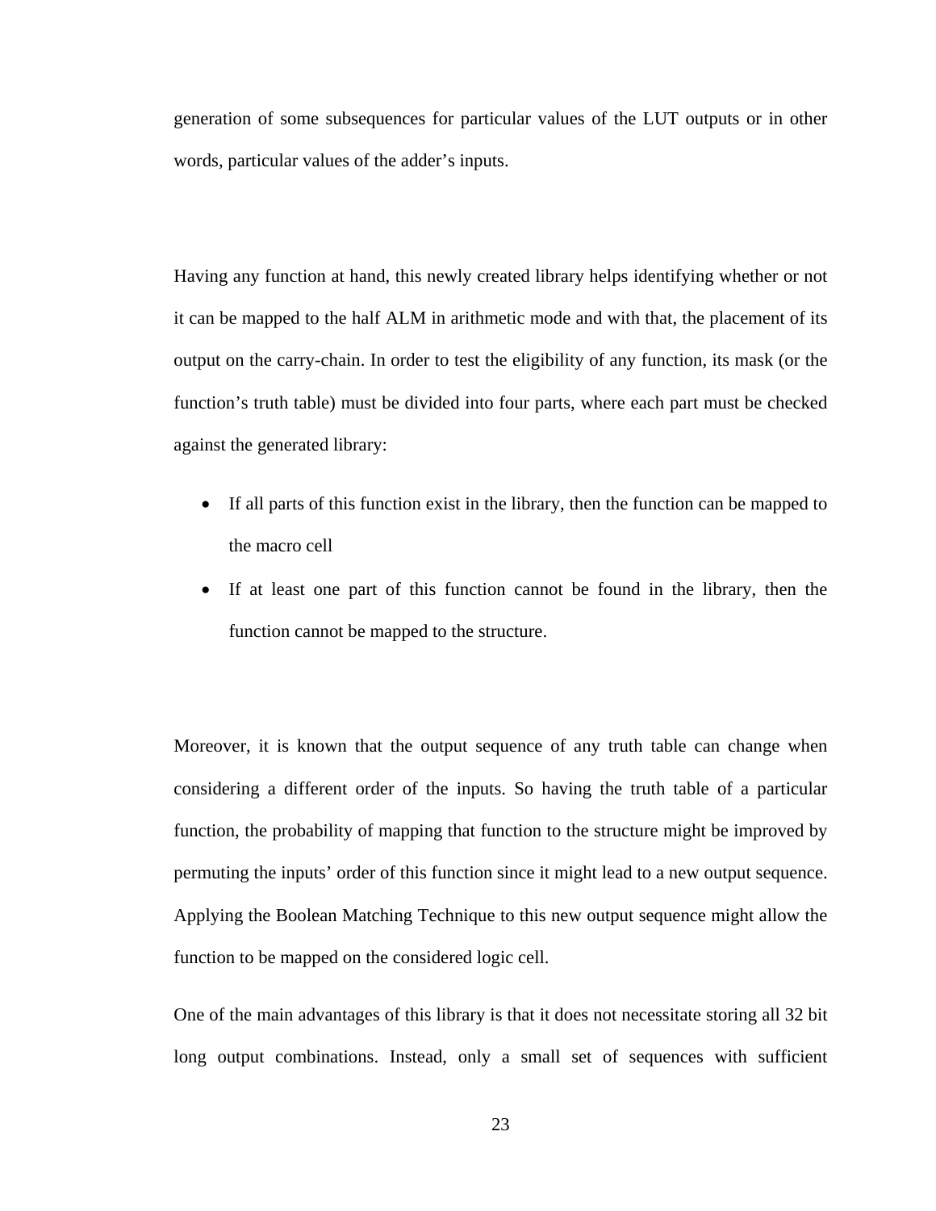generation of some subsequences for particular values of the LUT outputs or in other words, particular values of the adder's inputs.

Having any function at hand, this newly created library helps identifying whether or not it can be mapped to the half ALM in arithmetic mode and with that, the placement of its output on the carry-chain. In order to test the eligibility of any function, its mask (or the function's truth table) must be divided into four parts, where each part must be checked against the generated library:

- If all parts of this function exist in the library, then the function can be mapped to the macro cell
- If at least one part of this function cannot be found in the library, then the function cannot be mapped to the structure.

Moreover, it is known that the output sequence of any truth table can change when considering a different order of the inputs. So having the truth table of a particular function, the probability of mapping that function to the structure might be improved by permuting the inputs' order of this function since it might lead to a new output sequence. Applying the Boolean Matching Technique to this new output sequence might allow the function to be mapped on the considered logic cell.

One of the main advantages of this library is that it does not necessitate storing all 32 bit long output combinations. Instead, only a small set of sequences with sufficient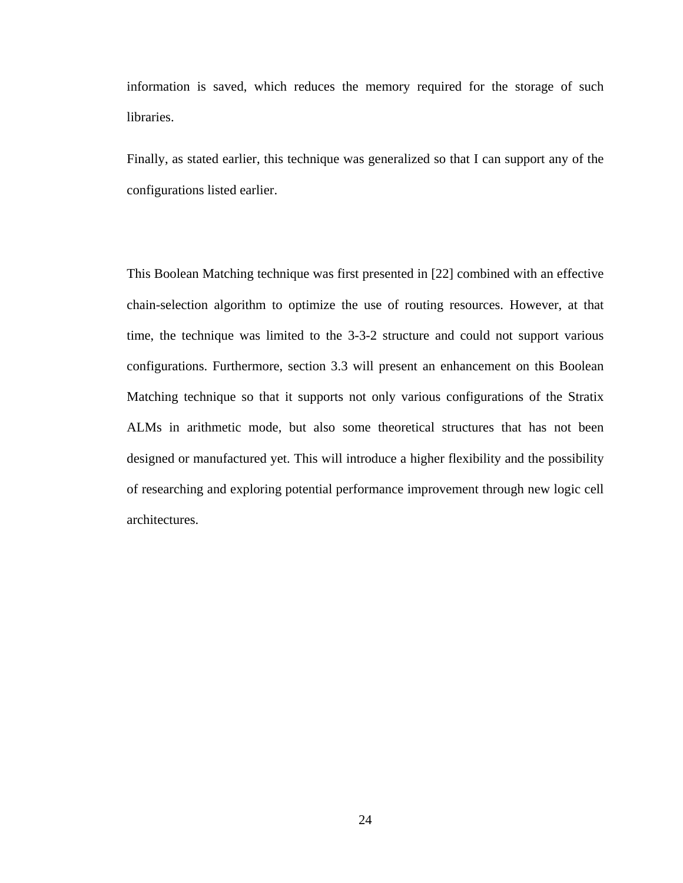information is saved, which reduces the memory required for the storage of such libraries.

Finally, as stated earlier, this technique was generalized so that I can support any of the configurations listed earlier.

This Boolean Matching technique was first presented in [22] combined with an effective chain-selection algorithm to optimize the use of routing resources. However, at that time, the technique was limited to the 3-3-2 structure and could not support various configurations. Furthermore, section 3.3 will present an enhancement on this Boolean Matching technique so that it supports not only various configurations of the Stratix ALMs in arithmetic mode, but also some theoretical structures that has not been designed or manufactured yet. This will introduce a higher flexibility and the possibility of researching and exploring potential performance improvement through new logic cell architectures.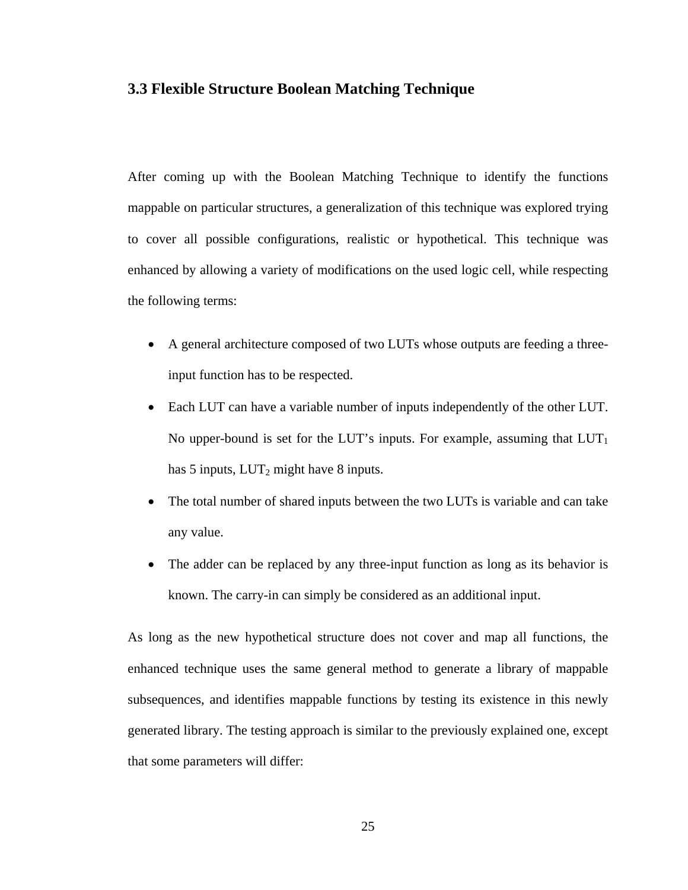### 3.3 Flexible Structure Boolean Matching Technique

After coming up with the Boolean Matching Technique to identify the functions mappable on particular structures, a generalization of this technique was explored trying to cover all possible configurations, realistic or hypothetical. This technique was enhanced by allowing a variety of modifications on the used logic cell, while respecting the following terms:

- A general architecture composed of two LUTs whose outputs are feeding a three-input function has to be respected.
- Each LUT can have a variable number of inputs independently of the other LUT. No upper-bound is set for the LUT's inputs. For example, assuming that $LUT_1$ has 5 inputs, $LUT_2$ might have 8 inputs.
- The total number of shared inputs between the two LUTs is variable and can take any value.
- The adder can be replaced by any three-input function as long as its behavior is known. The carry-in can simply be considered as an additional input.

As long as the new hypothetical structure does not cover and map all functions, the enhanced technique uses the same general method to generate a library of mappable subsequences, and identifies mappable functions by testing its existence in this newly generated library. The testing approach is similar to the previously explained one, except that some parameters will differ: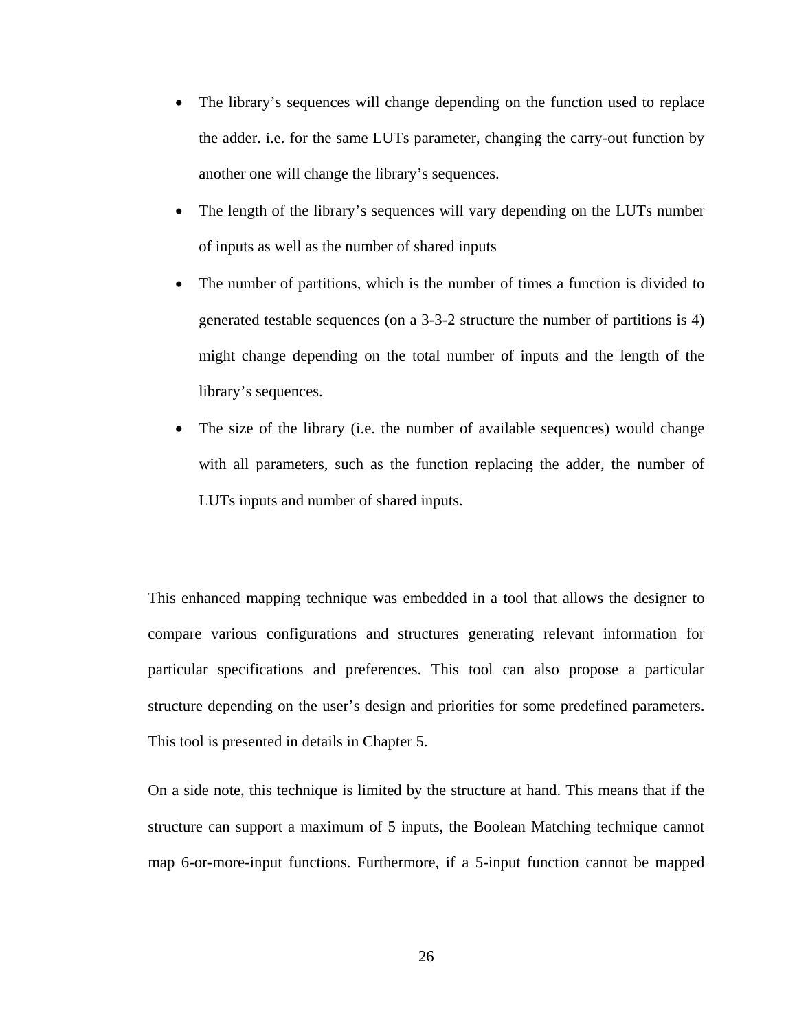- The library's sequences will change depending on the function used to replace the adder. i.e. for the same LUTs parameter, changing the carry-out function by another one will change the library's sequences.
- The length of the library's sequences will vary depending on the LUTs number of inputs as well as the number of shared inputs
- The number of partitions, which is the number of times a function is divided to generated testable sequences (on a 3-3-2 structure the number of partitions is 4) might change depending on the total number of inputs and the length of the library's sequences.
- The size of the library (i.e. the number of available sequences) would change with all parameters, such as the function replacing the adder, the number of LUTs inputs and number of shared inputs.

This enhanced mapping technique was embedded in a tool that allows the designer to compare various configurations and structures generating relevant information for particular specifications and preferences. This tool can also propose a particular structure depending on the user's design and priorities for some predefined parameters. This tool is presented in details in Chapter 5.

On a side note, this technique is limited by the structure at hand. This means that if the structure can support a maximum of 5 inputs, the Boolean Matching technique cannot map 6-or-more-input functions. Furthermore, if a 5-input function cannot be mapped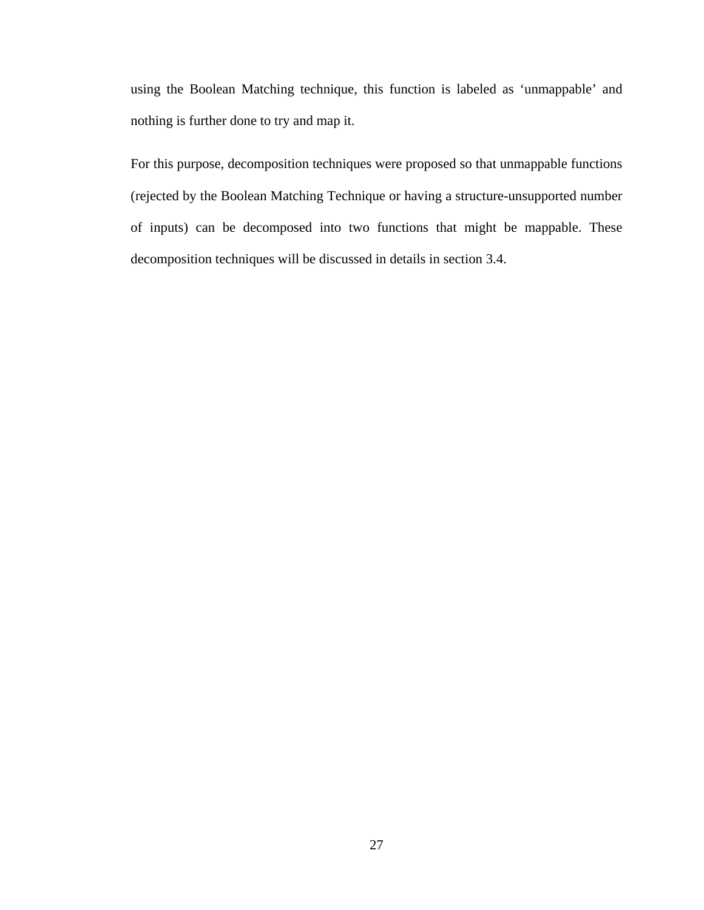using the Boolean Matching technique, this function is labeled as 'unmappable' and nothing is further done to try and map it.

For this purpose, decomposition techniques were proposed so that unmappable functions (rejected by the Boolean Matching Technique or having a structure-unsupported number of inputs) can be decomposed into two functions that might be mappable. These decomposition techniques will be discussed in details in section 3.4.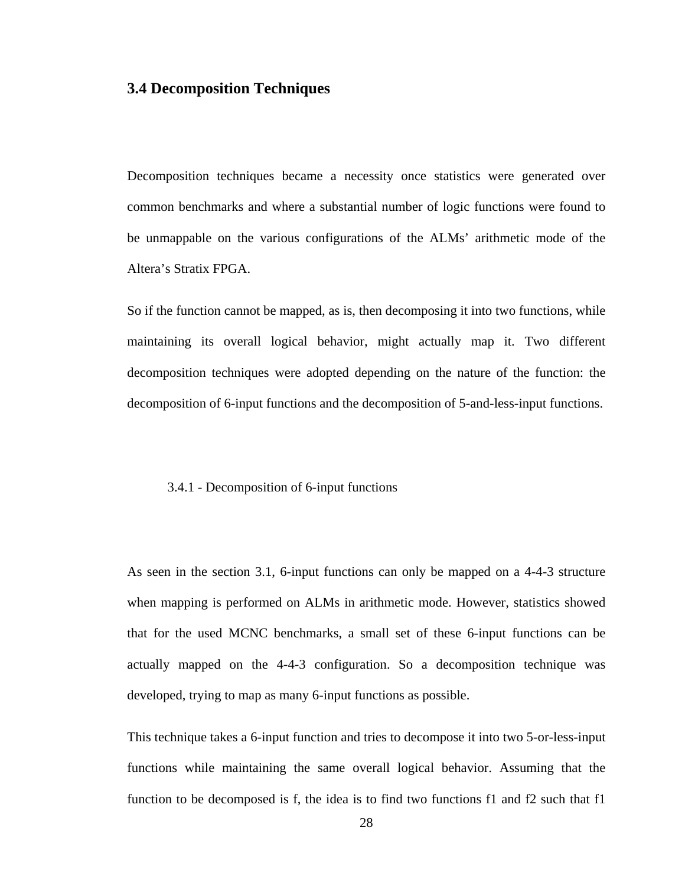## 3.4 Decomposition Techniques

Decomposition techniques became a necessity once statistics were generated over common benchmarks and where a substantial number of logic functions were found to be unmappable on the various configurations of the ALMs' arithmetic mode of the Altera's Stratix FPGA.

So if the function cannot be mapped, as is, then decomposing it into two functions, while maintaining its overall logical behavior, might actually map it. Two different decomposition techniques were adopted depending on the nature of the function: the decomposition of 6-input functions and the decomposition of 5-and-less-input functions.

### 3.4.1 - Decomposition of 6-input functions

As seen in the section 3.1, 6-input functions can only be mapped on a 4-4-3 structure when mapping is performed on ALMs in arithmetic mode. However, statistics showed that for the used MCNC benchmarks, a small set of these 6-input functions can be actually mapped on the 4-4-3 configuration. So a decomposition technique was developed, trying to map as many 6-input functions as possible.

This technique takes a 6-input function and tries to decompose it into two 5-or-less-input functions while maintaining the same overall logical behavior. Assuming that the function to be decomposed is f, the idea is to find two functions f1 and f2 such that f1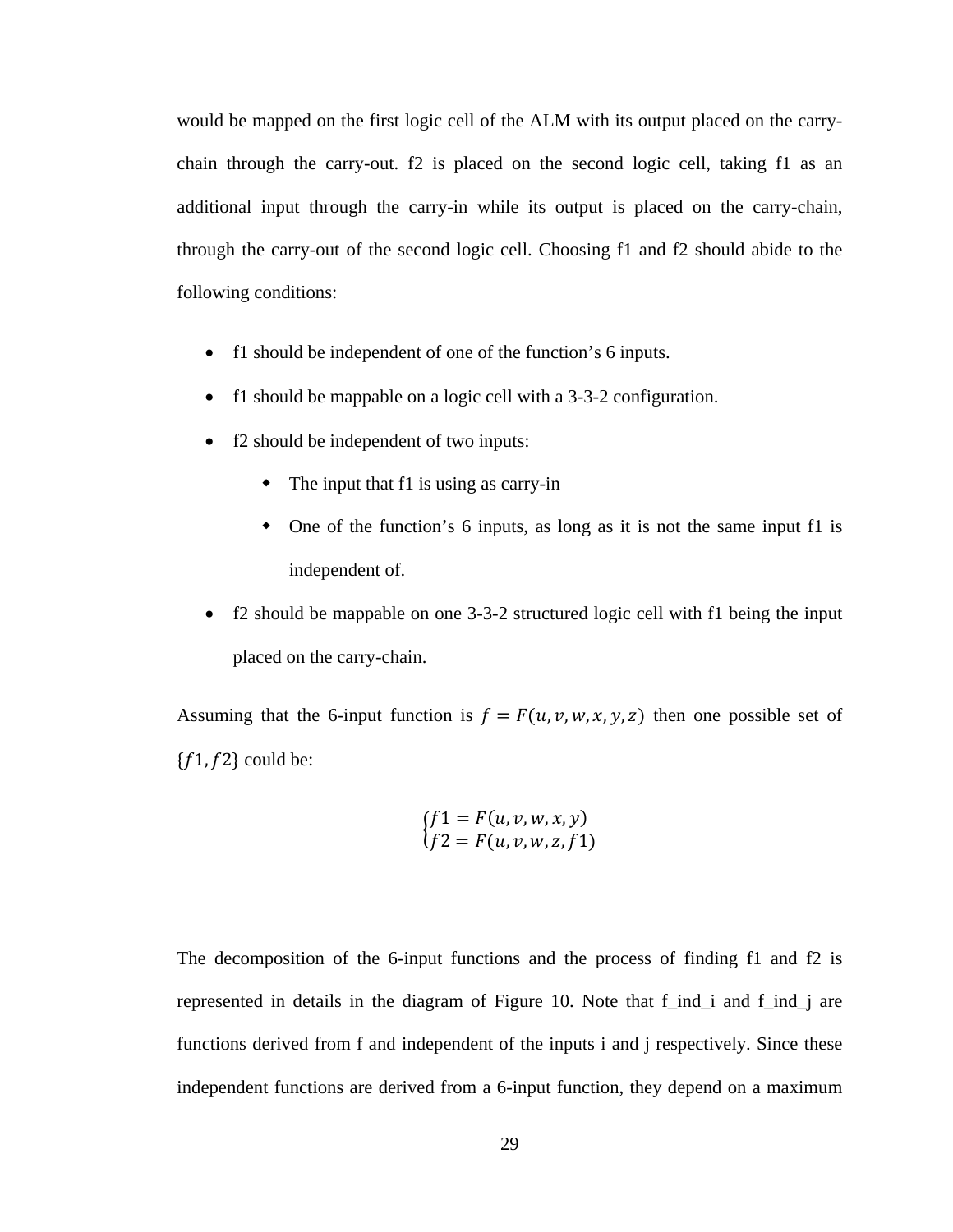would be mapped on the first logic cell of the ALM with its output placed on the carry-chain through the carry-out. f2 is placed on the second logic cell, taking f1 as an additional input through the carry-in while its output is placed on the carry-chain, through the carry-out of the second logic cell. Choosing f1 and f2 should abide to the following conditions:

- f1 should be independent of one of the function's 6 inputs.
- f1 should be mappable on a logic cell with a 3-3-2 configuration.
- f2 should be independent of two inputs:
  - The input that f1 is using as carry-in
  - One of the function's 6 inputs, as long as it is not the same input f1 is independent of.
- f2 should be mappable on one 3-3-2 structured logic cell with f1 being the input placed on the carry-chain.

Assuming that the 6-input function is $f = F(u, v, w, x, y, z)$ then one possible set of $\{f1, f2\}$ could be:

$$\begin{cases} f1 = F(u, v, w, x, y) \\ f2 = F(u, v, w, z, f1) \end{cases}$$

The decomposition of the 6-input functions and the process of finding f1 and f2 is represented in details in the diagram of Figure 10. Note that f_ind_i and f_ind_j are functions derived from f and independent of the inputs i and j respectively. Since these independent functions are derived from a 6-input function, they depend on a maximum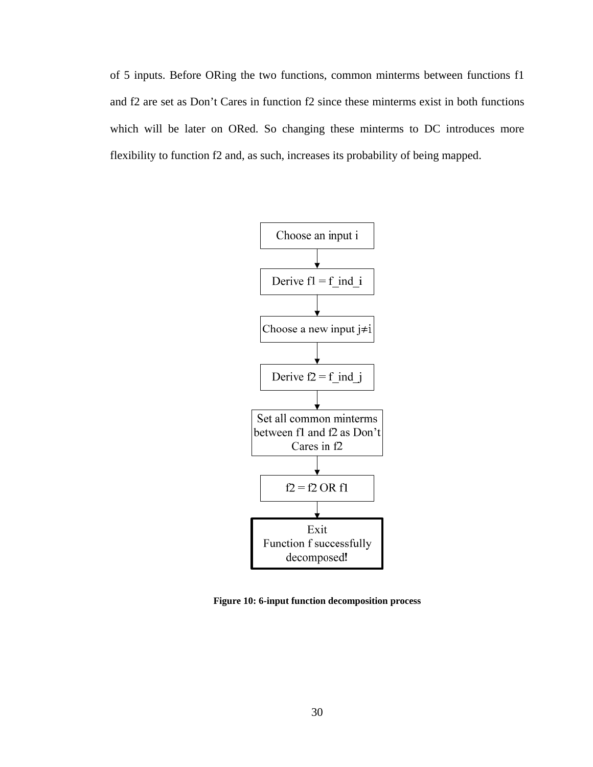of 5 inputs. Before ORing the two functions, common minterms between functions f1 and f2 are set as Don't Cares in function f2 since these minterms exist in both functions which will be later on ORed. So changing these minterms to DC introduces more flexibility to function f2 and, as such, increases its probability of being mapped.

Choose an input i

↓

Derive f1 = f_ind_i

↓

Choose a new input j≠i

↓

Derive f2 = f_ind_j

↓

Set all common minterms between f1 and f2 as Don't Cares in f2

↓

f2 = f2 OR f1

↓

Exit
Function f successfully decomposed!

**Figure 10: 6-input function decomposition process**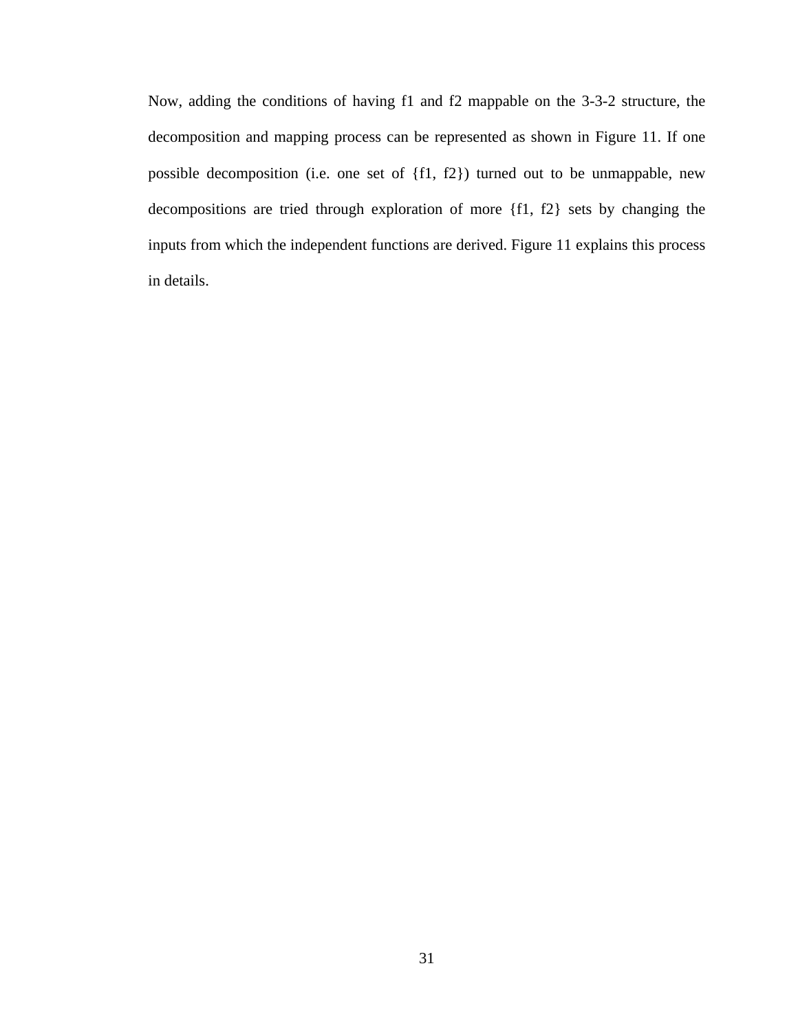Now, adding the conditions of having f1 and f2 mappable on the 3-3-2 structure, the decomposition and mapping process can be represented as shown in Figure 11. If one possible decomposition (i.e. one set of {f1, f2}) turned out to be unmappable, new decompositions are tried through exploration of more {f1, f2} sets by changing the inputs from which the independent functions are derived. Figure 11 explains this process in details.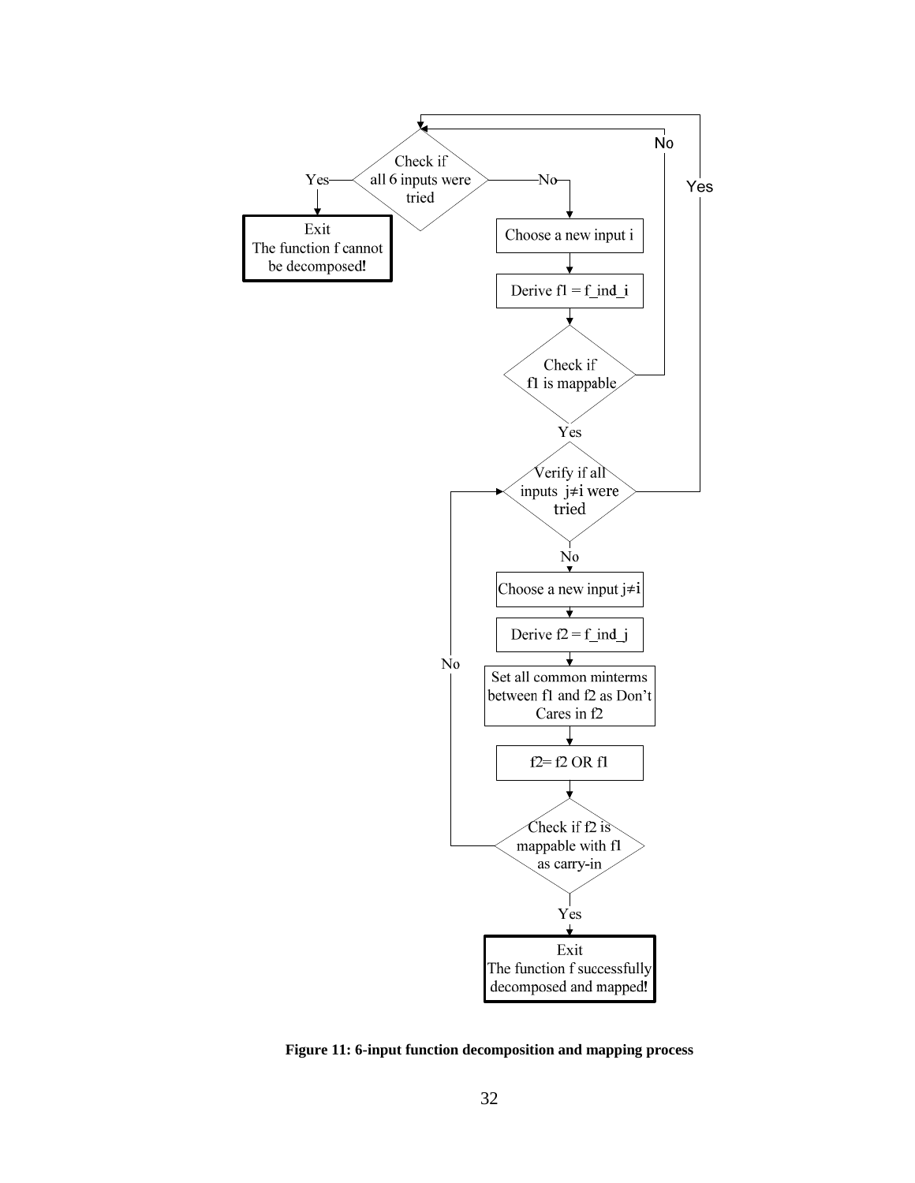Check if all 6 inputs were tried

Yes → Exit: The function f cannot be decomposed!

No → Choose a new input i

Derive f1 = f_ind_i

Check if f1 is mappable

No → (return to "Check if all 6 inputs were tried")

Yes → Verify if all inputs j≠i were tried

Yes → (return to "Check if all 6 inputs were tried")

No → Choose a new input j≠i

Derive f2 = f_ind_j

Set all common minterms between f1 and f2 as Don't Cares in f2

f2= f2 OR f1

Check if f2 is mappable with f1 as carry-in

No → (return to "Verify if all inputs j≠i were tried")

Yes → Exit: The function f successfully decomposed and mapped!

**Figure 11: 6-input function decomposition and mapping process**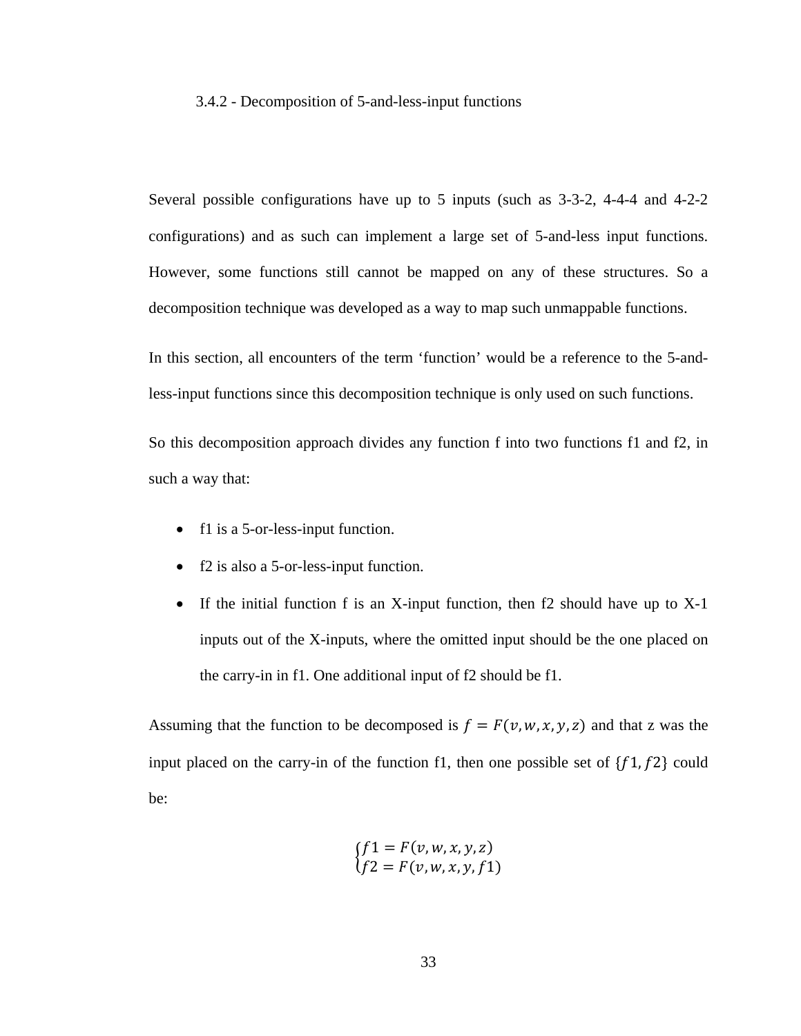### 3.4.2 - Decomposition of 5-and-less-input functions

Several possible configurations have up to 5 inputs (such as 3-3-2, 4-4-4 and 4-2-2 configurations) and as such can implement a large set of 5-and-less input functions. However, some functions still cannot be mapped on any of these structures. So a decomposition technique was developed as a way to map such unmappable functions.

In this section, all encounters of the term 'function' would be a reference to the 5-and-less-input functions since this decomposition technique is only used on such functions.

So this decomposition approach divides any function f into two functions f1 and f2, in such a way that:

- f1 is a 5-or-less-input function.
- f2 is also a 5-or-less-input function.
- If the initial function f is an X-input function, then f2 should have up to X-1 inputs out of the X-inputs, where the omitted input should be the one placed on the carry-in in f1. One additional input of f2 should be f1.

Assuming that the function to be decomposed is $f = F(v, w, x, y, z)$ and that z was the input placed on the carry-in of the function f1, then one possible set of $\{f1, f2\}$ could be:

$$\begin{cases} f1 = F(v, w, x, y, z) \\ f2 = F(v, w, x, y, f1) \end{cases}$$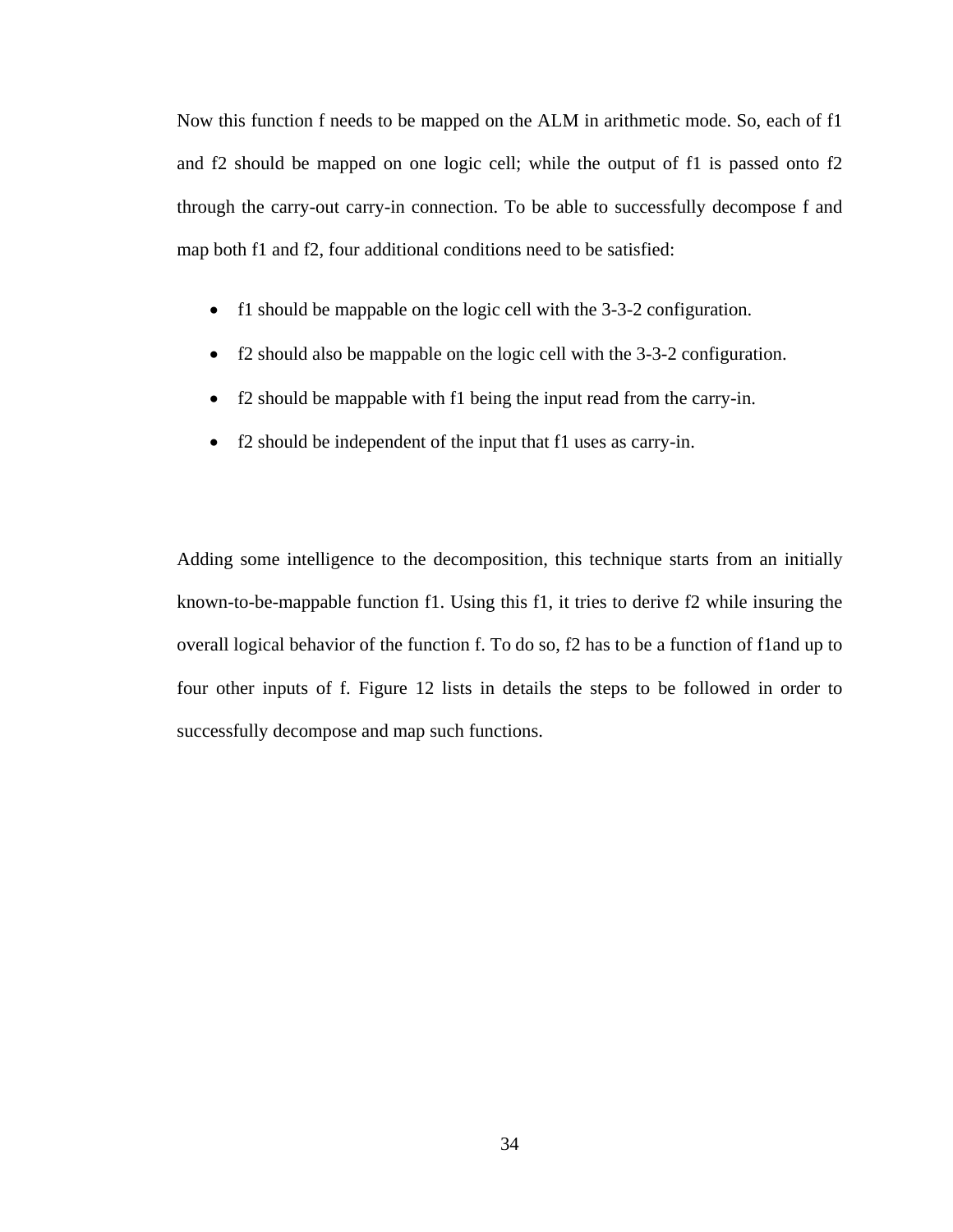Now this function f needs to be mapped on the ALM in arithmetic mode. So, each of f1 and f2 should be mapped on one logic cell; while the output of f1 is passed onto f2 through the carry-out carry-in connection. To be able to successfully decompose f and map both f1 and f2, four additional conditions need to be satisfied:

- f1 should be mappable on the logic cell with the 3-3-2 configuration.
- f2 should also be mappable on the logic cell with the 3-3-2 configuration.
- f2 should be mappable with f1 being the input read from the carry-in.
- f2 should be independent of the input that f1 uses as carry-in.

Adding some intelligence to the decomposition, this technique starts from an initially known-to-be-mappable function f1. Using this f1, it tries to derive f2 while insuring the overall logical behavior of the function f. To do so, f2 has to be a function of f1and up to four other inputs of f. Figure 12 lists in details the steps to be followed in order to successfully decompose and map such functions.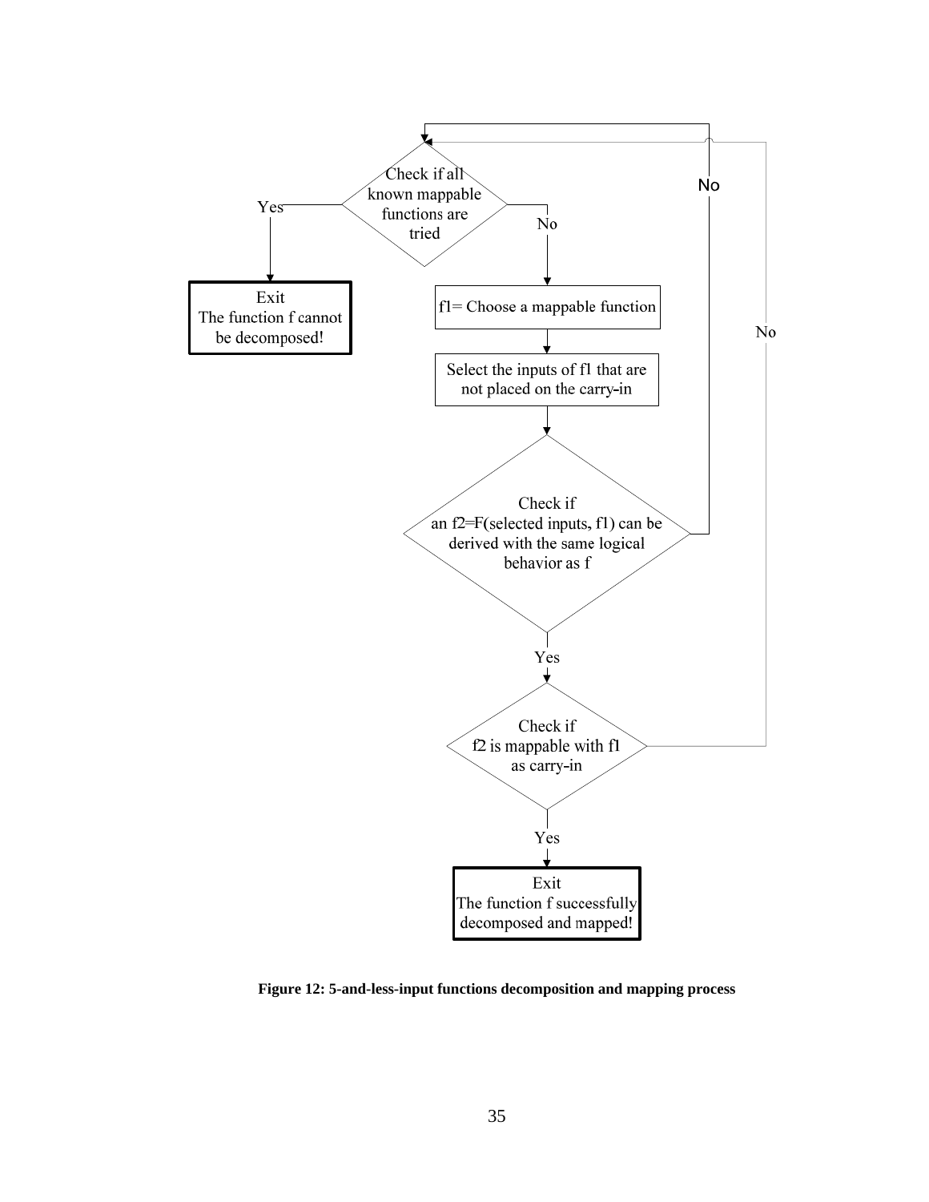Check if all known mappable functions are tried

Yes → Exit: The function f cannot be decomposed!

No → f1= Choose a mappable function

Select the inputs of f1 that are not placed on the carry-in

Check if an f2=F(selected inputs, f1) can be derived with the same logical behavior as f

No → (return to "Check if all known mappable functions are tried")

Yes → Check if f2 is mappable with f1 as carry-in

No → (return to "Check if all known mappable functions are tried")

Yes → Exit: The function f successfully decomposed and mapped!

**Figure 12: 5-and-less-input functions decomposition and mapping process**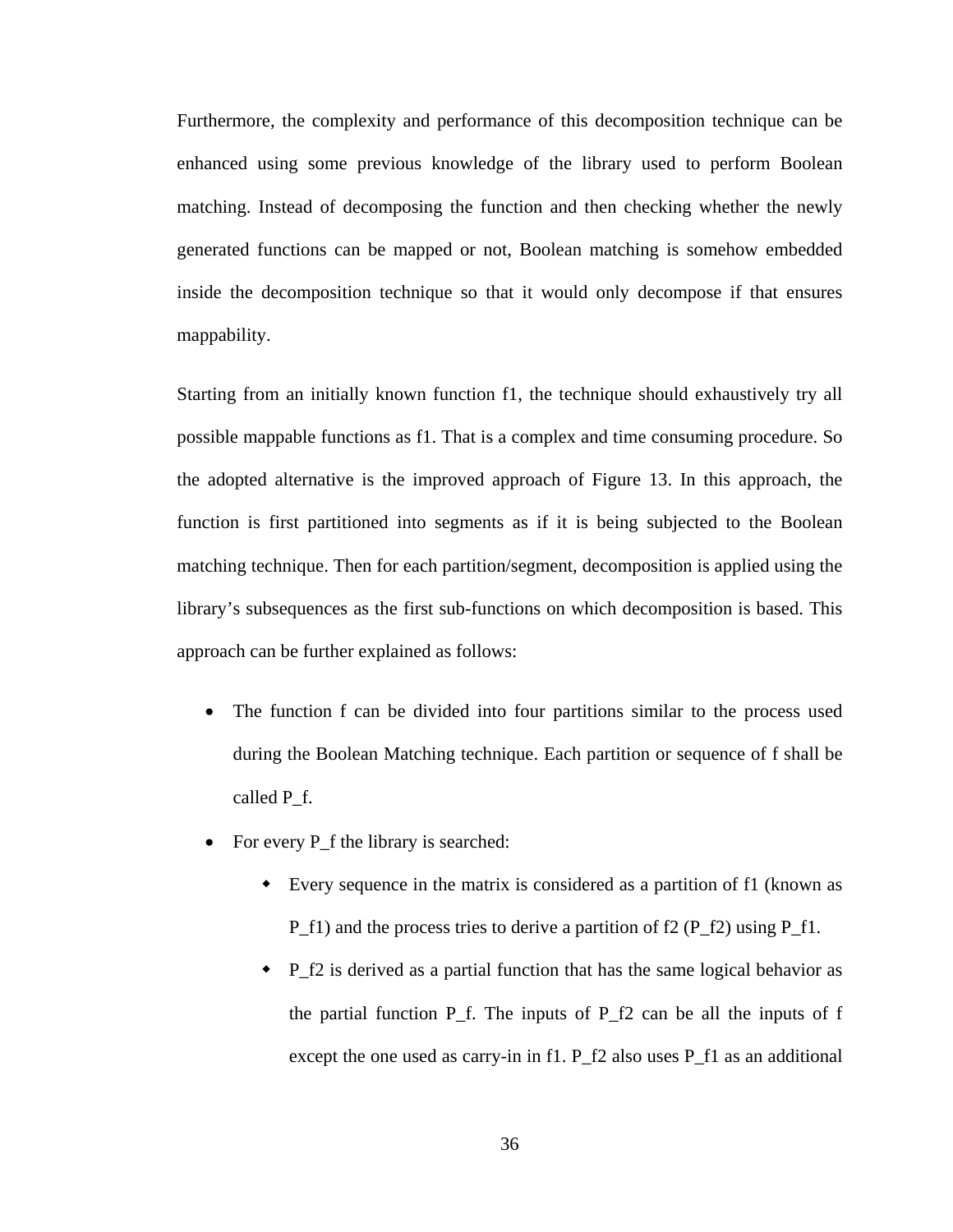Furthermore, the complexity and performance of this decomposition technique can be enhanced using some previous knowledge of the library used to perform Boolean matching. Instead of decomposing the function and then checking whether the newly generated functions can be mapped or not, Boolean matching is somehow embedded inside the decomposition technique so that it would only decompose if that ensures mappability.

Starting from an initially known function f1, the technique should exhaustively try all possible mappable functions as f1. That is a complex and time consuming procedure. So the adopted alternative is the improved approach of Figure 13. In this approach, the function is first partitioned into segments as if it is being subjected to the Boolean matching technique. Then for each partition/segment, decomposition is applied using the library's subsequences as the first sub-functions on which decomposition is based. This approach can be further explained as follows:

- The function f can be divided into four partitions similar to the process used during the Boolean Matching technique. Each partition or sequence of f shall be called P_f.
- For every P_f the library is searched:
  - Every sequence in the matrix is considered as a partition of f1 (known as P_f1) and the process tries to derive a partition of f2 (P_f2) using P_f1.
  - P_f2 is derived as a partial function that has the same logical behavior as the partial function P_f. The inputs of P_f2 can be all the inputs of f except the one used as carry-in in f1. P_f2 also uses P_f1 as an additional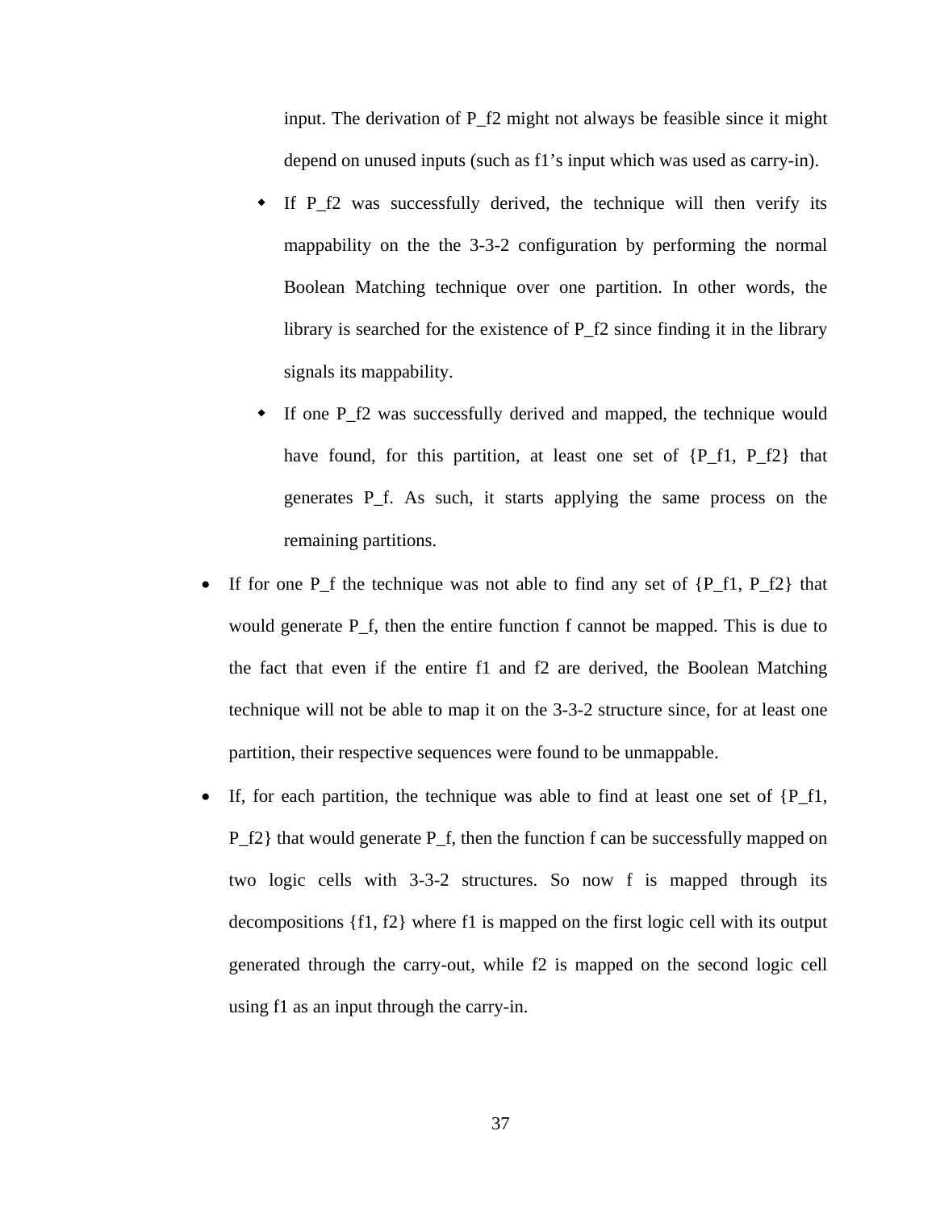input. The derivation of P_f2 might not always be feasible since it might depend on unused inputs (such as f1's input which was used as carry-in).

  - If P_f2 was successfully derived, the technique will then verify its mappability on the the 3-3-2 configuration by performing the normal Boolean Matching technique over one partition. In other words, the library is searched for the existence of P_f2 since finding it in the library signals its mappability.
  - If one P_f2 was successfully derived and mapped, the technique would have found, for this partition, at least one set of {P_f1, P_f2} that generates P_f. As such, it starts applying the same process on the remaining partitions.

- If for one P_f the technique was not able to find any set of {P_f1, P_f2} that would generate P_f, then the entire function f cannot be mapped. This is due to the fact that even if the entire f1 and f2 are derived, the Boolean Matching technique will not be able to map it on the 3-3-2 structure since, for at least one partition, their respective sequences were found to be unmappable.
- If, for each partition, the technique was able to find at least one set of {P_f1, P_f2} that would generate P_f, then the function f can be successfully mapped on two logic cells with 3-3-2 structures. So now f is mapped through its decompositions {f1, f2} where f1 is mapped on the first logic cell with its output generated through the carry-out, while f2 is mapped on the second logic cell using f1 as an input through the carry-in.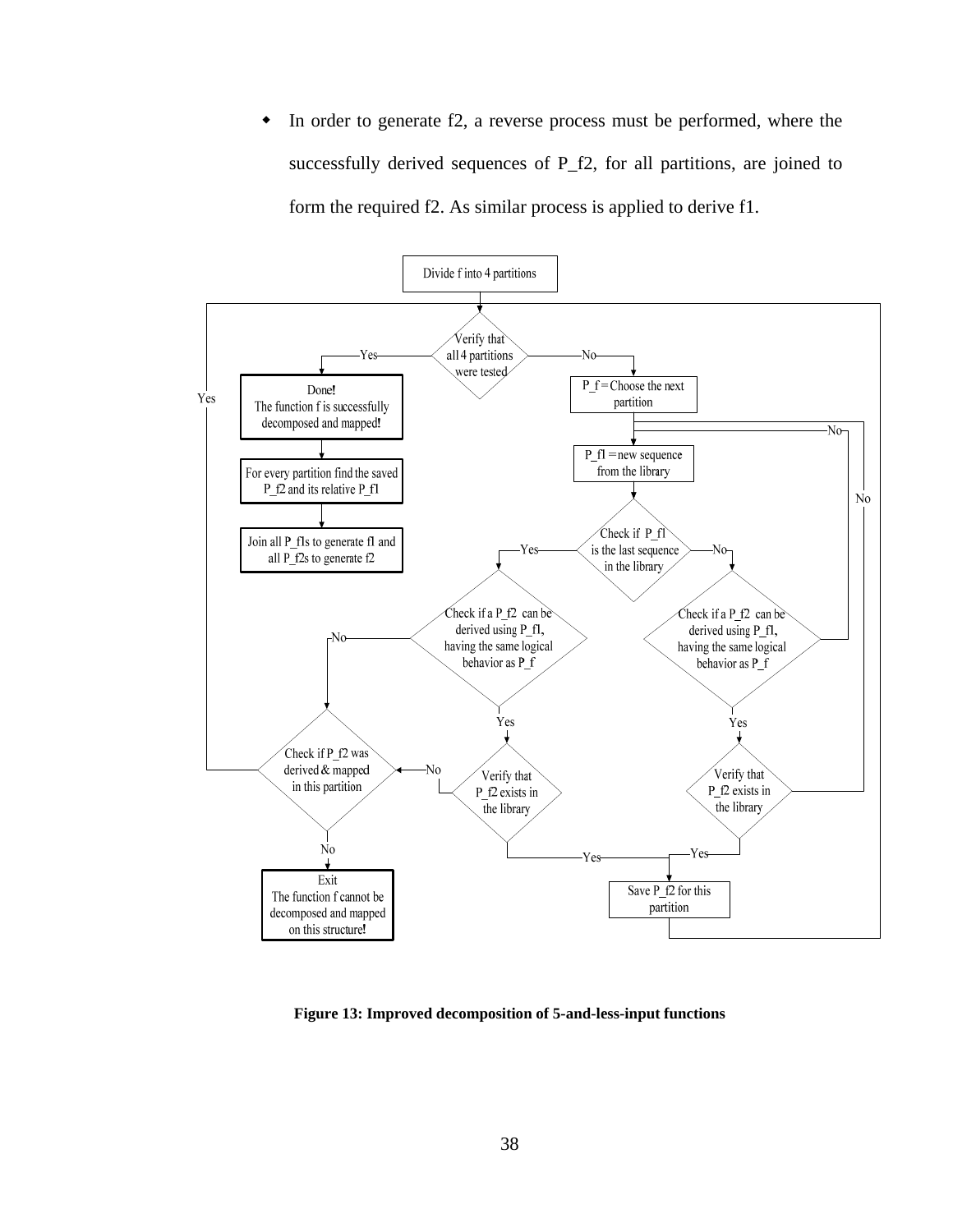- In order to generate f2, a reverse process must be performed, where the successfully derived sequences of P_f2, for all partitions, are joined to form the required f2. As similar process is applied to derive f1.

**Figure 13: Improved decomposition of 5-and-less-input functions**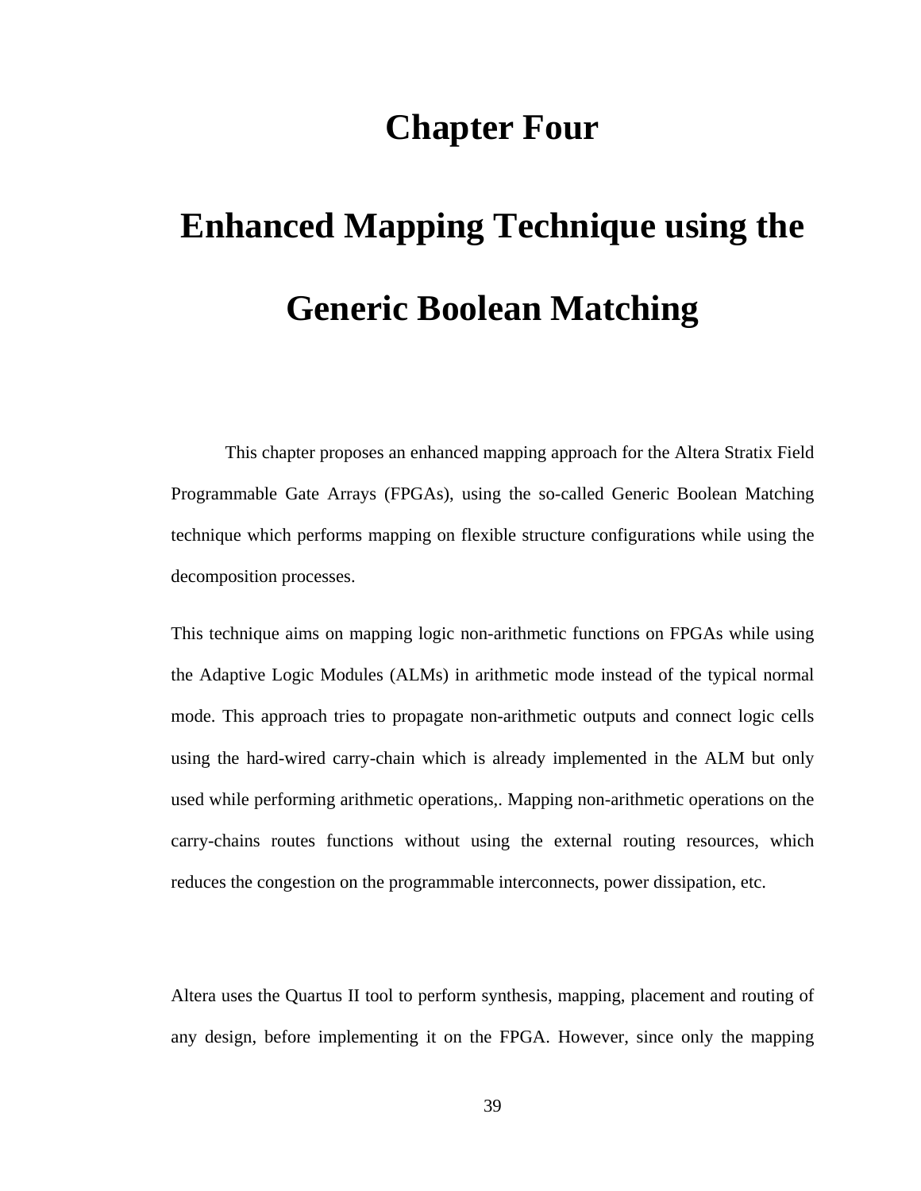# Chapter Four

# Enhanced Mapping Technique using the Generic Boolean Matching

This chapter proposes an enhanced mapping approach for the Altera Stratix Field Programmable Gate Arrays (FPGAs), using the so-called Generic Boolean Matching technique which performs mapping on flexible structure configurations while using the decomposition processes.

This technique aims on mapping logic non-arithmetic functions on FPGAs while using the Adaptive Logic Modules (ALMs) in arithmetic mode instead of the typical normal mode. This approach tries to propagate non-arithmetic outputs and connect logic cells using the hard-wired carry-chain which is already implemented in the ALM but only used while performing arithmetic operations,. Mapping non-arithmetic operations on the carry-chains routes functions without using the external routing resources, which reduces the congestion on the programmable interconnects, power dissipation, etc.

Altera uses the Quartus II tool to perform synthesis, mapping, placement and routing of any design, before implementing it on the FPGA. However, since only the mapping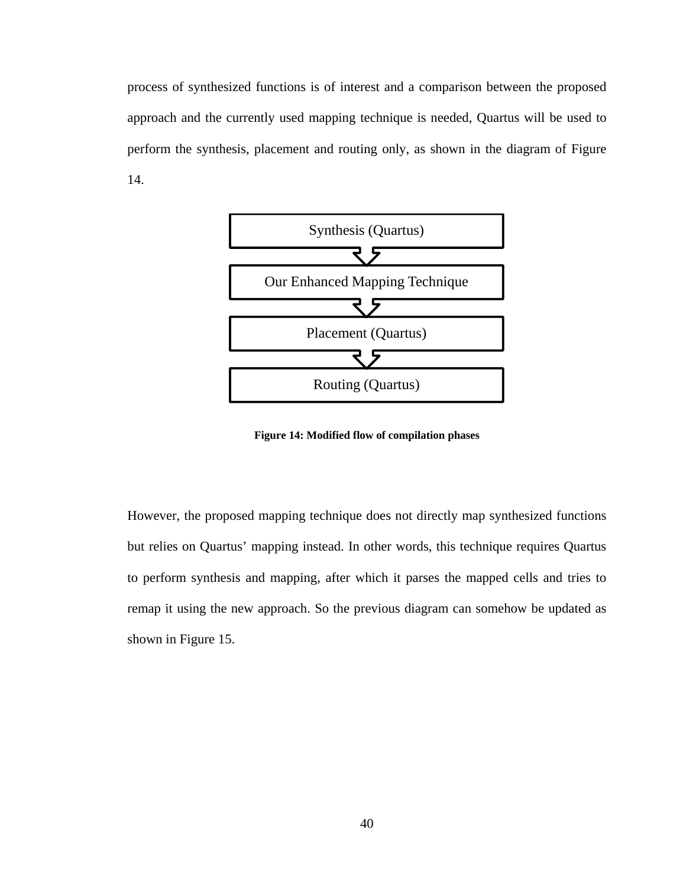process of synthesized functions is of interest and a comparison between the proposed approach and the currently used mapping technique is needed, Quartus will be used to perform the synthesis, placement and routing only, as shown in the diagram of Figure 14.

Synthesis (Quartus)

Our Enhanced Mapping Technique

Placement (Quartus)

Routing (Quartus)

**Figure 14: Modified flow of compilation phases**

However, the proposed mapping technique does not directly map synthesized functions but relies on Quartus' mapping instead. In other words, this technique requires Quartus to perform synthesis and mapping, after which it parses the mapped cells and tries to remap it using the new approach. So the previous diagram can somehow be updated as shown in Figure 15.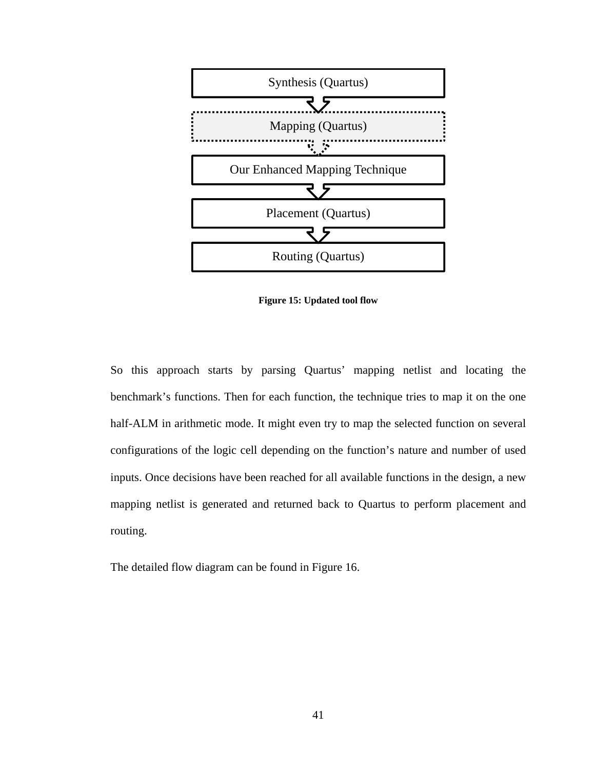Synthesis (Quartus)

Mapping (Quartus)

Our Enhanced Mapping Technique

Placement (Quartus)

Routing (Quartus)

**Figure 15: Updated tool flow**

So this approach starts by parsing Quartus' mapping netlist and locating the benchmark's functions. Then for each function, the technique tries to map it on the one half-ALM in arithmetic mode. It might even try to map the selected function on several configurations of the logic cell depending on the function's nature and number of used inputs. Once decisions have been reached for all available functions in the design, a new mapping netlist is generated and returned back to Quartus to perform placement and routing.

The detailed flow diagram can be found in Figure 16.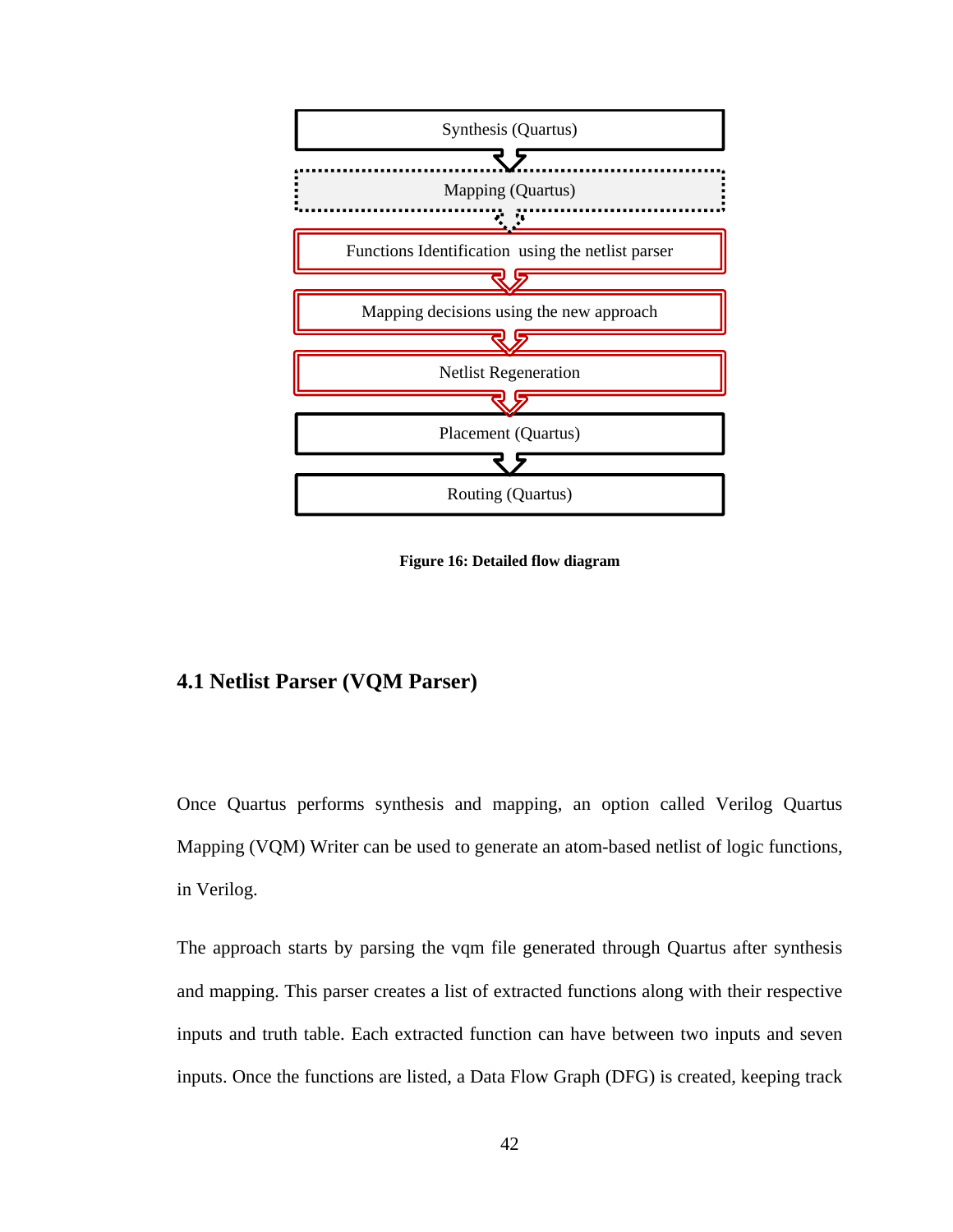Synthesis (Quartus)

Mapping (Quartus)

Functions Identification using the netlist parser

Mapping decisions using the new approach

Netlist Regeneration

Placement (Quartus)

Routing (Quartus)

**Figure 16: Detailed flow diagram**

## 4.1 Netlist Parser (VQM Parser)

Once Quartus performs synthesis and mapping, an option called Verilog Quartus Mapping (VQM) Writer can be used to generate an atom-based netlist of logic functions, in Verilog.

The approach starts by parsing the vqm file generated through Quartus after synthesis and mapping. This parser creates a list of extracted functions along with their respective inputs and truth table. Each extracted function can have between two inputs and seven inputs. Once the functions are listed, a Data Flow Graph (DFG) is created, keeping track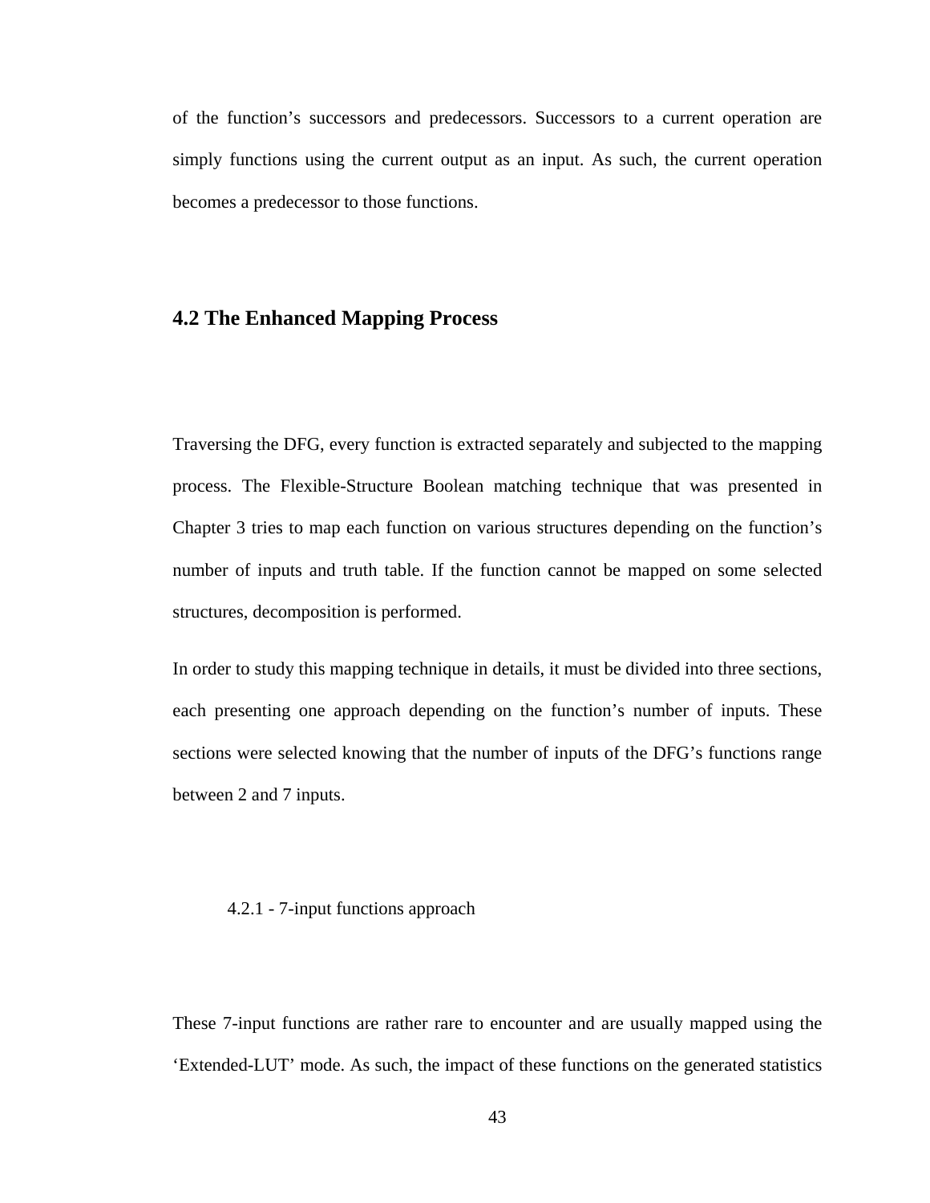of the function's successors and predecessors. Successors to a current operation are simply functions using the current output as an input. As such, the current operation becomes a predecessor to those functions.

## 4.2 The Enhanced Mapping Process

Traversing the DFG, every function is extracted separately and subjected to the mapping process. The Flexible-Structure Boolean matching technique that was presented in Chapter 3 tries to map each function on various structures depending on the function's number of inputs and truth table. If the function cannot be mapped on some selected structures, decomposition is performed.

In order to study this mapping technique in details, it must be divided into three sections, each presenting one approach depending on the function's number of inputs. These sections were selected knowing that the number of inputs of the DFG's functions range between 2 and 7 inputs.

### 4.2.1 - 7-input functions approach

These 7-input functions are rather rare to encounter and are usually mapped using the 'Extended-LUT' mode. As such, the impact of these functions on the generated statistics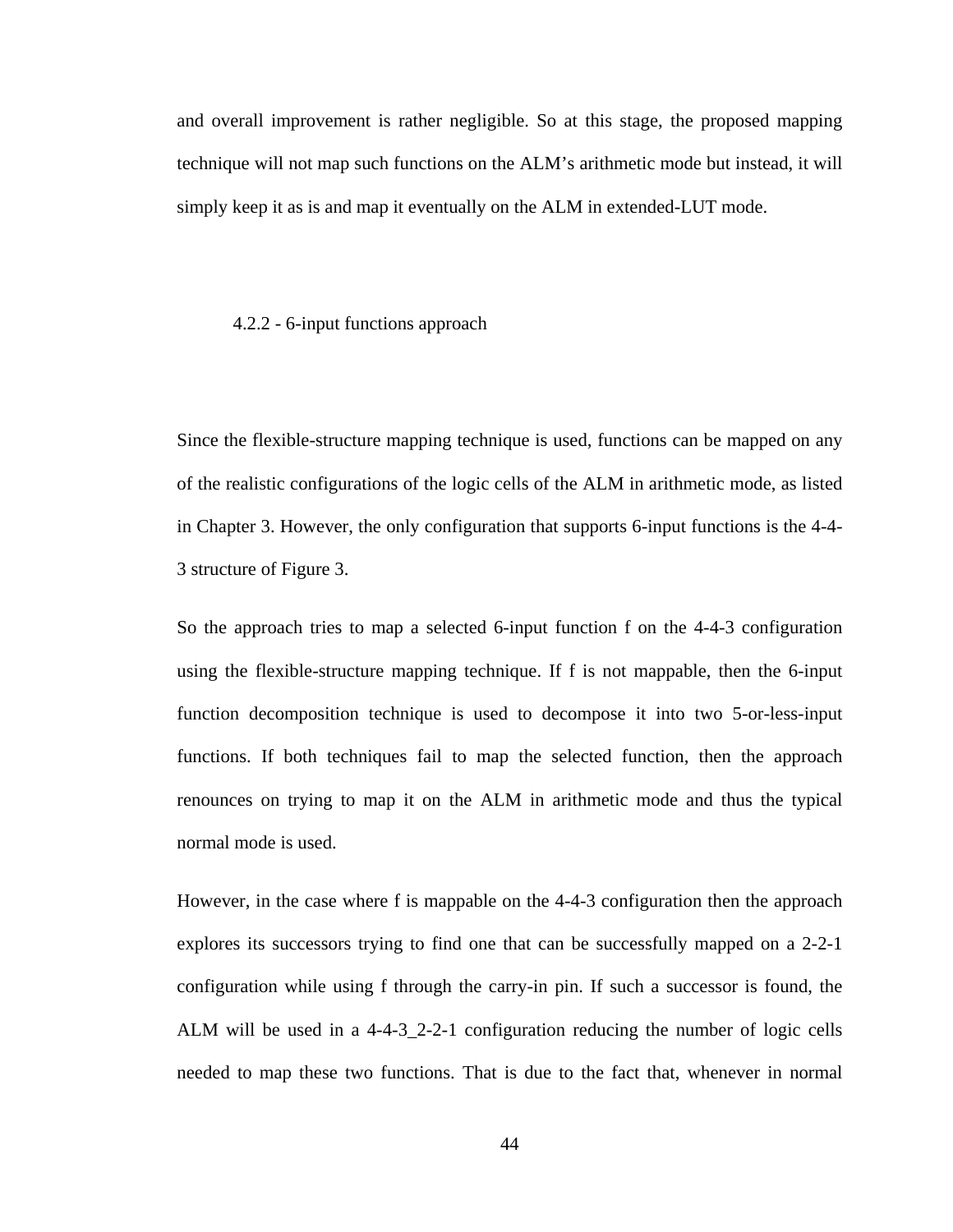and overall improvement is rather negligible. So at this stage, the proposed mapping technique will not map such functions on the ALM's arithmetic mode but instead, it will simply keep it as is and map it eventually on the ALM in extended-LUT mode.

### 4.2.2 - 6-input functions approach

Since the flexible-structure mapping technique is used, functions can be mapped on any of the realistic configurations of the logic cells of the ALM in arithmetic mode, as listed in Chapter 3. However, the only configuration that supports 6-input functions is the 4-4-3 structure of Figure 3.

So the approach tries to map a selected 6-input function f on the 4-4-3 configuration using the flexible-structure mapping technique. If f is not mappable, then the 6-input function decomposition technique is used to decompose it into two 5-or-less-input functions. If both techniques fail to map the selected function, then the approach renounces on trying to map it on the ALM in arithmetic mode and thus the typical normal mode is used.

However, in the case where f is mappable on the 4-4-3 configuration then the approach explores its successors trying to find one that can be successfully mapped on a 2-2-1 configuration while using f through the carry-in pin. If such a successor is found, the ALM will be used in a 4-4-3_2-2-1 configuration reducing the number of logic cells needed to map these two functions. That is due to the fact that, whenever in normal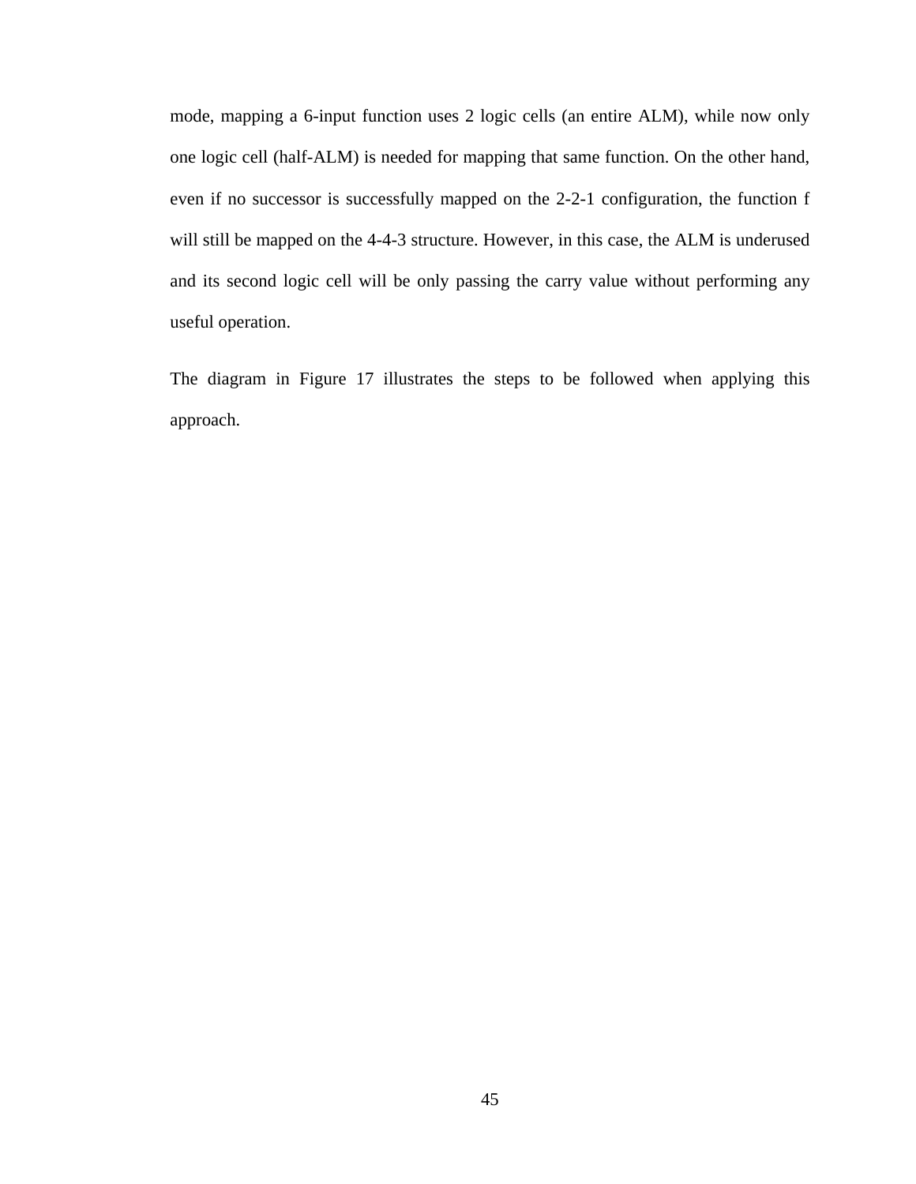mode, mapping a 6-input function uses 2 logic cells (an entire ALM), while now only one logic cell (half-ALM) is needed for mapping that same function. On the other hand, even if no successor is successfully mapped on the 2-2-1 configuration, the function f will still be mapped on the 4-4-3 structure. However, in this case, the ALM is underused and its second logic cell will be only passing the carry value without performing any useful operation.

The diagram in Figure 17 illustrates the steps to be followed when applying this approach.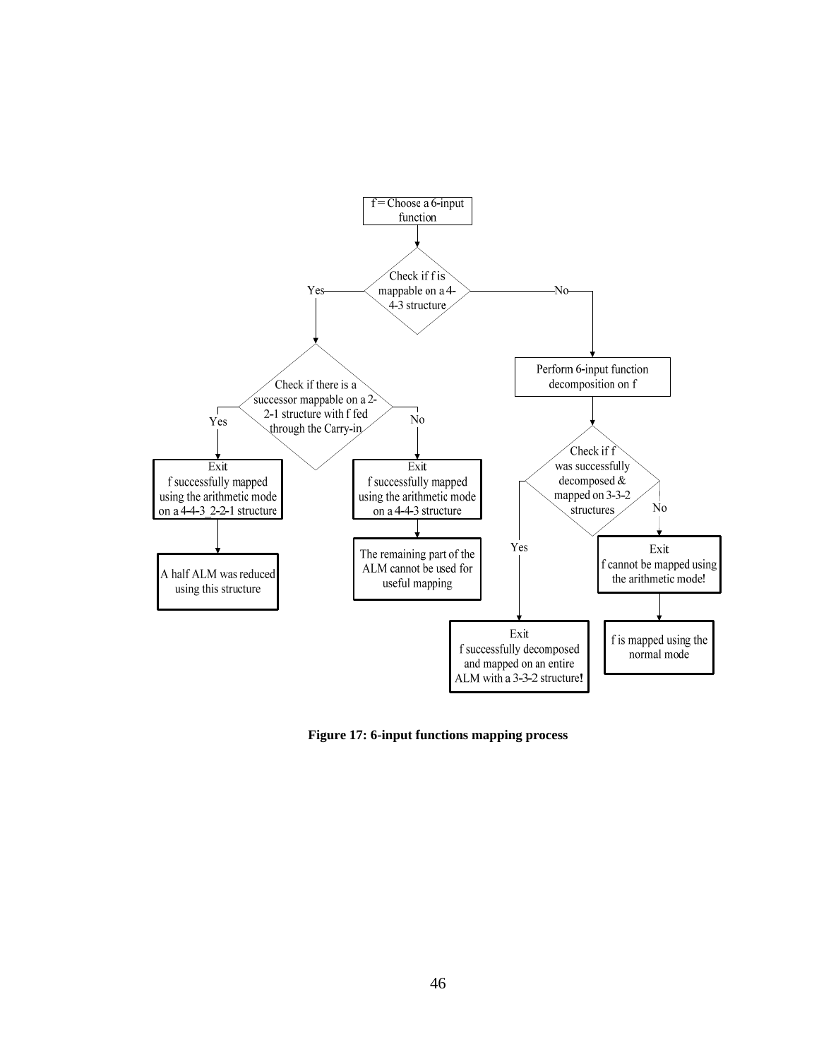f = Choose a 6-input function

Check if f is mappable on a 4-4-3 structure

Yes

No

Check if there is a successor mappable on a 2-2-1 structure with f fed through the Carry-in

Perform 6-input function decomposition on f

Yes

No

Check if f was successfully decomposed & mapped on 3-3-2 structures

Exit
f successfully mapped using the arithmetic mode on a 4-4-3_2-2-1 structure

Exit
f successfully mapped using the arithmetic mode on a 4-4-3 structure

No

Yes

Exit
f cannot be mapped using the arithmetic mode!

A half ALM was reduced using this structure

The remaining part of the ALM cannot be used for useful mapping

Exit
f successfully decomposed and mapped on an entire ALM with a 3-3-2 structure!

f is mapped using the normal mode

**Figure 17: 6-input functions mapping process**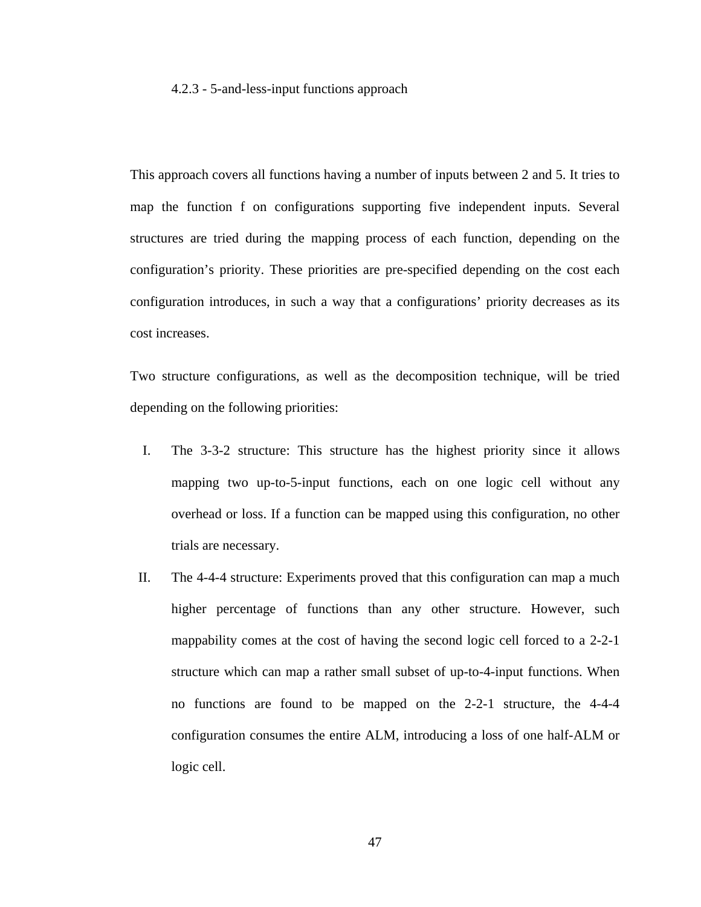#### 4.2.3 - 5-and-less-input functions approach

This approach covers all functions having a number of inputs between 2 and 5. It tries to map the function f on configurations supporting five independent inputs. Several structures are tried during the mapping process of each function, depending on the configuration's priority. These priorities are pre-specified depending on the cost each configuration introduces, in such a way that a configurations' priority decreases as its cost increases.

Two structure configurations, as well as the decomposition technique, will be tried depending on the following priorities:

I. The 3-3-2 structure: This structure has the highest priority since it allows mapping two up-to-5-input functions, each on one logic cell without any overhead or loss. If a function can be mapped using this configuration, no other trials are necessary.

II. The 4-4-4 structure: Experiments proved that this configuration can map a much higher percentage of functions than any other structure. However, such mappability comes at the cost of having the second logic cell forced to a 2-2-1 structure which can map a rather small subset of up-to-4-input functions. When no functions are found to be mapped on the 2-2-1 structure, the 4-4-4 configuration consumes the entire ALM, introducing a loss of one half-ALM or logic cell.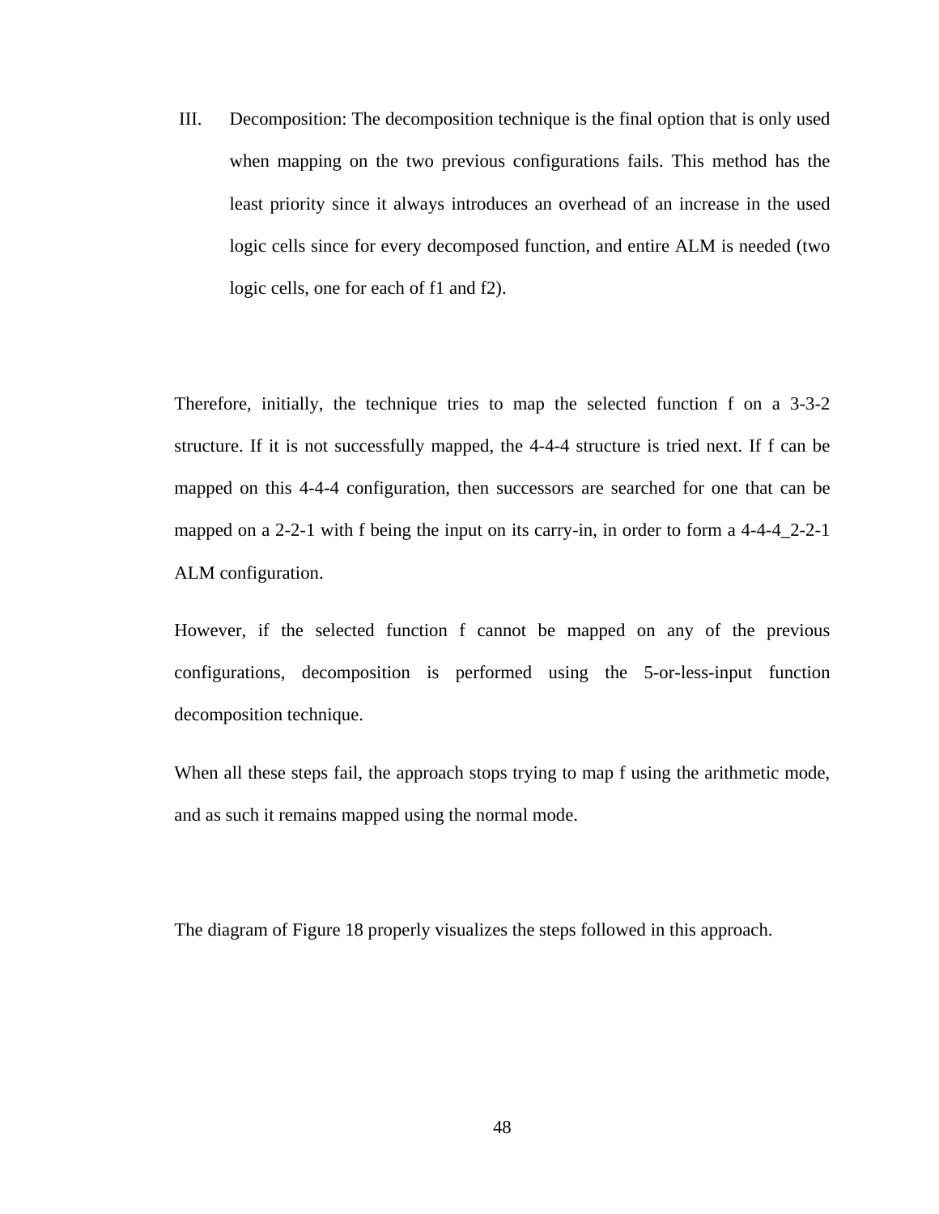III. Decomposition: The decomposition technique is the final option that is only used when mapping on the two previous configurations fails. This method has the least priority since it always introduces an overhead of an increase in the used logic cells since for every decomposed function, and entire ALM is needed (two logic cells, one for each of f1 and f2).

Therefore, initially, the technique tries to map the selected function f on a 3-3-2 structure. If it is not successfully mapped, the 4-4-4 structure is tried next. If f can be mapped on this 4-4-4 configuration, then successors are searched for one that can be mapped on a 2-2-1 with f being the input on its carry-in, in order to form a 4-4-4_2-2-1 ALM configuration.

However, if the selected function f cannot be mapped on any of the previous configurations, decomposition is performed using the 5-or-less-input function decomposition technique.

When all these steps fail, the approach stops trying to map f using the arithmetic mode, and as such it remains mapped using the normal mode.

The diagram of Figure 18 properly visualizes the steps followed in this approach.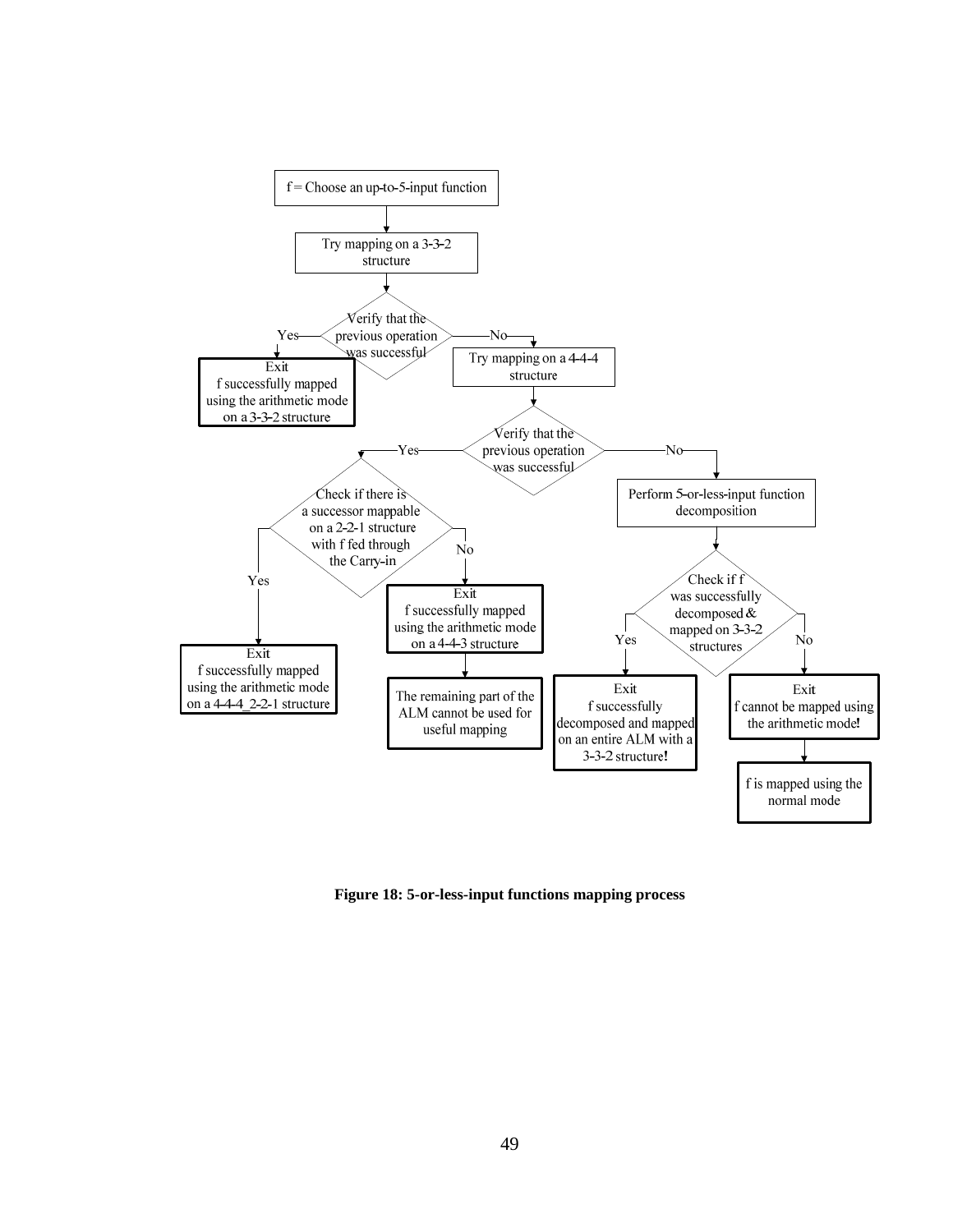f = Choose an up-to-5-input function

Try mapping on a 3-3-2 structure

Verify that the previous operation was successful

- Yes → Exit: f successfully mapped using the arithmetic mode on a 3-3-2 structure
- No → Try mapping on a 4-4-4 structure
  - Verify that the previous operation was successful
    - Yes → Check if there is a successor mappable on a 2-2-1 structure with f fed through the Carry-in
      - Yes → Exit: f successfully mapped using the arithmetic mode on a 4-4-4_2-2-1 structure
      - No → Exit: f successfully mapped using the arithmetic mode on a 4-4-3 structure → The remaining part of the ALM cannot be used for useful mapping
    - No → Perform 5-or-less-input function decomposition
      - Check if f was successfully decomposed & mapped on 3-3-2 structures
        - Yes → Exit: f successfully decomposed and mapped on an entire ALM with a 3-3-2 structure!
        - No → Exit: f cannot be mapped using the arithmetic mode! → f is mapped using the normal mode

**Figure 18: 5-or-less-input functions mapping process**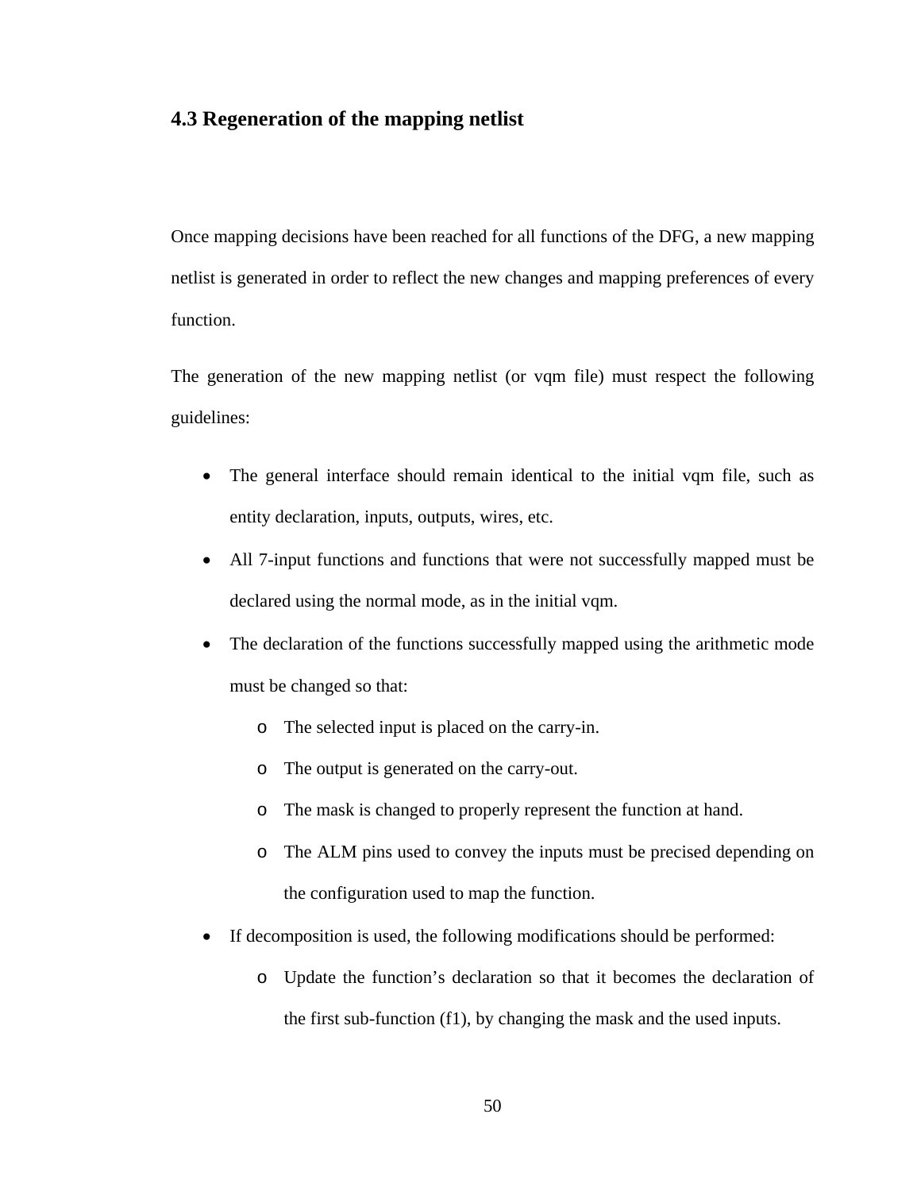## 4.3 Regeneration of the mapping netlist

Once mapping decisions have been reached for all functions of the DFG, a new mapping netlist is generated in order to reflect the new changes and mapping preferences of every function.

The generation of the new mapping netlist (or vqm file) must respect the following guidelines:

- The general interface should remain identical to the initial vqm file, such as entity declaration, inputs, outputs, wires, etc.
- All 7-input functions and functions that were not successfully mapped must be declared using the normal mode, as in the initial vqm.
- The declaration of the functions successfully mapped using the arithmetic mode must be changed so that:
  - The selected input is placed on the carry-in.
  - The output is generated on the carry-out.
  - The mask is changed to properly represent the function at hand.
  - The ALM pins used to convey the inputs must be precised depending on the configuration used to map the function.
- If decomposition is used, the following modifications should be performed:
  - Update the function's declaration so that it becomes the declaration of the first sub-function (f1), by changing the mask and the used inputs.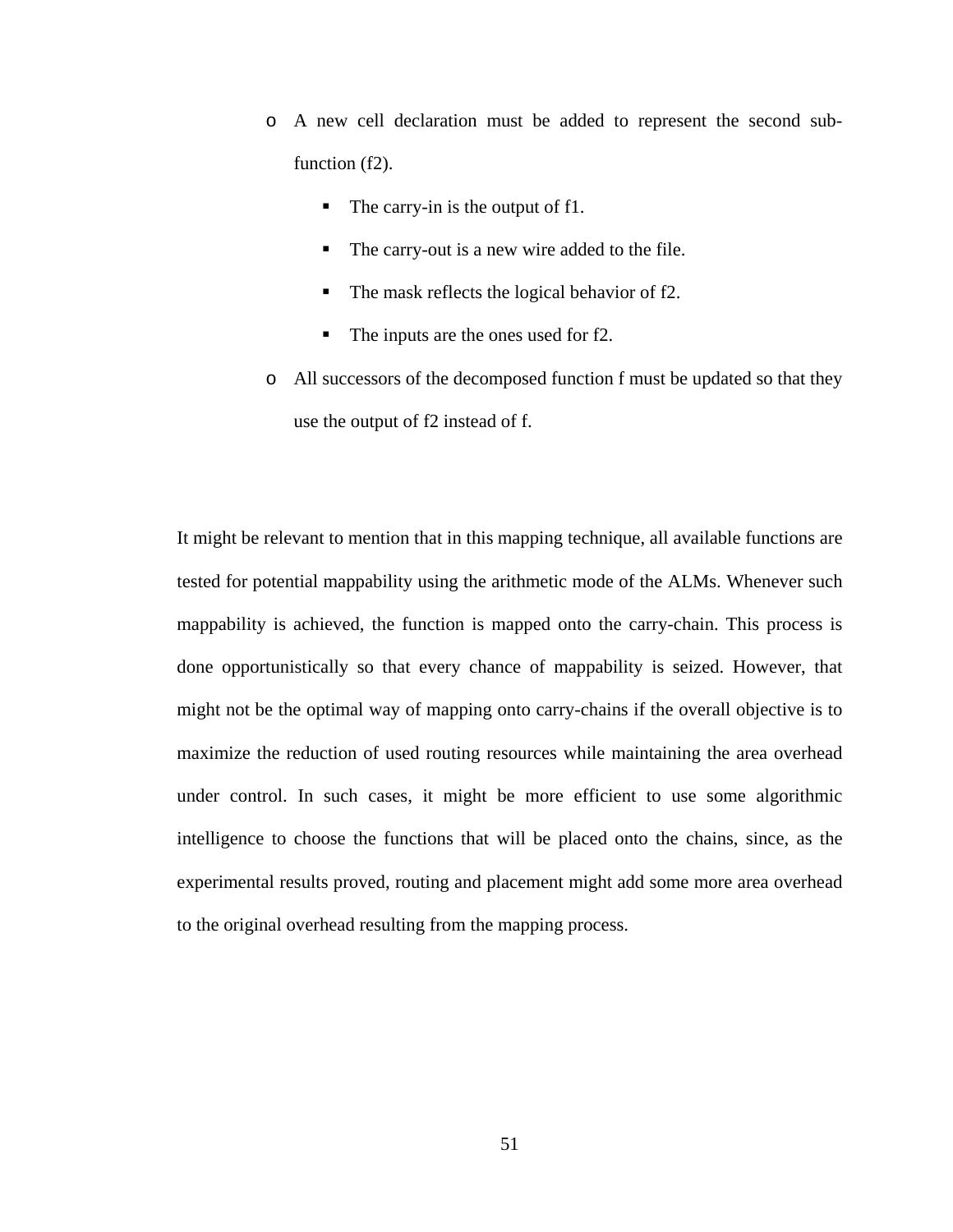- A new cell declaration must be added to represent the second sub-function (f2).
    - The carry-in is the output of f1.
    - The carry-out is a new wire added to the file.
    - The mask reflects the logical behavior of f2.
    - The inputs are the ones used for f2.
- All successors of the decomposed function f must be updated so that they use the output of f2 instead of f.

It might be relevant to mention that in this mapping technique, all available functions are tested for potential mappability using the arithmetic mode of the ALMs. Whenever such mappability is achieved, the function is mapped onto the carry-chain. This process is done opportunistically so that every chance of mappability is seized. However, that might not be the optimal way of mapping onto carry-chains if the overall objective is to maximize the reduction of used routing resources while maintaining the area overhead under control. In such cases, it might be more efficient to use some algorithmic intelligence to choose the functions that will be placed onto the chains, since, as the experimental results proved, routing and placement might add some more area overhead to the original overhead resulting from the mapping process.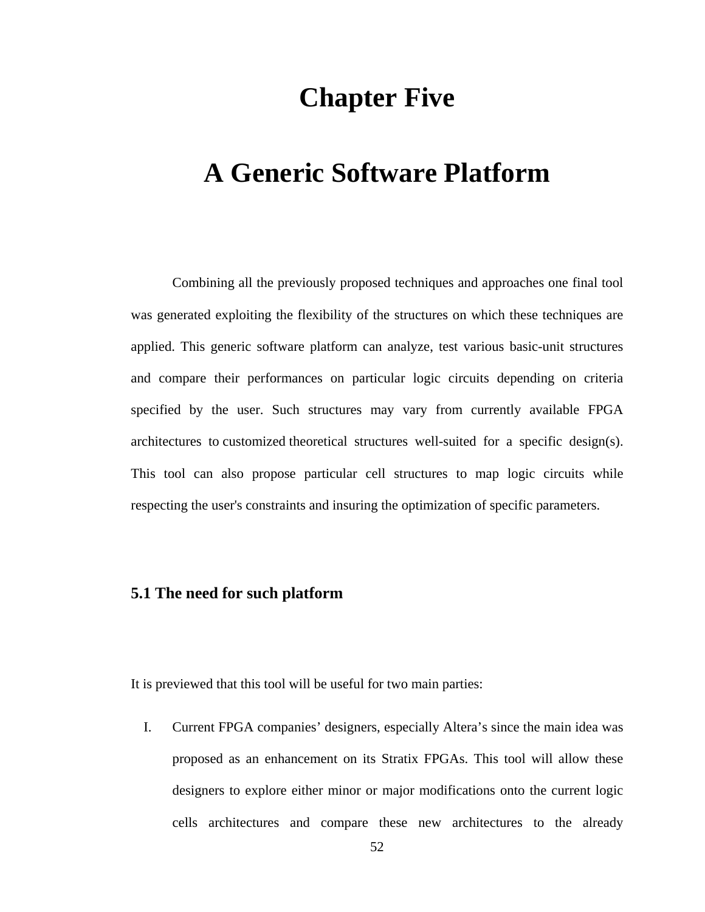# Chapter Five

# A Generic Software Platform

Combining all the previously proposed techniques and approaches one final tool was generated exploiting the flexibility of the structures on which these techniques are applied. This generic software platform can analyze, test various basic-unit structures and compare their performances on particular logic circuits depending on criteria specified by the user. Such structures may vary from currently available FPGA architectures to customized theoretical structures well-suited for a specific design(s). This tool can also propose particular cell structures to map logic circuits while respecting the user's constraints and insuring the optimization of specific parameters.

## 5.1 The need for such platform

It is previewed that this tool will be useful for two main parties:

I. Current FPGA companies' designers, especially Altera's since the main idea was proposed as an enhancement on its Stratix FPGAs. This tool will allow these designers to explore either minor or major modifications onto the current logic cells architectures and compare these new architectures to the already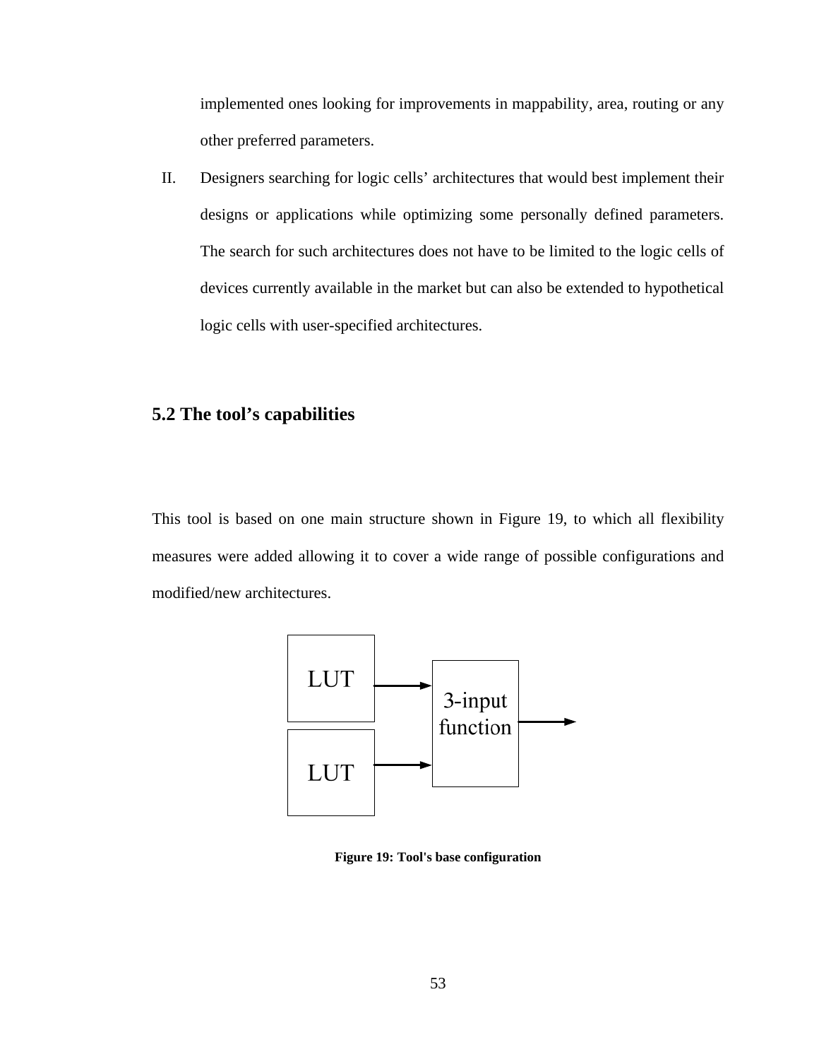implemented ones looking for improvements in mappability, area, routing or any other preferred parameters.

II. Designers searching for logic cells' architectures that would best implement their designs or applications while optimizing some personally defined parameters. The search for such architectures does not have to be limited to the logic cells of devices currently available in the market but can also be extended to hypothetical logic cells with user-specified architectures.

## 5.2 The tool's capabilities

This tool is based on one main structure shown in Figure 19, to which all flexibility measures were added allowing it to cover a wide range of possible configurations and modified/new architectures.

**Figure 19: Tool's base configuration**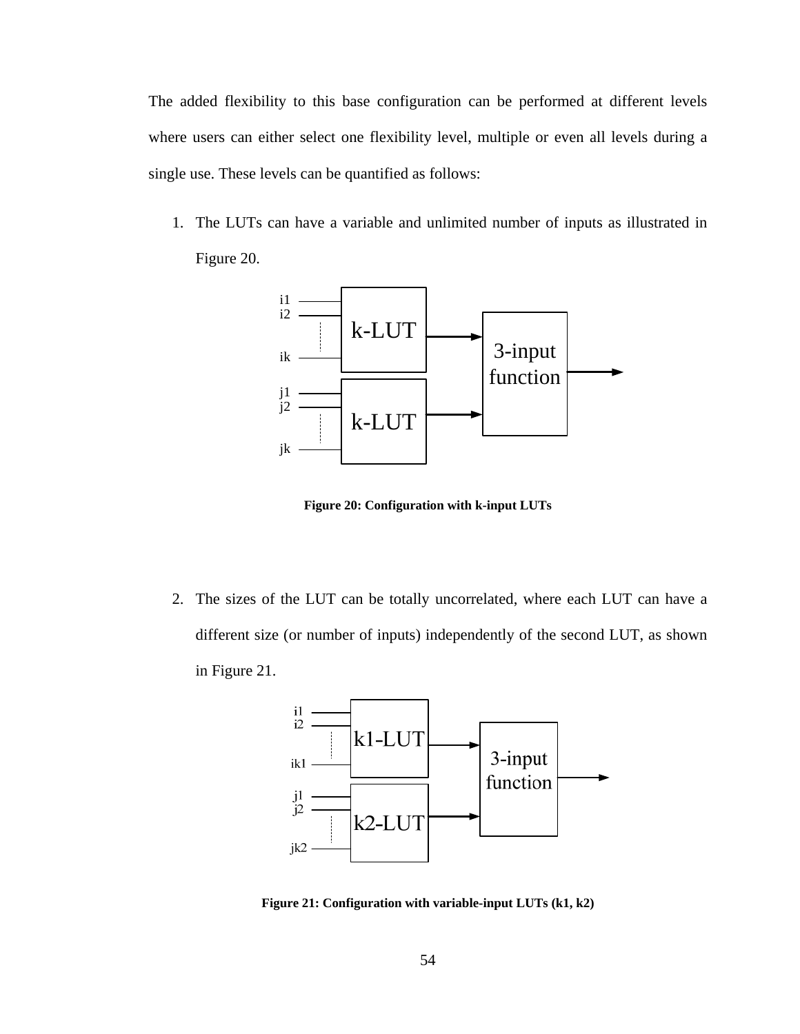The added flexibility to this base configuration can be performed at different levels where users can either select one flexibility level, multiple or even all levels during a single use. These levels can be quantified as follows:

1. The LUTs can have a variable and unlimited number of inputs as illustrated in Figure 20.

**Figure 20: Configuration with k-input LUTs**

2. The sizes of the LUT can be totally uncorrelated, where each LUT can have a different size (or number of inputs) independently of the second LUT, as shown in Figure 21.

**Figure 21: Configuration with variable-input LUTs (k1, k2)**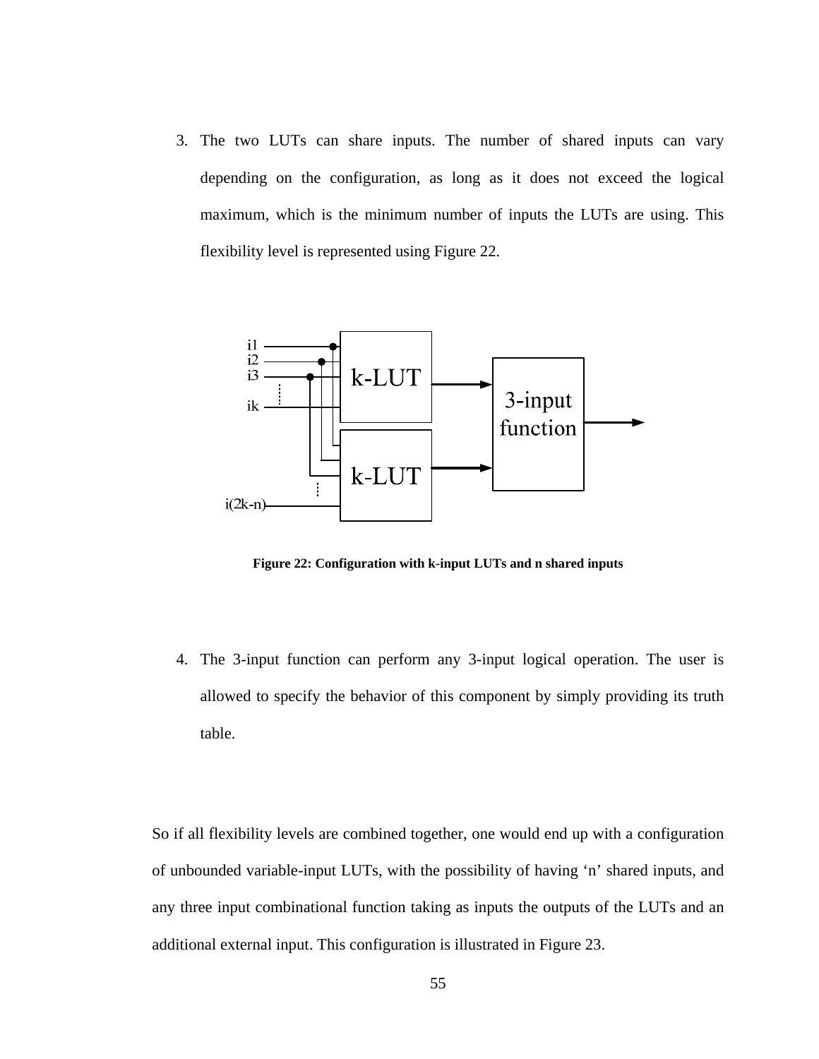3. The two LUTs can share inputs. The number of shared inputs can vary depending on the configuration, as long as it does not exceed the logical maximum, which is the minimum number of inputs the LUTs are using. This flexibility level is represented using Figure 22.

**Figure 22: Configuration with k-input LUTs and n shared inputs**

4. The 3-input function can perform any 3-input logical operation. The user is allowed to specify the behavior of this component by simply providing its truth table.

So if all flexibility levels are combined together, one would end up with a configuration of unbounded variable-input LUTs, with the possibility of having 'n' shared inputs, and any three input combinational function taking as inputs the outputs of the LUTs and an additional external input. This configuration is illustrated in Figure 23.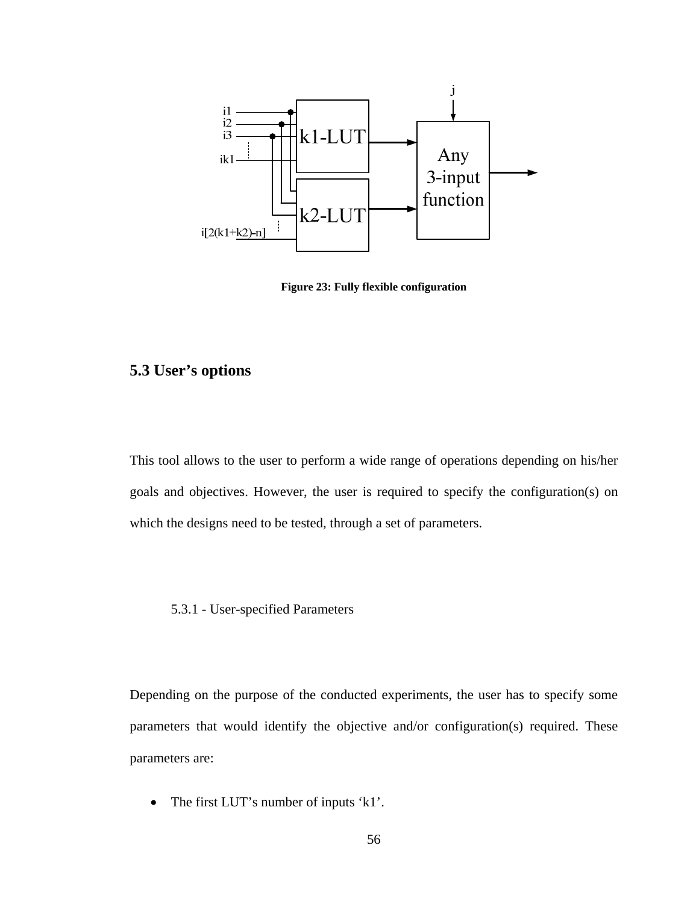Figure 23: Fully flexible configuration

## 5.3 User's options

This tool allows to the user to perform a wide range of operations depending on his/her goals and objectives. However, the user is required to specify the configuration(s) on which the designs need to be tested, through a set of parameters.

### 5.3.1 - User-specified Parameters

Depending on the purpose of the conducted experiments, the user has to specify some parameters that would identify the objective and/or configuration(s) required. These parameters are:

- The first LUT's number of inputs 'k1'.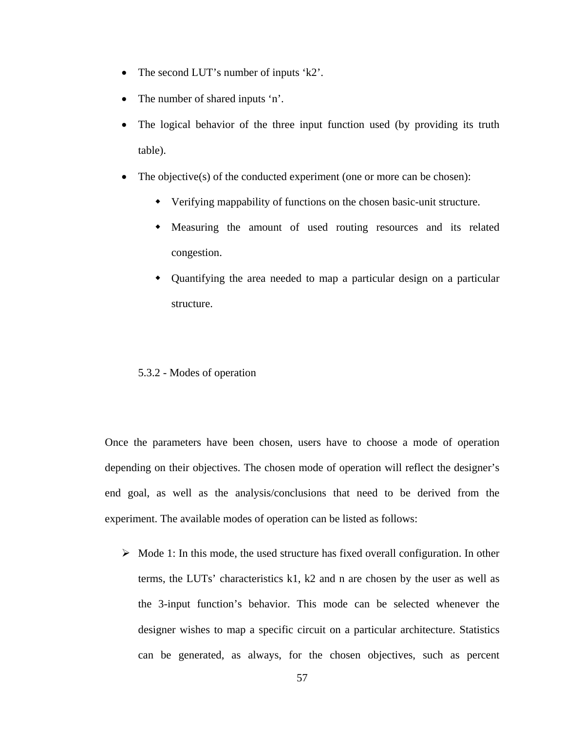- The second LUT's number of inputs 'k2'.
- The number of shared inputs 'n'.
- The logical behavior of the three input function used (by providing its truth table).
- The objective(s) of the conducted experiment (one or more can be chosen):
  - Verifying mappability of functions on the chosen basic-unit structure.
  - Measuring the amount of used routing resources and its related congestion.
  - Quantifying the area needed to map a particular design on a particular structure.

### 5.3.2 - Modes of operation

Once the parameters have been chosen, users have to choose a mode of operation depending on their objectives. The chosen mode of operation will reflect the designer's end goal, as well as the analysis/conclusions that need to be derived from the experiment. The available modes of operation can be listed as follows:

- Mode 1: In this mode, the used structure has fixed overall configuration. In other terms, the LUTs' characteristics k1, k2 and n are chosen by the user as well as the 3-input function's behavior. This mode can be selected whenever the designer wishes to map a specific circuit on a particular architecture. Statistics can be generated, as always, for the chosen objectives, such as percent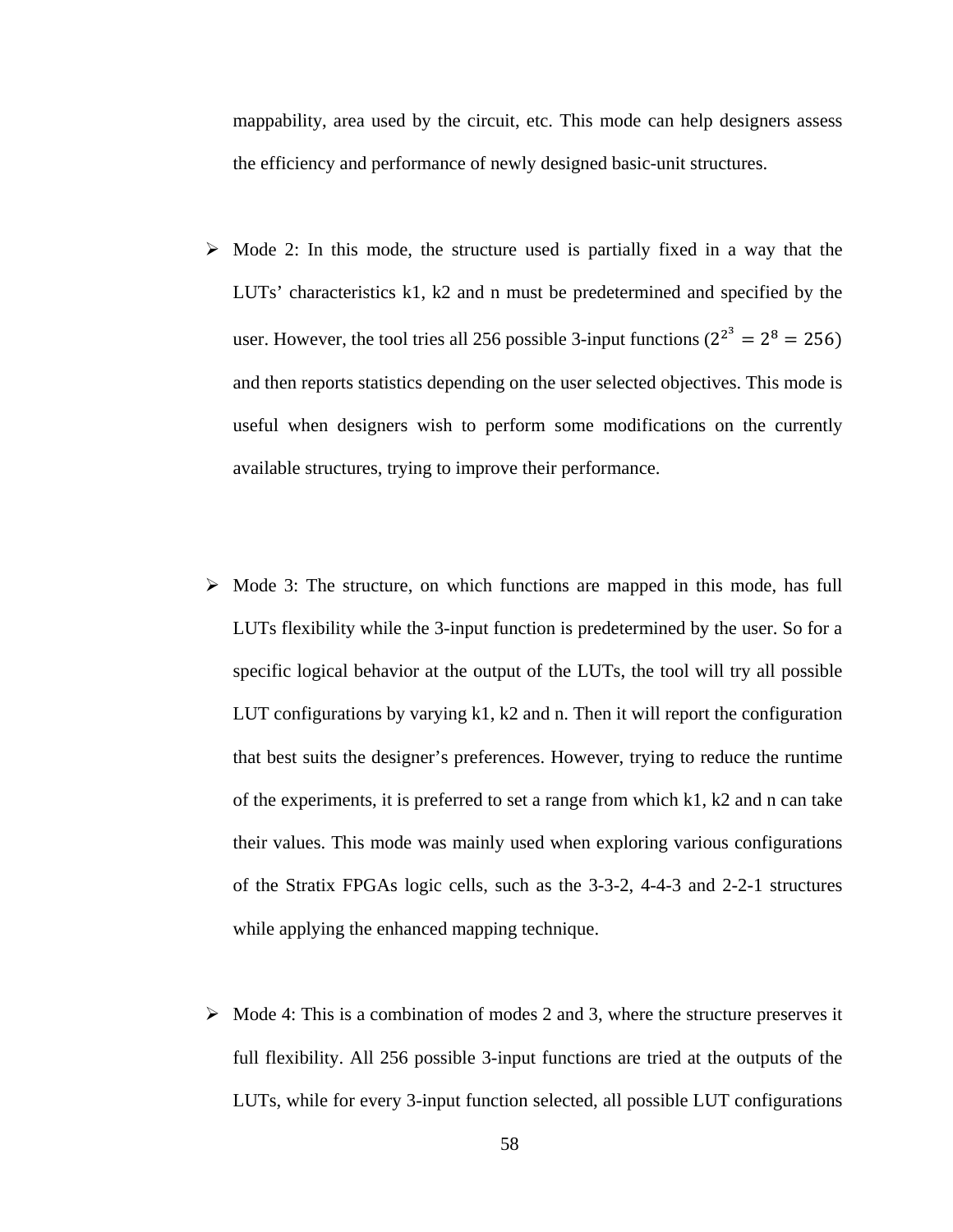mappability, area used by the circuit, etc. This mode can help designers assess the efficiency and performance of newly designed basic-unit structures.

- Mode 2: In this mode, the structure used is partially fixed in a way that the LUTs' characteristics k1, k2 and n must be predetermined and specified by the user. However, the tool tries all 256 possible 3-input functions ($2^{2^3} = 2^8 = 256$) and then reports statistics depending on the user selected objectives. This mode is useful when designers wish to perform some modifications on the currently available structures, trying to improve their performance.

- Mode 3: The structure, on which functions are mapped in this mode, has full LUTs flexibility while the 3-input function is predetermined by the user. So for a specific logical behavior at the output of the LUTs, the tool will try all possible LUT configurations by varying k1, k2 and n. Then it will report the configuration that best suits the designer's preferences. However, trying to reduce the runtime of the experiments, it is preferred to set a range from which k1, k2 and n can take their values. This mode was mainly used when exploring various configurations of the Stratix FPGAs logic cells, such as the 3-3-2, 4-4-3 and 2-2-1 structures while applying the enhanced mapping technique.

- Mode 4: This is a combination of modes 2 and 3, where the structure preserves it full flexibility. All 256 possible 3-input functions are tried at the outputs of the LUTs, while for every 3-input function selected, all possible LUT configurations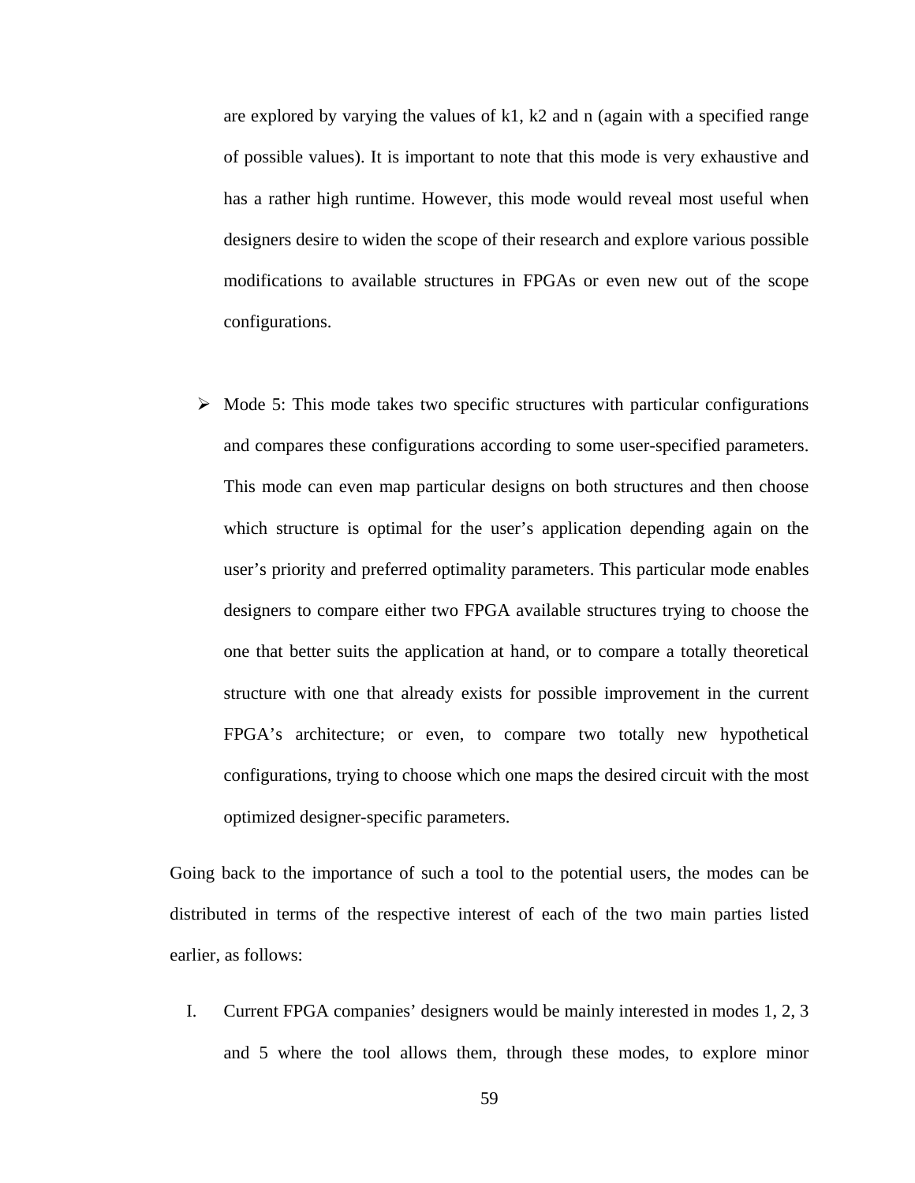are explored by varying the values of k1, k2 and n (again with a specified range of possible values). It is important to note that this mode is very exhaustive and has a rather high runtime. However, this mode would reveal most useful when designers desire to widen the scope of their research and explore various possible modifications to available structures in FPGAs or even new out of the scope configurations.

- Mode 5: This mode takes two specific structures with particular configurations and compares these configurations according to some user-specified parameters. This mode can even map particular designs on both structures and then choose which structure is optimal for the user's application depending again on the user's priority and preferred optimality parameters. This particular mode enables designers to compare either two FPGA available structures trying to choose the one that better suits the application at hand, or to compare a totally theoretical structure with one that already exists for possible improvement in the current FPGA's architecture; or even, to compare two totally new hypothetical configurations, trying to choose which one maps the desired circuit with the most optimized designer-specific parameters.

Going back to the importance of such a tool to the potential users, the modes can be distributed in terms of the respective interest of each of the two main parties listed earlier, as follows:

I. Current FPGA companies' designers would be mainly interested in modes 1, 2, 3 and 5 where the tool allows them, through these modes, to explore minor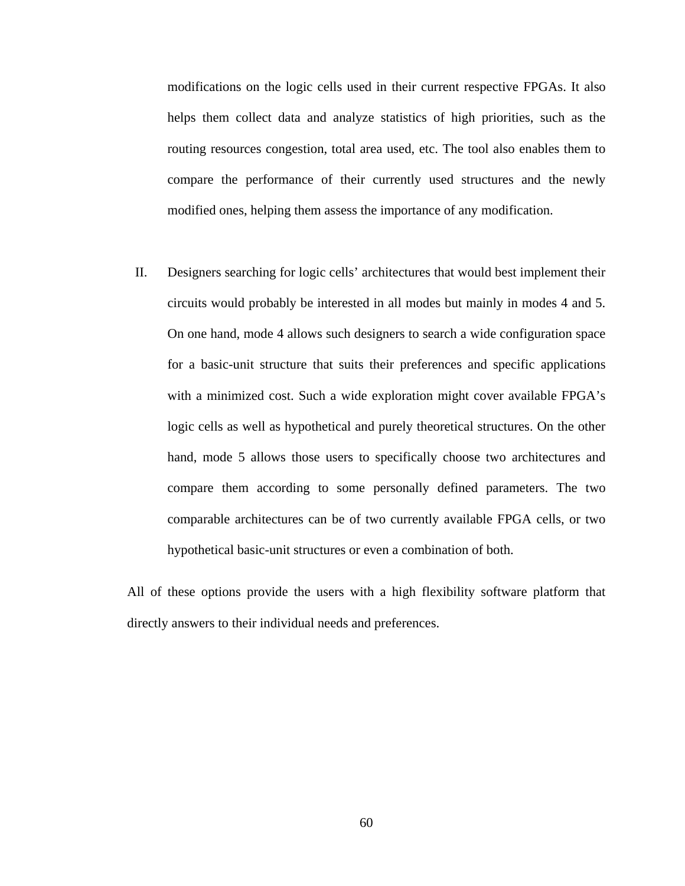modifications on the logic cells used in their current respective FPGAs. It also helps them collect data and analyze statistics of high priorities, such as the routing resources congestion, total area used, etc. The tool also enables them to compare the performance of their currently used structures and the newly modified ones, helping them assess the importance of any modification.

II. Designers searching for logic cells' architectures that would best implement their circuits would probably be interested in all modes but mainly in modes 4 and 5. On one hand, mode 4 allows such designers to search a wide configuration space for a basic-unit structure that suits their preferences and specific applications with a minimized cost. Such a wide exploration might cover available FPGA's logic cells as well as hypothetical and purely theoretical structures. On the other hand, mode 5 allows those users to specifically choose two architectures and compare them according to some personally defined parameters. The two comparable architectures can be of two currently available FPGA cells, or two hypothetical basic-unit structures or even a combination of both.

All of these options provide the users with a high flexibility software platform that directly answers to their individual needs and preferences.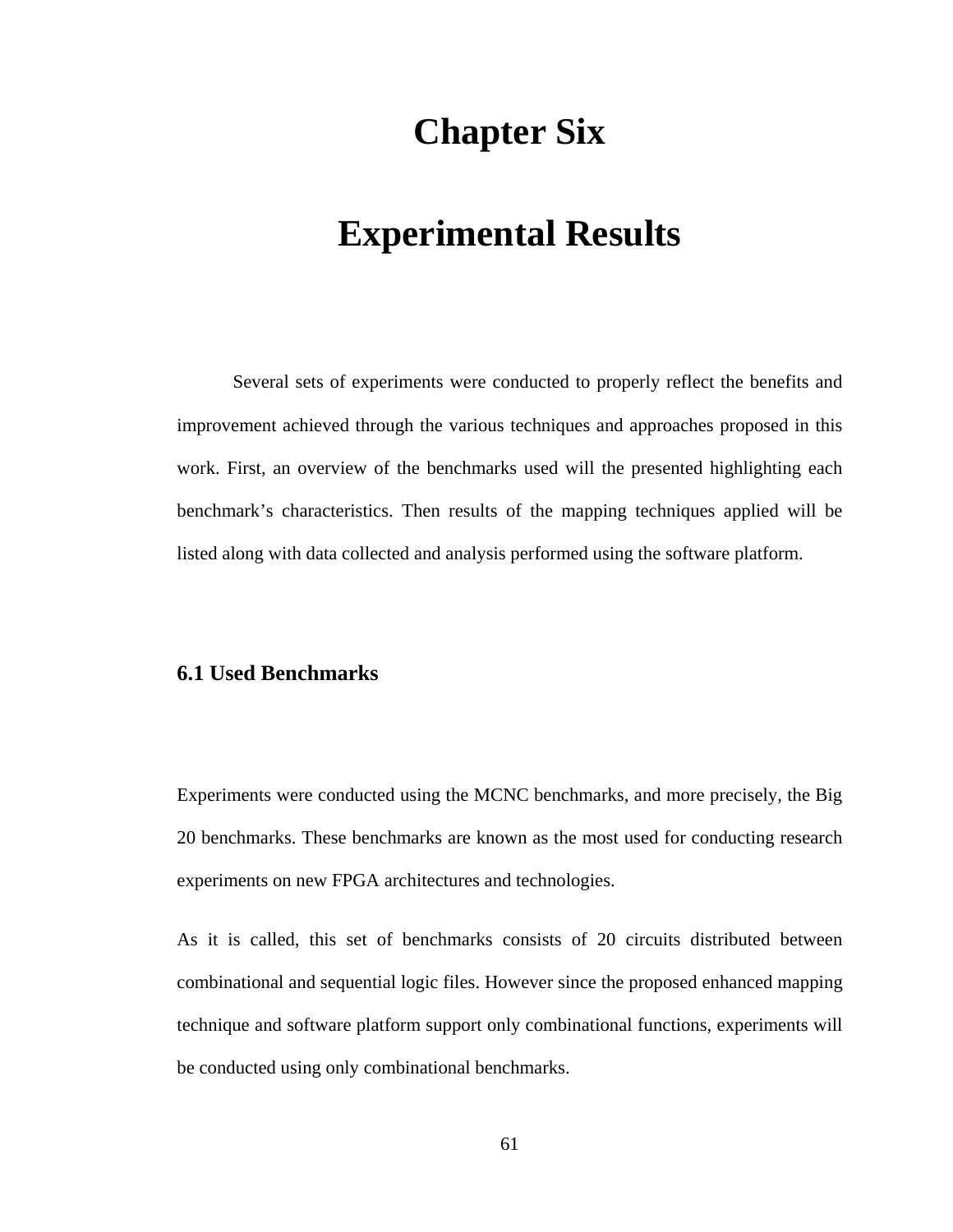# Chapter Six

# Experimental Results

Several sets of experiments were conducted to properly reflect the benefits and improvement achieved through the various techniques and approaches proposed in this work. First, an overview of the benchmarks used will the presented highlighting each benchmark's characteristics. Then results of the mapping techniques applied will be listed along with data collected and analysis performed using the software platform.

## 6.1 Used Benchmarks

Experiments were conducted using the MCNC benchmarks, and more precisely, the Big 20 benchmarks. These benchmarks are known as the most used for conducting research experiments on new FPGA architectures and technologies.

As it is called, this set of benchmarks consists of 20 circuits distributed between combinational and sequential logic files. However since the proposed enhanced mapping technique and software platform support only combinational functions, experiments will be conducted using only combinational benchmarks.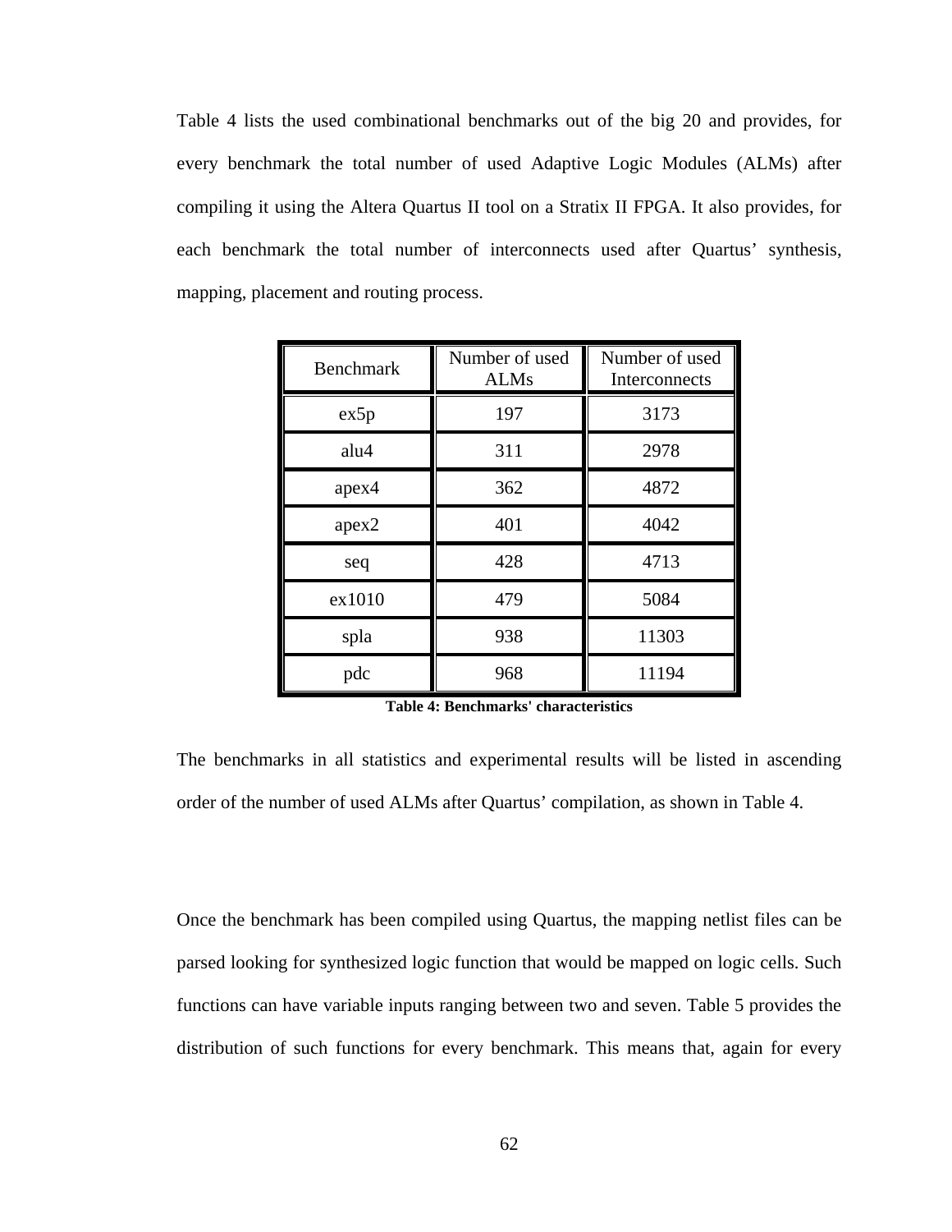Table 4 lists the used combinational benchmarks out of the big 20 and provides, for every benchmark the total number of used Adaptive Logic Modules (ALMs) after compiling it using the Altera Quartus II tool on a Stratix II FPGA. It also provides, for each benchmark the total number of interconnects used after Quartus' synthesis, mapping, placement and routing process.

| Benchmark | Number of used ALMs | Number of used Interconnects |
|---|---|---|
| ex5p | 197 | 3173 |
| alu4 | 311 | 2978 |
| apex4 | 362 | 4872 |
| apex2 | 401 | 4042 |
| seq | 428 | 4713 |
| ex1010 | 479 | 5084 |
| spla | 938 | 11303 |
| pdc | 968 | 11194 |

**Table 4: Benchmarks' characteristics**

The benchmarks in all statistics and experimental results will be listed in ascending order of the number of used ALMs after Quartus' compilation, as shown in Table 4.

Once the benchmark has been compiled using Quartus, the mapping netlist files can be parsed looking for synthesized logic function that would be mapped on logic cells. Such functions can have variable inputs ranging between two and seven. Table 5 provides the distribution of such functions for every benchmark. This means that, again for every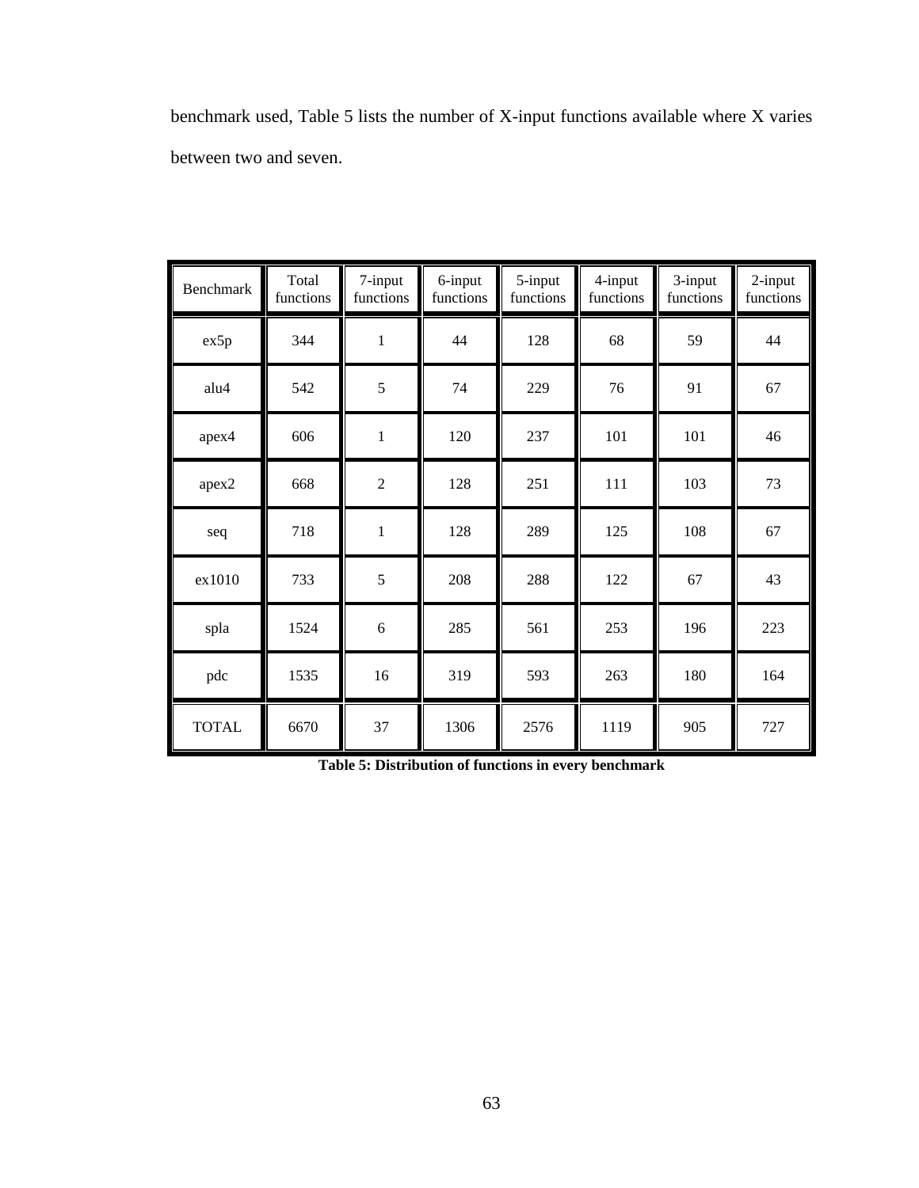benchmark used, Table 5 lists the number of X-input functions available where X varies between two and seven.

| Benchmark | Total functions | 7-input functions | 6-input functions | 5-input functions | 4-input functions | 3-input functions | 2-input functions |
| --- | --- | --- | --- | --- | --- | --- | --- |
| ex5p | 344 | 1 | 44 | 128 | 68 | 59 | 44 |
| alu4 | 542 | 5 | 74 | 229 | 76 | 91 | 67 |
| apex4 | 606 | 1 | 120 | 237 | 101 | 101 | 46 |
| apex2 | 668 | 2 | 128 | 251 | 111 | 103 | 73 |
| seq | 718 | 1 | 128 | 289 | 125 | 108 | 67 |
| ex1010 | 733 | 5 | 208 | 288 | 122 | 67 | 43 |
| spla | 1524 | 6 | 285 | 561 | 253 | 196 | 223 |
| pdc | 1535 | 16 | 319 | 593 | 263 | 180 | 164 |
| TOTAL | 6670 | 37 | 1306 | 2576 | 1119 | 905 | 727 |

**Table 5: Distribution of functions in every benchmark**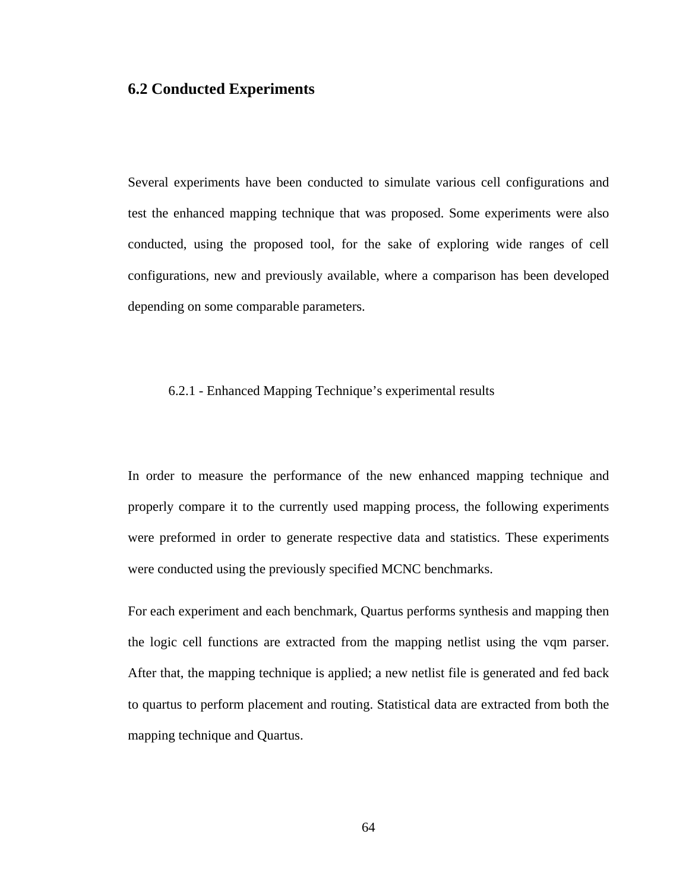## 6.2 Conducted Experiments

Several experiments have been conducted to simulate various cell configurations and test the enhanced mapping technique that was proposed. Some experiments were also conducted, using the proposed tool, for the sake of exploring wide ranges of cell configurations, new and previously available, where a comparison has been developed depending on some comparable parameters.

### 6.2.1 - Enhanced Mapping Technique's experimental results

In order to measure the performance of the new enhanced mapping technique and properly compare it to the currently used mapping process, the following experiments were preformed in order to generate respective data and statistics. These experiments were conducted using the previously specified MCNC benchmarks.

For each experiment and each benchmark, Quartus performs synthesis and mapping then the logic cell functions are extracted from the mapping netlist using the vqm parser. After that, the mapping technique is applied; a new netlist file is generated and fed back to quartus to perform placement and routing. Statistical data are extracted from both the mapping technique and Quartus.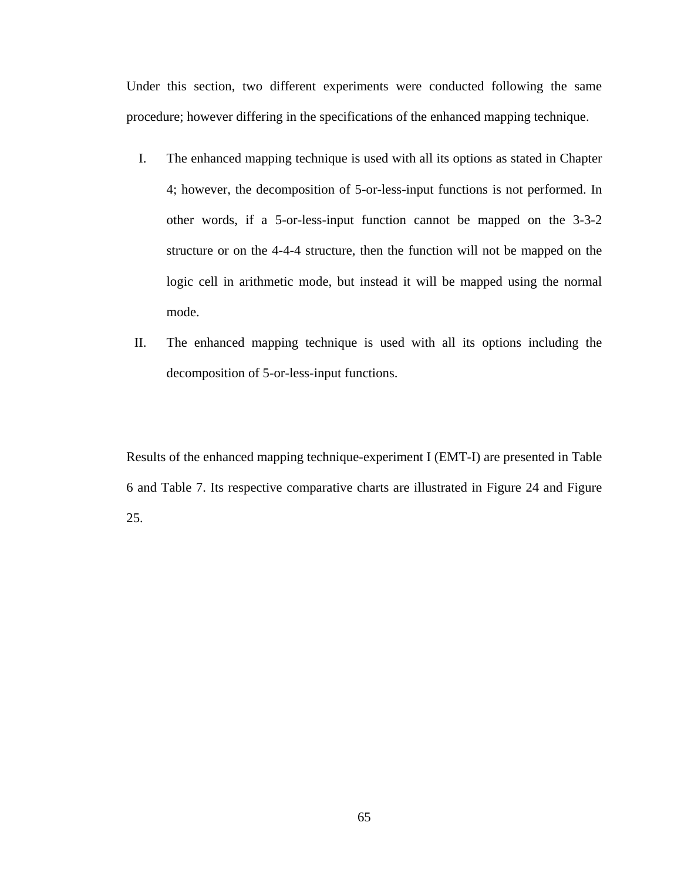Under this section, two different experiments were conducted following the same procedure; however differing in the specifications of the enhanced mapping technique.

I. The enhanced mapping technique is used with all its options as stated in Chapter 4; however, the decomposition of 5-or-less-input functions is not performed. In other words, if a 5-or-less-input function cannot be mapped on the 3-3-2 structure or on the 4-4-4 structure, then the function will not be mapped on the logic cell in arithmetic mode, but instead it will be mapped using the normal mode.

II. The enhanced mapping technique is used with all its options including the decomposition of 5-or-less-input functions.

Results of the enhanced mapping technique-experiment I (EMT-I) are presented in Table 6 and Table 7. Its respective comparative charts are illustrated in Figure 24 and Figure 25.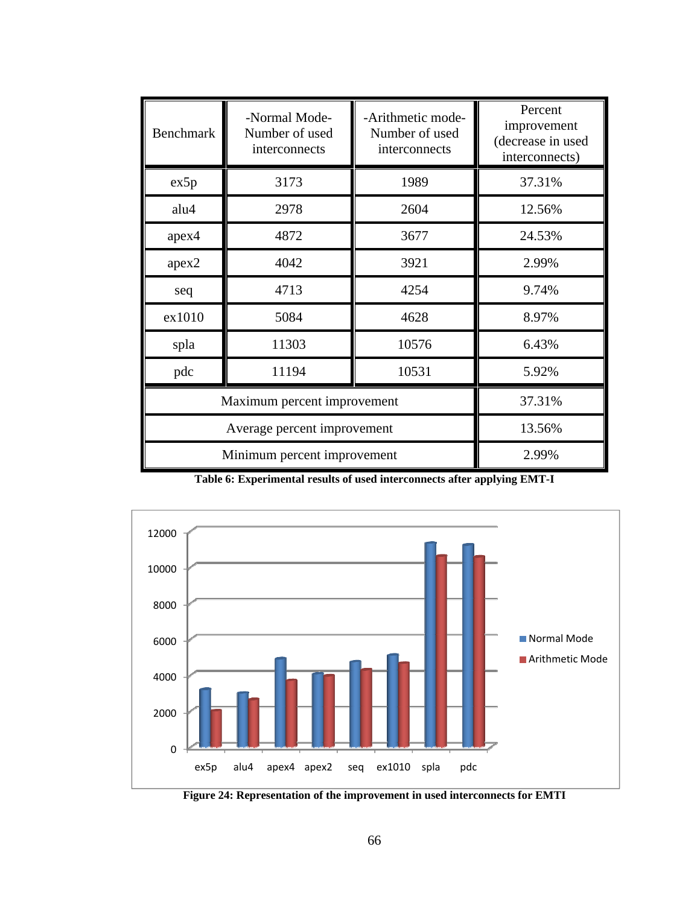| Benchmark | -Normal Mode- Number of used interconnects | -Arithmetic mode- Number of used interconnects | Percent improvement (decrease in used interconnects) |
|---|---|---|---|
| ex5p | 3173 | 1989 | 37.31% |
| alu4 | 2978 | 2604 | 12.56% |
| apex4 | 4872 | 3677 | 24.53% |
| apex2 | 4042 | 3921 | 2.99% |
| seq | 4713 | 4254 | 9.74% |
| ex1010 | 5084 | 4628 | 8.97% |
| spla | 11303 | 10576 | 6.43% |
| pdc | 11194 | 10531 | 5.92% |
| Maximum percent improvement | | | 37.31% |
| Average percent improvement | | | 13.56% |
| Minimum percent improvement | | | 2.99% |

**Table 6: Experimental results of used interconnects after applying EMT-I**

**Figure 24: Representation of the improvement in used interconnects for EMTI**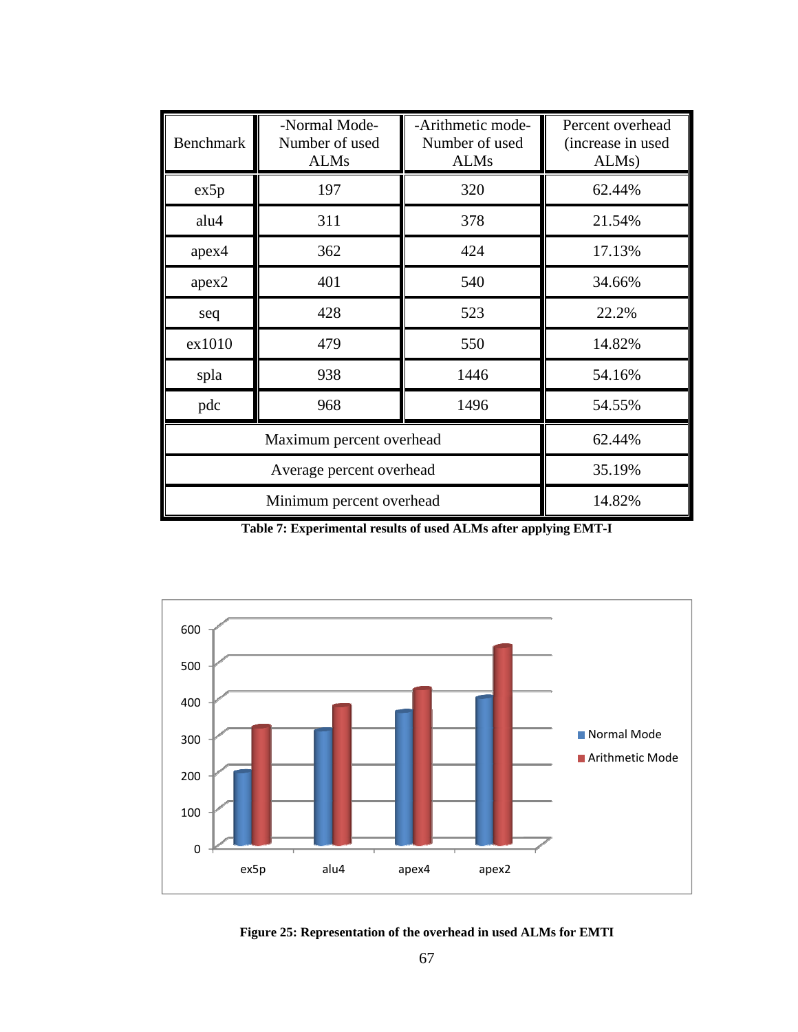| Benchmark | -Normal Mode- Number of used ALMs | -Arithmetic mode- Number of used ALMs | Percent overhead (increase in used ALMs) |
|---|---|---|---|
| ex5p | 197 | 320 | 62.44% |
| alu4 | 311 | 378 | 21.54% |
| apex4 | 362 | 424 | 17.13% |
| apex2 | 401 | 540 | 34.66% |
| seq | 428 | 523 | 22.2% |
| ex1010 | 479 | 550 | 14.82% |
| spla | 938 | 1446 | 54.16% |
| pdc | 968 | 1496 | 54.55% |
| Maximum percent overhead | | | 62.44% |
| Average percent overhead | | | 35.19% |
| Minimum percent overhead | | | 14.82% |

**Table 7: Experimental results of used ALMs after applying EMT-I**

**Figure 25: Representation of the overhead in used ALMs for EMTI**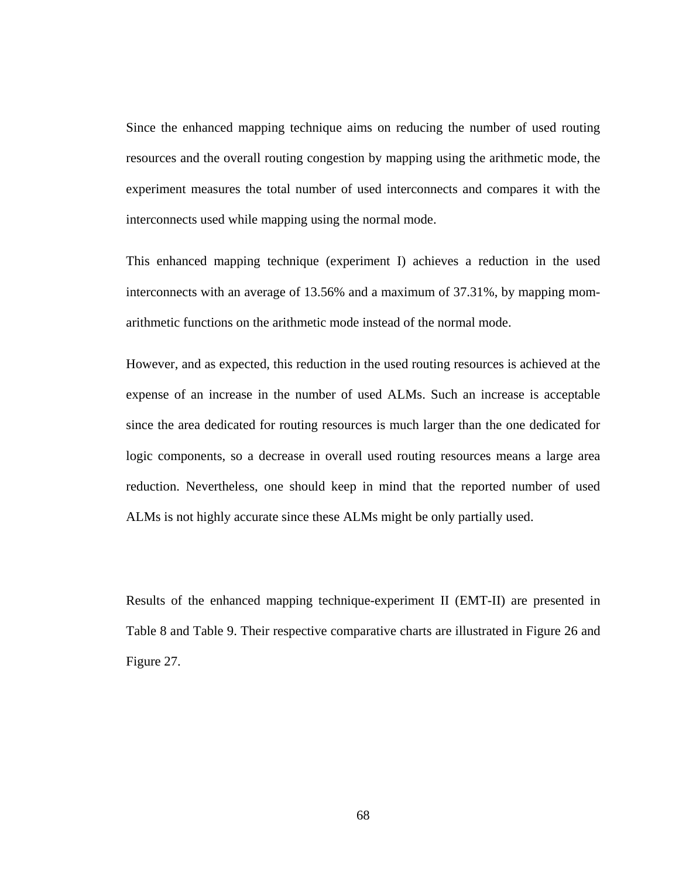Since the enhanced mapping technique aims on reducing the number of used routing resources and the overall routing congestion by mapping using the arithmetic mode, the experiment measures the total number of used interconnects and compares it with the interconnects used while mapping using the normal mode.

This enhanced mapping technique (experiment I) achieves a reduction in the used interconnects with an average of 13.56% and a maximum of 37.31%, by mapping mom-arithmetic functions on the arithmetic mode instead of the normal mode.

However, and as expected, this reduction in the used routing resources is achieved at the expense of an increase in the number of used ALMs. Such an increase is acceptable since the area dedicated for routing resources is much larger than the one dedicated for logic components, so a decrease in overall used routing resources means a large area reduction. Nevertheless, one should keep in mind that the reported number of used ALMs is not highly accurate since these ALMs might be only partially used.

Results of the enhanced mapping technique-experiment II (EMT-II) are presented in Table 8 and Table 9. Their respective comparative charts are illustrated in Figure 26 and Figure 27.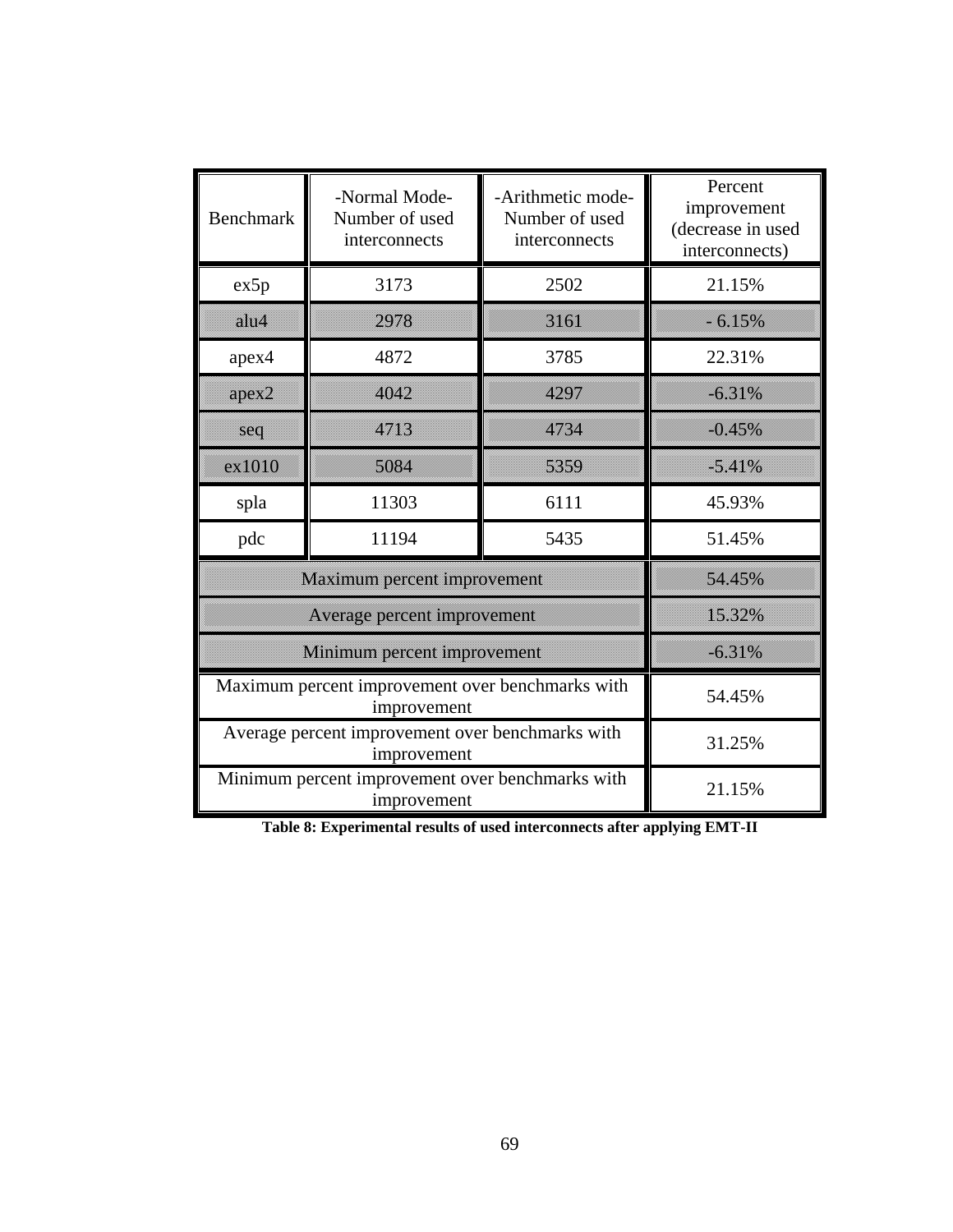| Benchmark | -Normal Mode- Number of used interconnects | -Arithmetic mode- Number of used interconnects | Percent improvement (decrease in used interconnects) |
|---|---|---|---|
| ex5p | 3173 | 2502 | 21.15% |
| alu4 | 2978 | 3161 | - 6.15% |
| apex4 | 4872 | 3785 | 22.31% |
| apex2 | 4042 | 4297 | -6.31% |
| seq | 4713 | 4734 | -0.45% |
| ex1010 | 5084 | 5359 | -5.41% |
| spla | 11303 | 6111 | 45.93% |
| pdc | 11194 | 5435 | 51.45% |
| Maximum percent improvement | | | 54.45% |
| Average percent improvement | | | 15.32% |
| Minimum percent improvement | | | -6.31% |
| Maximum percent improvement over benchmarks with improvement | | | 54.45% |
| Average percent improvement over benchmarks with improvement | | | 31.25% |
| Minimum percent improvement over benchmarks with improvement | | | 21.15% |

**Table 8: Experimental results of used interconnects after applying EMT-II**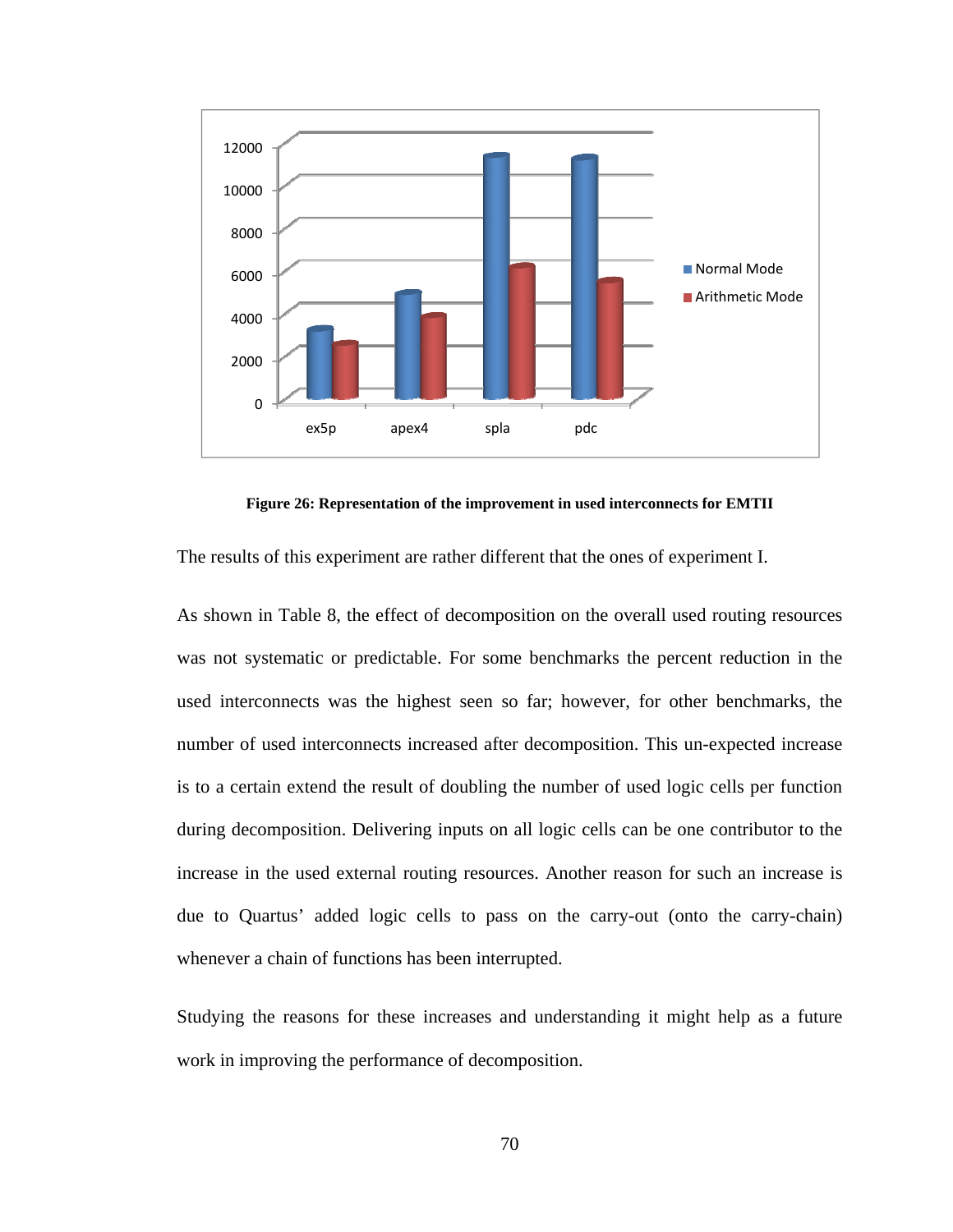**Figure 26: Representation of the improvement in used interconnects for EMTII**

The results of this experiment are rather different that the ones of experiment I.

As shown in Table 8, the effect of decomposition on the overall used routing resources was not systematic or predictable. For some benchmarks the percent reduction in the used interconnects was the highest seen so far; however, for other benchmarks, the number of used interconnects increased after decomposition. This un-expected increase is to a certain extend the result of doubling the number of used logic cells per function during decomposition. Delivering inputs on all logic cells can be one contributor to the increase in the used external routing resources. Another reason for such an increase is due to Quartus' added logic cells to pass on the carry-out (onto the carry-chain) whenever a chain of functions has been interrupted.

Studying the reasons for these increases and understanding it might help as a future work in improving the performance of decomposition.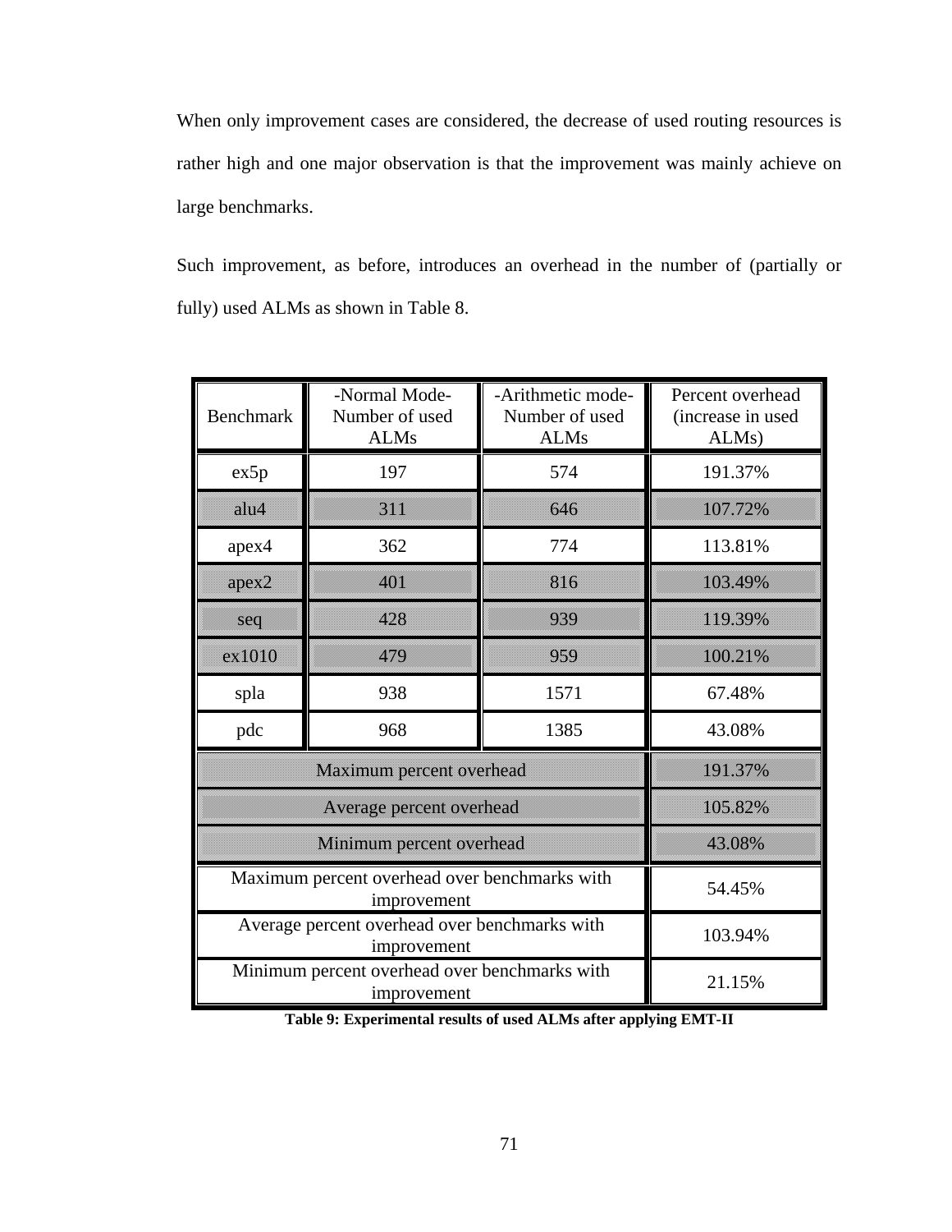When only improvement cases are considered, the decrease of used routing resources is rather high and one major observation is that the improvement was mainly achieve on large benchmarks.

Such improvement, as before, introduces an overhead in the number of (partially or fully) used ALMs as shown in Table 8.

| Benchmark | -Normal Mode- Number of used ALMs | -Arithmetic mode- Number of used ALMs | Percent overhead (increase in used ALMs) |
|---|---|---|---|
| ex5p | 197 | 574 | 191.37% |
| alu4 | 311 | 646 | 107.72% |
| apex4 | 362 | 774 | 113.81% |
| apex2 | 401 | 816 | 103.49% |
| seq | 428 | 939 | 119.39% |
| ex1010 | 479 | 959 | 100.21% |
| spla | 938 | 1571 | 67.48% |
| pdc | 968 | 1385 | 43.08% |
| Maximum percent overhead | | | 191.37% |
| Average percent overhead | | | 105.82% |
| Minimum percent overhead | | | 43.08% |
| Maximum percent overhead over benchmarks with improvement | | | 54.45% |
| Average percent overhead over benchmarks with improvement | | | 103.94% |
| Minimum percent overhead over benchmarks with improvement | | | 21.15% |

**Table 9: Experimental results of used ALMs after applying EMT-II**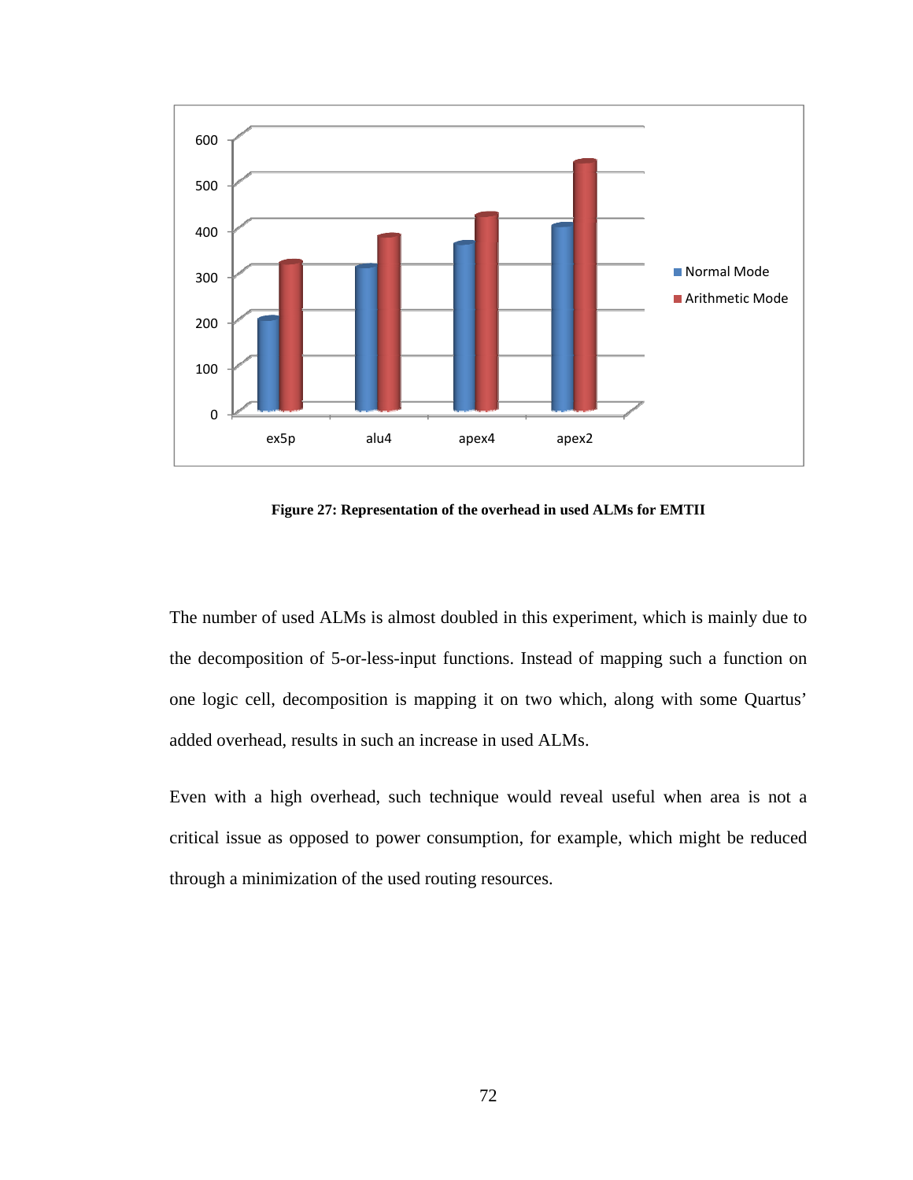**Figure 27: Representation of the overhead in used ALMs for EMTII**

The number of used ALMs is almost doubled in this experiment, which is mainly due to the decomposition of 5-or-less-input functions. Instead of mapping such a function on one logic cell, decomposition is mapping it on two which, along with some Quartus' added overhead, results in such an increase in used ALMs.

Even with a high overhead, such technique would reveal useful when area is not a critical issue as opposed to power consumption, for example, which might be reduced through a minimization of the used routing resources.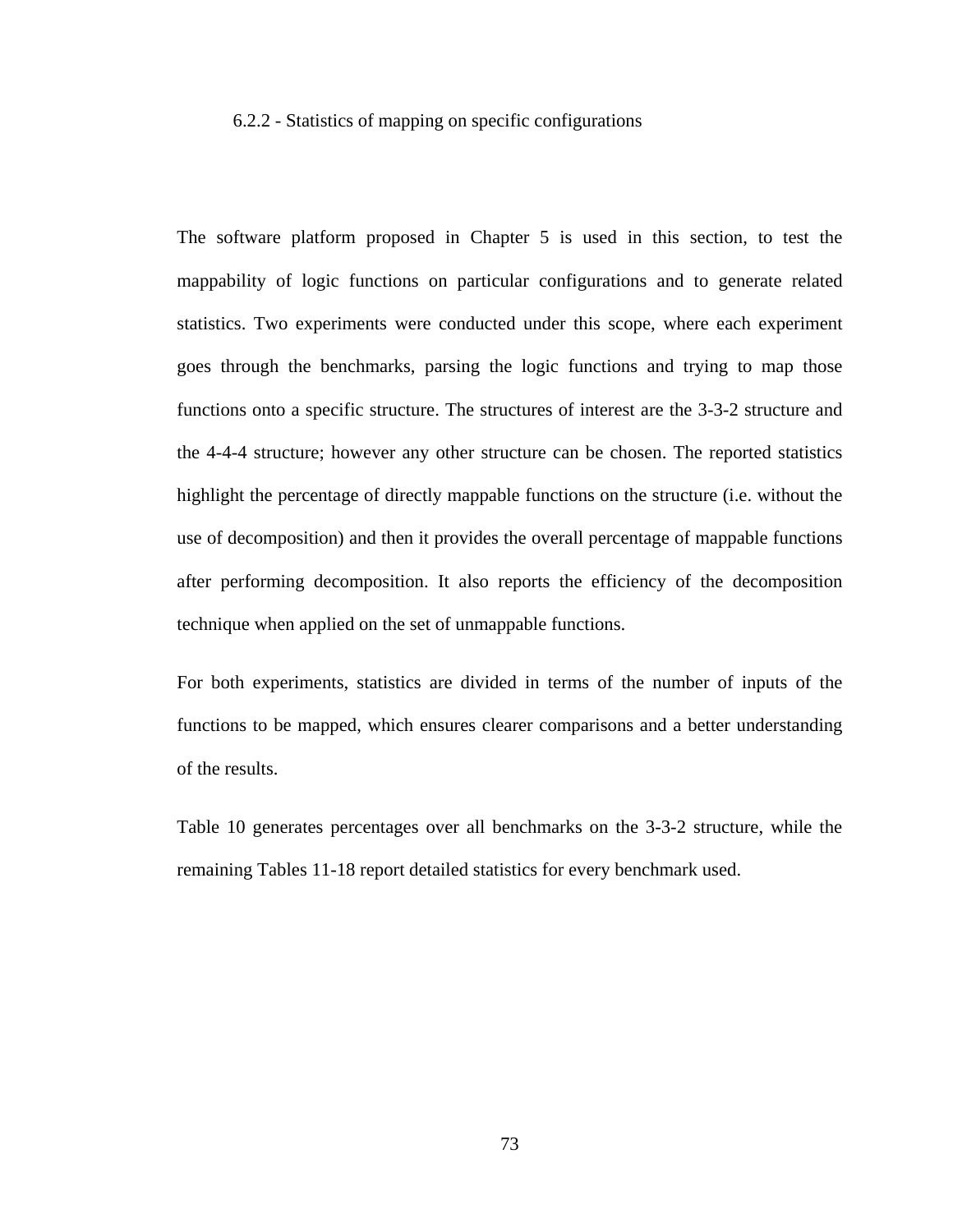### 6.2.2 - Statistics of mapping on specific configurations

The software platform proposed in Chapter 5 is used in this section, to test the mappability of logic functions on particular configurations and to generate related statistics. Two experiments were conducted under this scope, where each experiment goes through the benchmarks, parsing the logic functions and trying to map those functions onto a specific structure. The structures of interest are the 3-3-2 structure and the 4-4-4 structure; however any other structure can be chosen. The reported statistics highlight the percentage of directly mappable functions on the structure (i.e. without the use of decomposition) and then it provides the overall percentage of mappable functions after performing decomposition. It also reports the efficiency of the decomposition technique when applied on the set of unmappable functions.

For both experiments, statistics are divided in terms of the number of inputs of the functions to be mapped, which ensures clearer comparisons and a better understanding of the results.

Table 10 generates percentages over all benchmarks on the 3-3-2 structure, while the remaining Tables 11-18 report detailed statistics for every benchmark used.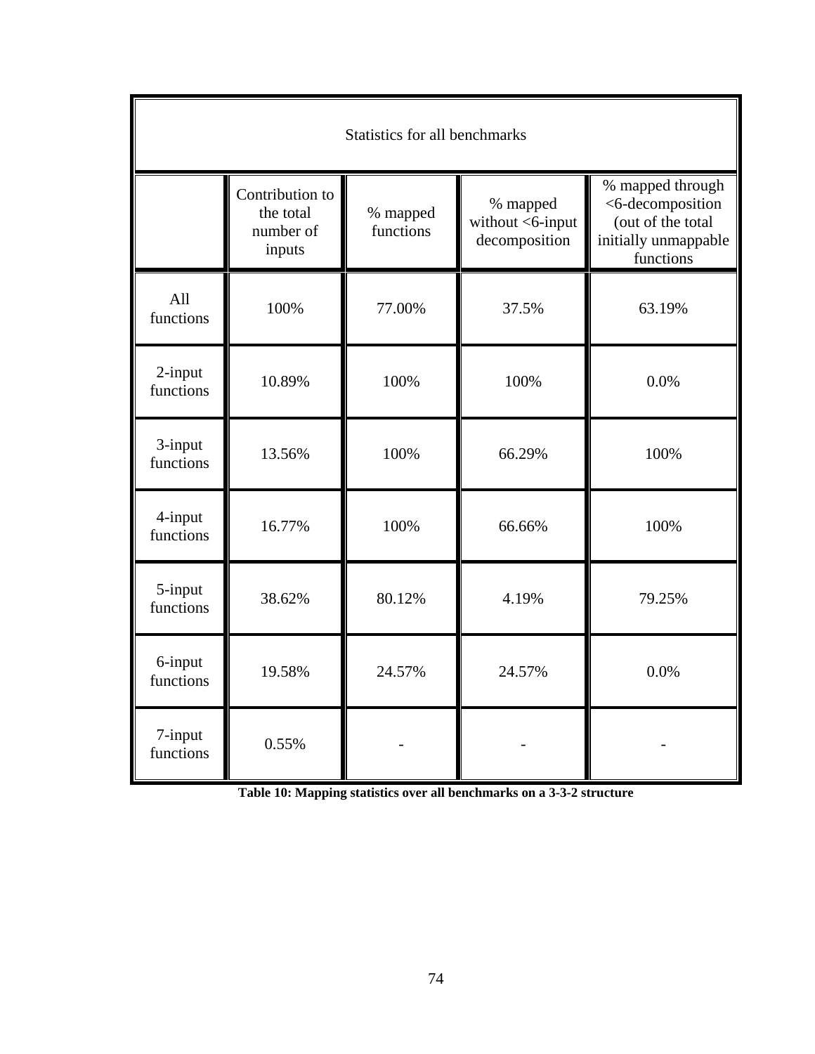| Statistics for all benchmarks | | | | |
|---|---|---|---|---|
| | Contribution to the total number of inputs | % mapped functions | % mapped without <6-input decomposition | % mapped through <6-decomposition (out of the total initially unmappable functions |
| All functions | 100% | 77.00% | 37.5% | 63.19% |
| 2-input functions | 10.89% | 100% | 100% | 0.0% |
| 3-input functions | 13.56% | 100% | 66.29% | 100% |
| 4-input functions | 16.77% | 100% | 66.66% | 100% |
| 5-input functions | 38.62% | 80.12% | 4.19% | 79.25% |
| 6-input functions | 19.58% | 24.57% | 24.57% | 0.0% |
| 7-input functions | 0.55% | - | - | - |

**Table 10: Mapping statistics over all benchmarks on a 3-3-2 structure**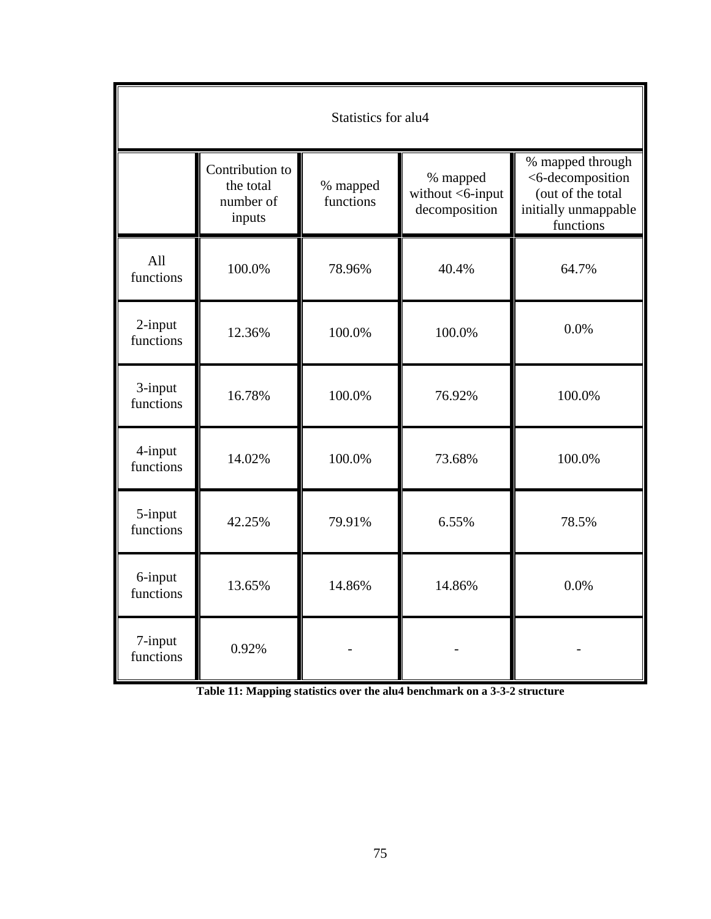| Statistics for alu4 | | | | |
|---|---|---|---|---|
| | Contribution to the total number of inputs | % mapped functions | % mapped without <6-input decomposition | % mapped through <6-decomposition (out of the total initially unmappable functions |
| All functions | 100.0% | 78.96% | 40.4% | 64.7% |
| 2-input functions | 12.36% | 100.0% | 100.0% | 0.0% |
| 3-input functions | 16.78% | 100.0% | 76.92% | 100.0% |
| 4-input functions | 14.02% | 100.0% | 73.68% | 100.0% |
| 5-input functions | 42.25% | 79.91% | 6.55% | 78.5% |
| 6-input functions | 13.65% | 14.86% | 14.86% | 0.0% |
| 7-input functions | 0.92% | - | - | - |

**Table 11: Mapping statistics over the alu4 benchmark on a 3-3-2 structure**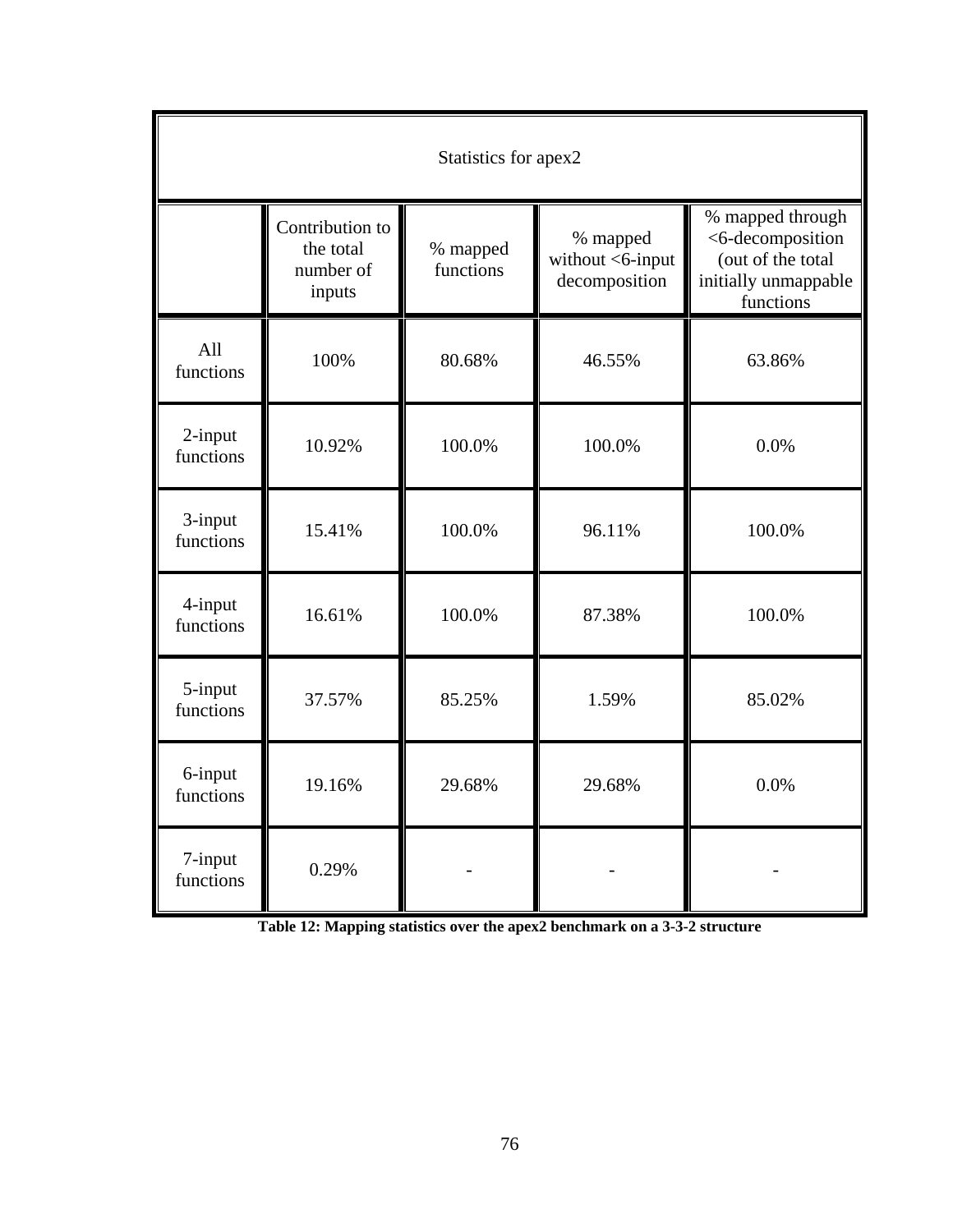| Statistics for apex2 | | | | |
|---|---|---|---|---|
| | Contribution to the total number of inputs | % mapped functions | % mapped without <6-input decomposition | % mapped through <6-decomposition (out of the total initially unmappable functions |
| All functions | 100% | 80.68% | 46.55% | 63.86% |
| 2-input functions | 10.92% | 100.0% | 100.0% | 0.0% |
| 3-input functions | 15.41% | 100.0% | 96.11% | 100.0% |
| 4-input functions | 16.61% | 100.0% | 87.38% | 100.0% |
| 5-input functions | 37.57% | 85.25% | 1.59% | 85.02% |
| 6-input functions | 19.16% | 29.68% | 29.68% | 0.0% |
| 7-input functions | 0.29% | - | - | - |

**Table 12: Mapping statistics over the apex2 benchmark on a 3-3-2 structure**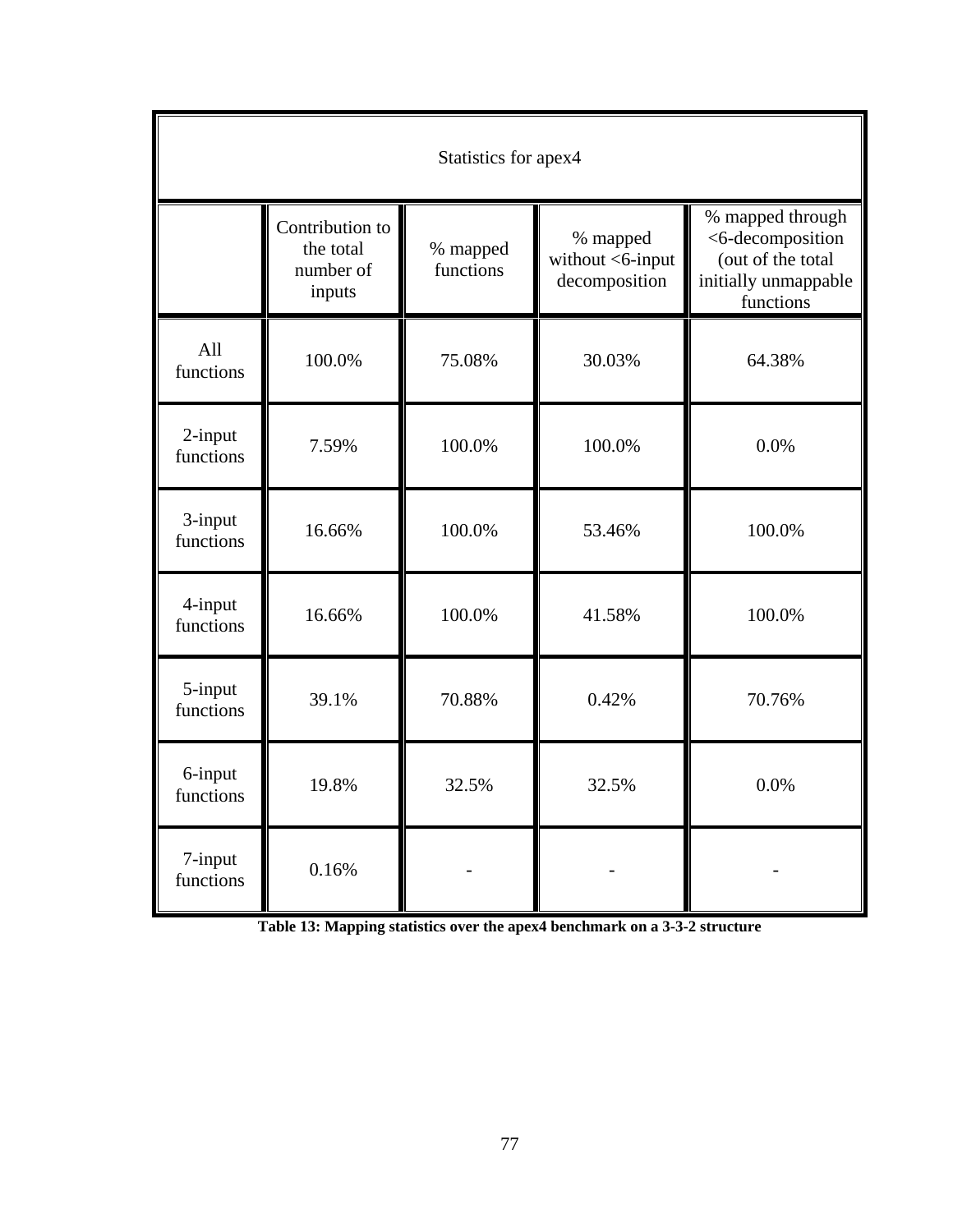| Statistics for apex4 | | | | |
|---|---|---|---|---|
| | Contribution to the total number of inputs | % mapped functions | % mapped without <6-input decomposition | % mapped through <6-decomposition (out of the total initially unmappable functions |
| All functions | 100.0% | 75.08% | 30.03% | 64.38% |
| 2-input functions | 7.59% | 100.0% | 100.0% | 0.0% |
| 3-input functions | 16.66% | 100.0% | 53.46% | 100.0% |
| 4-input functions | 16.66% | 100.0% | 41.58% | 100.0% |
| 5-input functions | 39.1% | 70.88% | 0.42% | 70.76% |
| 6-input functions | 19.8% | 32.5% | 32.5% | 0.0% |
| 7-input functions | 0.16% | - | - | - |

**Table 13: Mapping statistics over the apex4 benchmark on a 3-3-2 structure**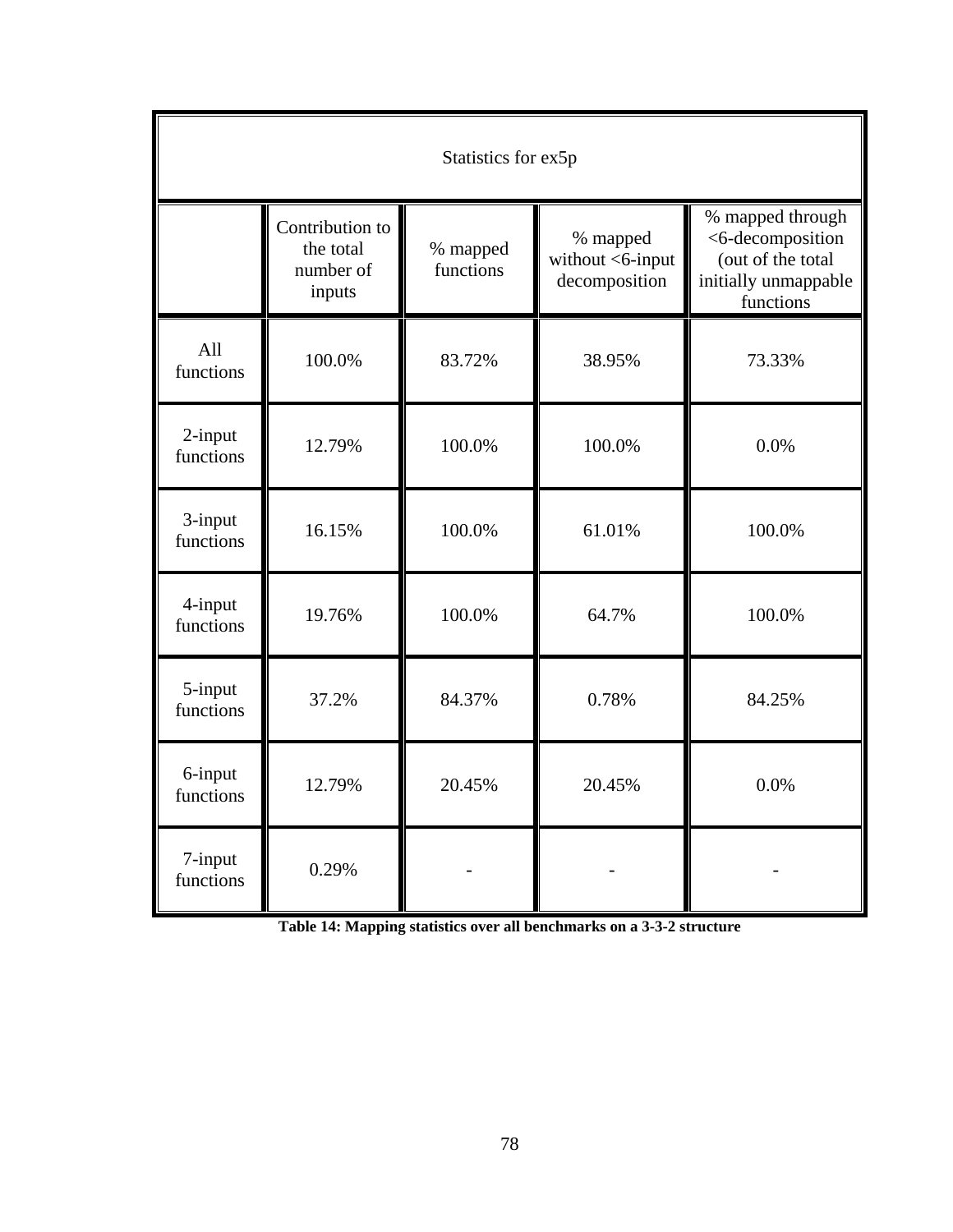| Statistics for ex5p | | | | |
|---|---|---|---|---|
| | Contribution to the total number of inputs | % mapped functions | % mapped without <6-input decomposition | % mapped through <6-decomposition (out of the total initially unmappable functions |
| All functions | 100.0% | 83.72% | 38.95% | 73.33% |
| 2-input functions | 12.79% | 100.0% | 100.0% | 0.0% |
| 3-input functions | 16.15% | 100.0% | 61.01% | 100.0% |
| 4-input functions | 19.76% | 100.0% | 64.7% | 100.0% |
| 5-input functions | 37.2% | 84.37% | 0.78% | 84.25% |
| 6-input functions | 12.79% | 20.45% | 20.45% | 0.0% |
| 7-input functions | 0.29% | - | - | - |

**Table 14: Mapping statistics over all benchmarks on a 3-3-2 structure**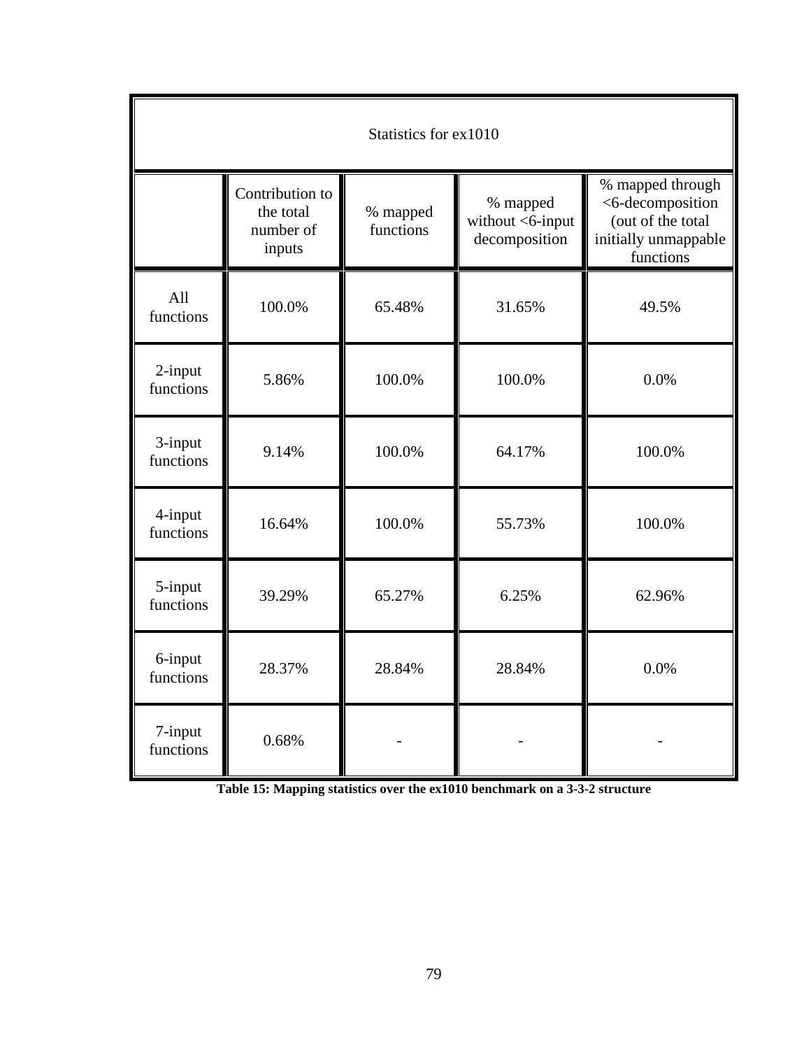| Statistics for ex1010 | | | | |
|---|---|---|---|---|
| | Contribution to the total number of inputs | % mapped functions | % mapped without <6-input decomposition | % mapped through <6-decomposition (out of the total initially unmappable functions |
| All functions | 100.0% | 65.48% | 31.65% | 49.5% |
| 2-input functions | 5.86% | 100.0% | 100.0% | 0.0% |
| 3-input functions | 9.14% | 100.0% | 64.17% | 100.0% |
| 4-input functions | 16.64% | 100.0% | 55.73% | 100.0% |
| 5-input functions | 39.29% | 65.27% | 6.25% | 62.96% |
| 6-input functions | 28.37% | 28.84% | 28.84% | 0.0% |
| 7-input functions | 0.68% | - | - | - |

**Table 15: Mapping statistics over the ex1010 benchmark on a 3-3-2 structure**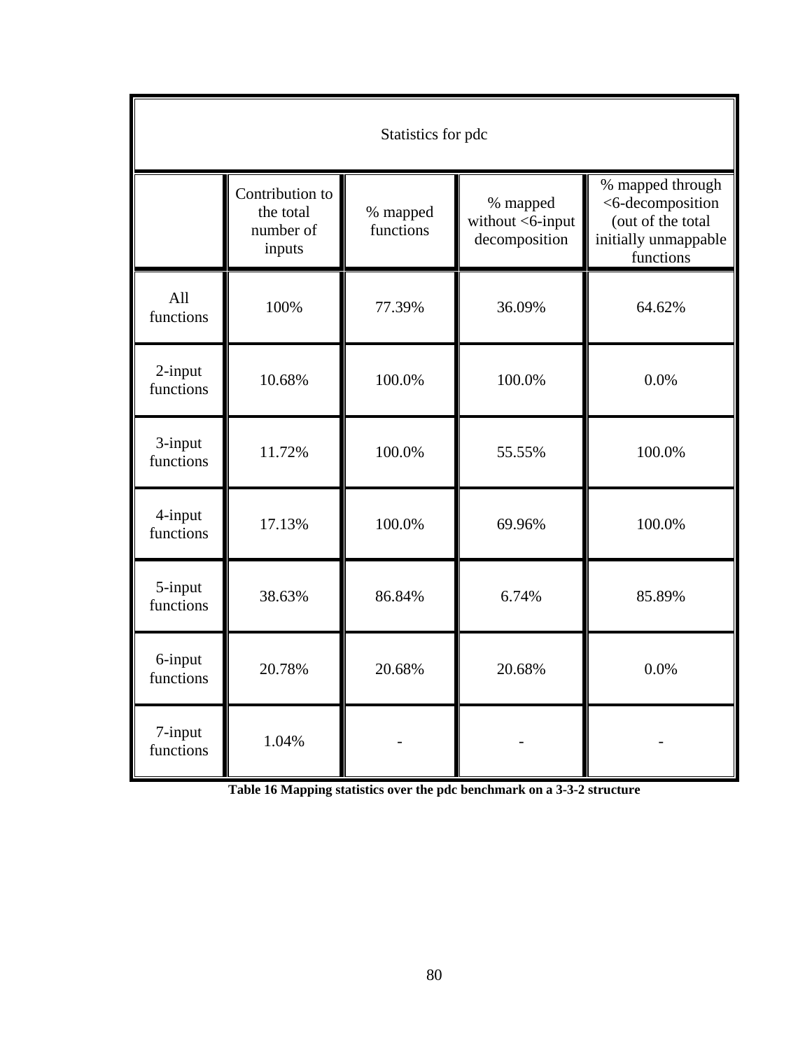| Statistics for pdc | | | | |
|---|---|---|---|---|
| | Contribution to the total number of inputs | % mapped functions | % mapped without <6-input decomposition | % mapped through <6-decomposition (out of the total initially unmappable functions |
| All functions | 100% | 77.39% | 36.09% | 64.62% |
| 2-input functions | 10.68% | 100.0% | 100.0% | 0.0% |
| 3-input functions | 11.72% | 100.0% | 55.55% | 100.0% |
| 4-input functions | 17.13% | 100.0% | 69.96% | 100.0% |
| 5-input functions | 38.63% | 86.84% | 6.74% | 85.89% |
| 6-input functions | 20.78% | 20.68% | 20.68% | 0.0% |
| 7-input functions | 1.04% | - | - | - |

**Table 16 Mapping statistics over the pdc benchmark on a 3-3-2 structure**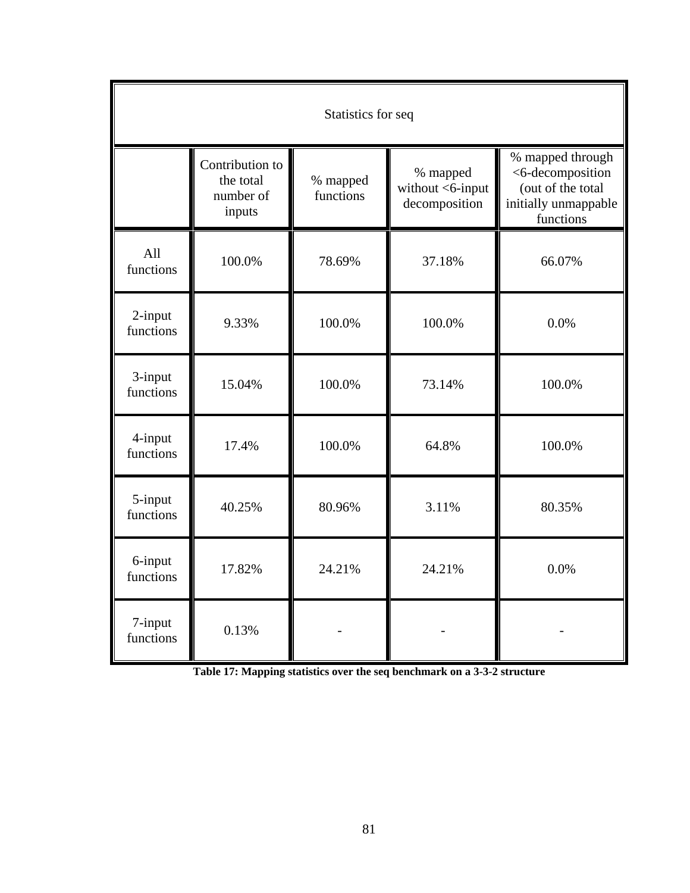| Statistics for seq | | | | |
|---|---|---|---|---|
| | Contribution to the total number of inputs | % mapped functions | % mapped without <6-input decomposition | % mapped through <6-decomposition (out of the total initially unmappable functions |
| All functions | 100.0% | 78.69% | 37.18% | 66.07% |
| 2-input functions | 9.33% | 100.0% | 100.0% | 0.0% |
| 3-input functions | 15.04% | 100.0% | 73.14% | 100.0% |
| 4-input functions | 17.4% | 100.0% | 64.8% | 100.0% |
| 5-input functions | 40.25% | 80.96% | 3.11% | 80.35% |
| 6-input functions | 17.82% | 24.21% | 24.21% | 0.0% |
| 7-input functions | 0.13% | - | - | - |

**Table 17: Mapping statistics over the seq benchmark on a 3-3-2 structure**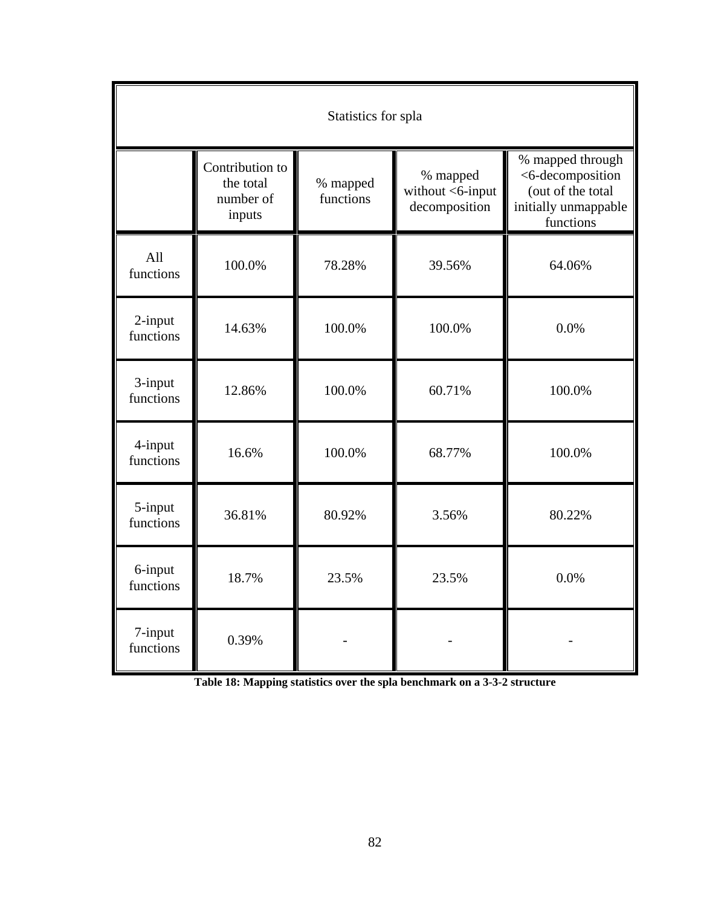| Statistics for spla | | | | |
|---|---|---|---|---|
| | Contribution to the total number of inputs | % mapped functions | % mapped without <6-input decomposition | % mapped through <6-decomposition (out of the total initially unmappable functions |
| All functions | 100.0% | 78.28% | 39.56% | 64.06% |
| 2-input functions | 14.63% | 100.0% | 100.0% | 0.0% |
| 3-input functions | 12.86% | 100.0% | 60.71% | 100.0% |
| 4-input functions | 16.6% | 100.0% | 68.77% | 100.0% |
| 5-input functions | 36.81% | 80.92% | 3.56% | 80.22% |
| 6-input functions | 18.7% | 23.5% | 23.5% | 0.0% |
| 7-input functions | 0.39% | - | - | - |

**Table 18: Mapping statistics over the spla benchmark on a 3-3-2 structure**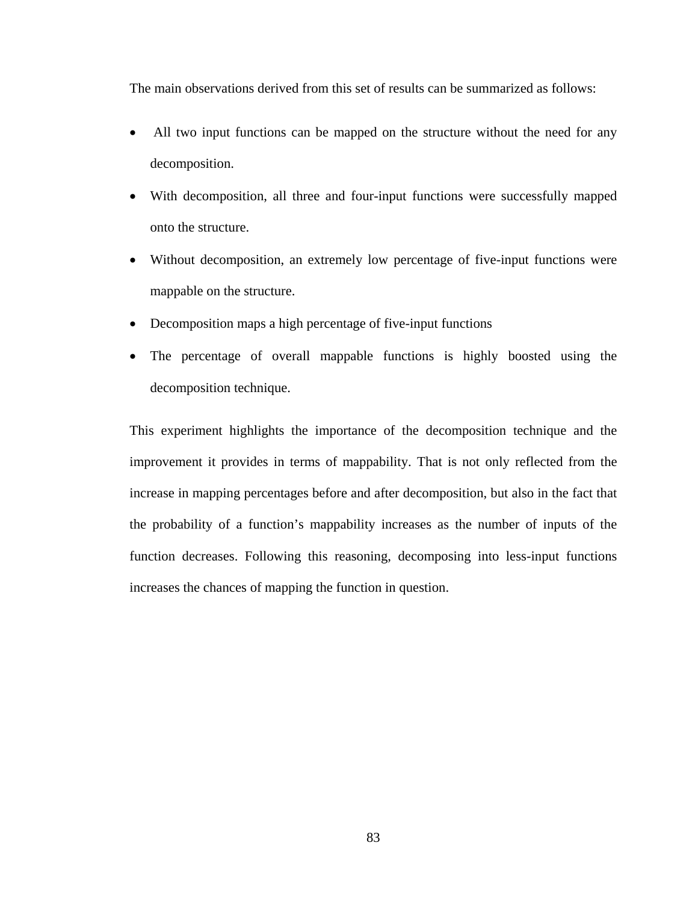The main observations derived from this set of results can be summarized as follows:

- All two input functions can be mapped on the structure without the need for any decomposition.
- With decomposition, all three and four-input functions were successfully mapped onto the structure.
- Without decomposition, an extremely low percentage of five-input functions were mappable on the structure.
- Decomposition maps a high percentage of five-input functions
- The percentage of overall mappable functions is highly boosted using the decomposition technique.

This experiment highlights the importance of the decomposition technique and the improvement it provides in terms of mappability. That is not only reflected from the increase in mapping percentages before and after decomposition, but also in the fact that the probability of a function's mappability increases as the number of inputs of the function decreases. Following this reasoning, decomposing into less-input functions increases the chances of mapping the function in question.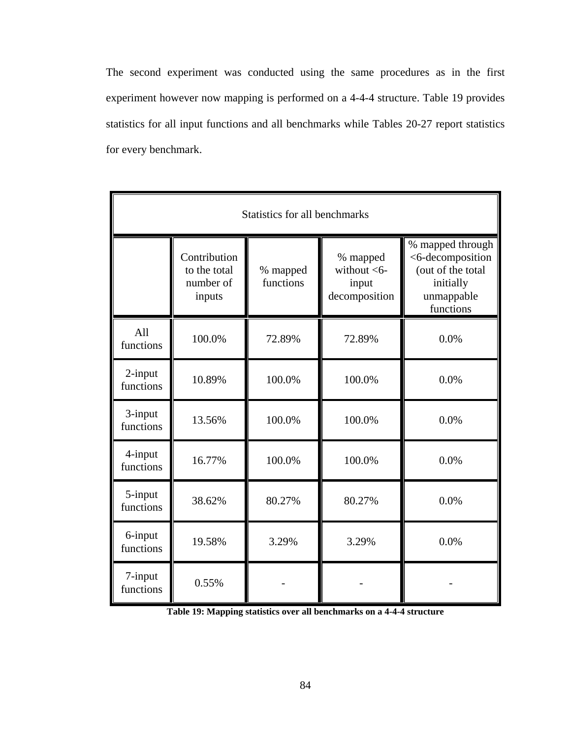The second experiment was conducted using the same procedures as in the first experiment however now mapping is performed on a 4-4-4 structure. Table 19 provides statistics for all input functions and all benchmarks while Tables 20-27 report statistics for every benchmark.

| Statistics for all benchmarks | | | | |
|---|---|---|---|---|
| | Contribution to the total number of inputs | % mapped functions | % mapped without <6-input decomposition | % mapped through <6-decomposition (out of the total initially unmappable functions |
| All functions | 100.0% | 72.89% | 72.89% | 0.0% |
| 2-input functions | 10.89% | 100.0% | 100.0% | 0.0% |
| 3-input functions | 13.56% | 100.0% | 100.0% | 0.0% |
| 4-input functions | 16.77% | 100.0% | 100.0% | 0.0% |
| 5-input functions | 38.62% | 80.27% | 80.27% | 0.0% |
| 6-input functions | 19.58% | 3.29% | 3.29% | 0.0% |
| 7-input functions | 0.55% | - | - | - |

**Table 19: Mapping statistics over all benchmarks on a 4-4-4 structure**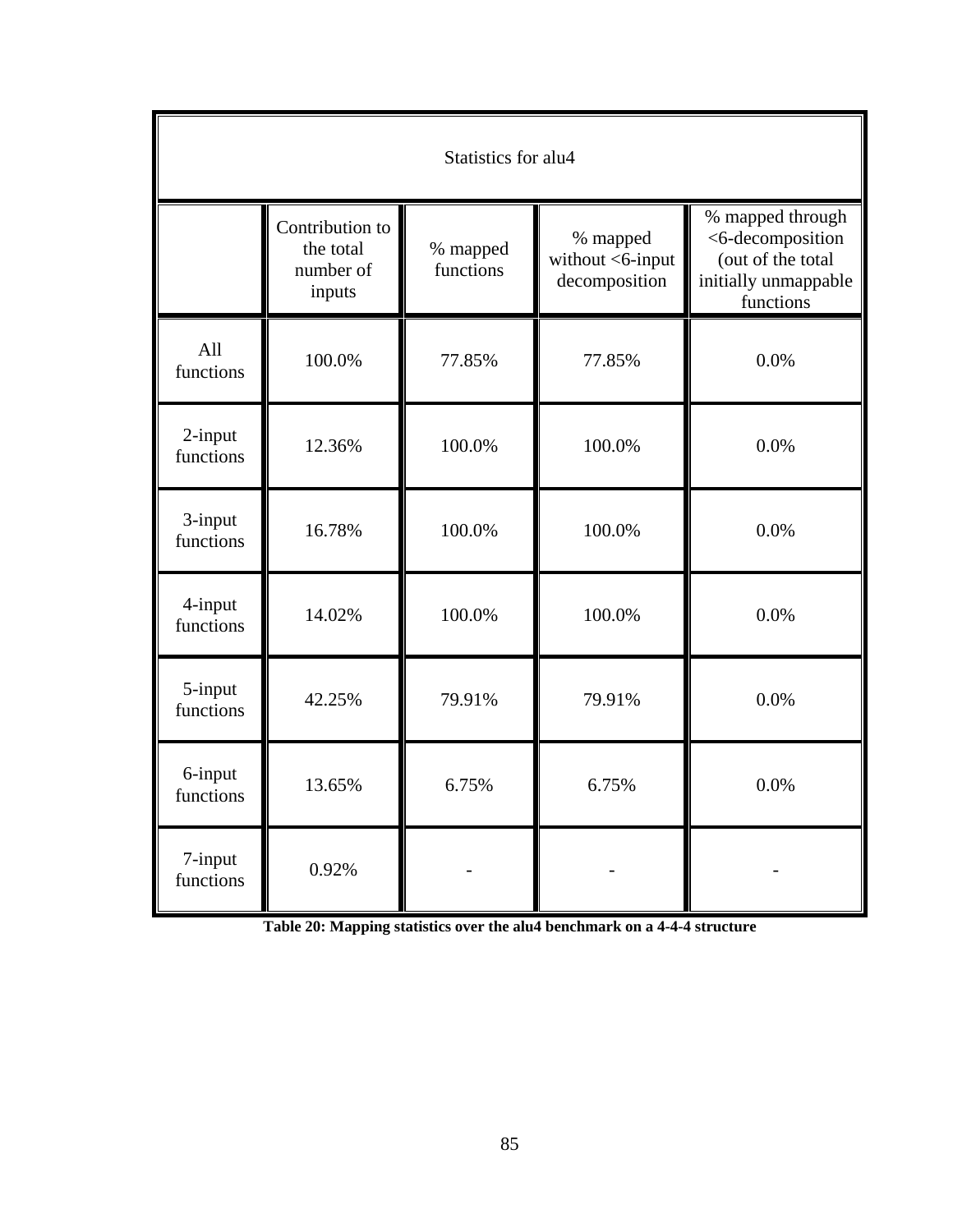| Statistics for alu4 | | | | |
|---|---|---|---|---|
| | Contribution to the total number of inputs | % mapped functions | % mapped without <6-input decomposition | % mapped through <6-decomposition (out of the total initially unmappable functions |
| All functions | 100.0% | 77.85% | 77.85% | 0.0% |
| 2-input functions | 12.36% | 100.0% | 100.0% | 0.0% |
| 3-input functions | 16.78% | 100.0% | 100.0% | 0.0% |
| 4-input functions | 14.02% | 100.0% | 100.0% | 0.0% |
| 5-input functions | 42.25% | 79.91% | 79.91% | 0.0% |
| 6-input functions | 13.65% | 6.75% | 6.75% | 0.0% |
| 7-input functions | 0.92% | - | - | - |

**Table 20: Mapping statistics over the alu4 benchmark on a 4-4-4 structure**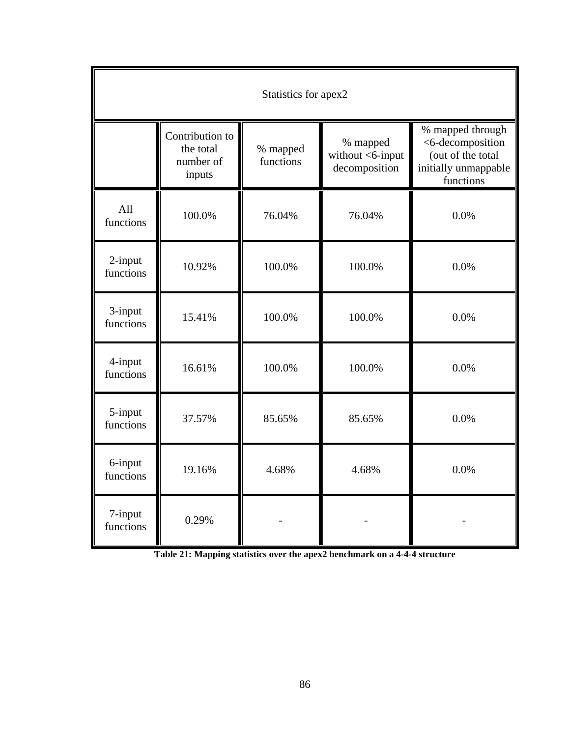| Statistics for apex2 | | | | |
|---|---|---|---|---|
| | Contribution to the total number of inputs | % mapped functions | % mapped without <6-input decomposition | % mapped through <6-decomposition (out of the total initially unmappable functions |
| All functions | 100.0% | 76.04% | 76.04% | 0.0% |
| 2-input functions | 10.92% | 100.0% | 100.0% | 0.0% |
| 3-input functions | 15.41% | 100.0% | 100.0% | 0.0% |
| 4-input functions | 16.61% | 100.0% | 100.0% | 0.0% |
| 5-input functions | 37.57% | 85.65% | 85.65% | 0.0% |
| 6-input functions | 19.16% | 4.68% | 4.68% | 0.0% |
| 7-input functions | 0.29% | - | - | - |

**Table 21: Mapping statistics over the apex2 benchmark on a 4-4-4 structure**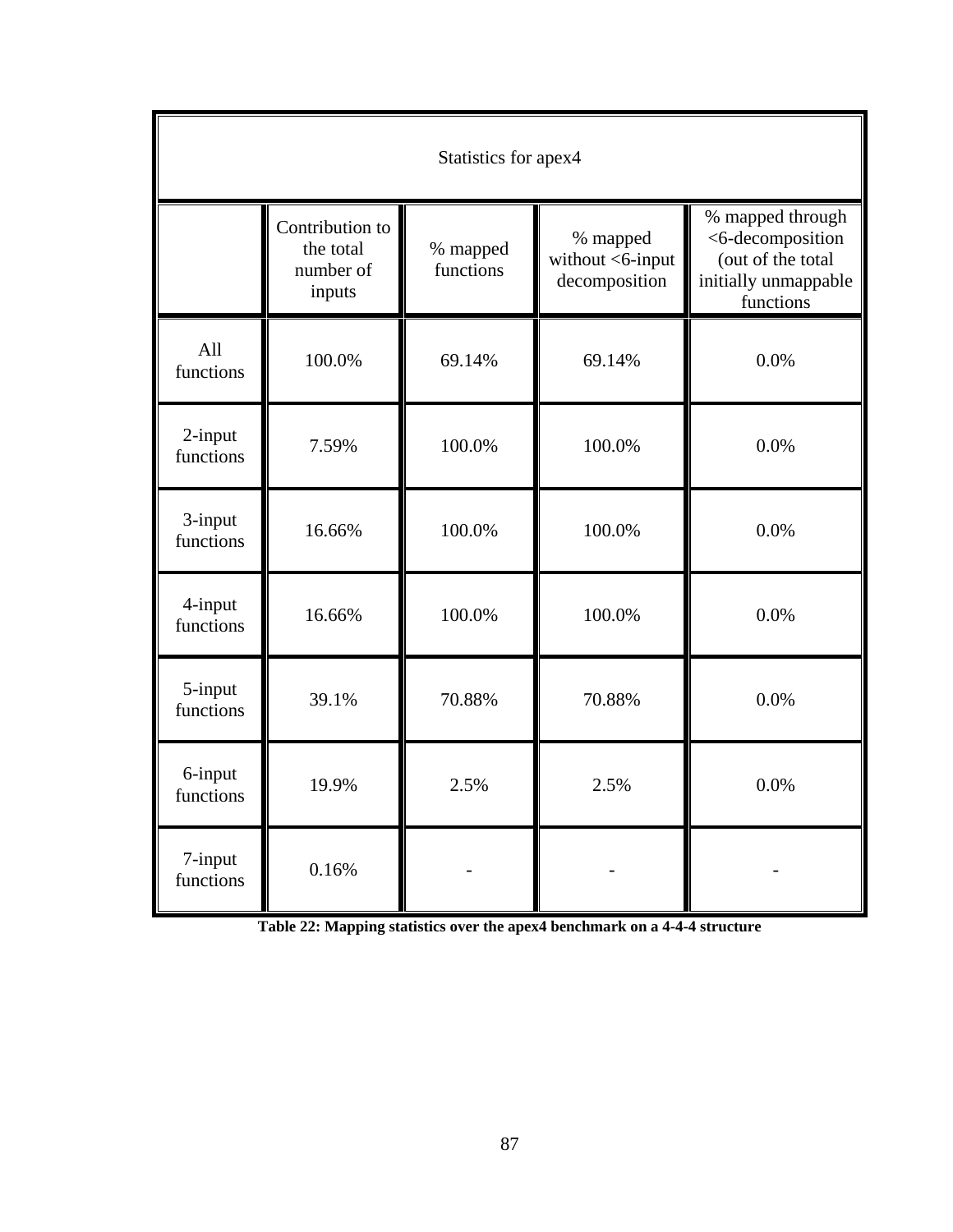| Statistics for apex4 | | | | |
|---|---|---|---|---|
| | Contribution to the total number of inputs | % mapped functions | % mapped without <6-input decomposition | % mapped through <6-decomposition (out of the total initially unmappable functions |
| All functions | 100.0% | 69.14% | 69.14% | 0.0% |
| 2-input functions | 7.59% | 100.0% | 100.0% | 0.0% |
| 3-input functions | 16.66% | 100.0% | 100.0% | 0.0% |
| 4-input functions | 16.66% | 100.0% | 100.0% | 0.0% |
| 5-input functions | 39.1% | 70.88% | 70.88% | 0.0% |
| 6-input functions | 19.9% | 2.5% | 2.5% | 0.0% |
| 7-input functions | 0.16% | - | - | - |

**Table 22: Mapping statistics over the apex4 benchmark on a 4-4-4 structure**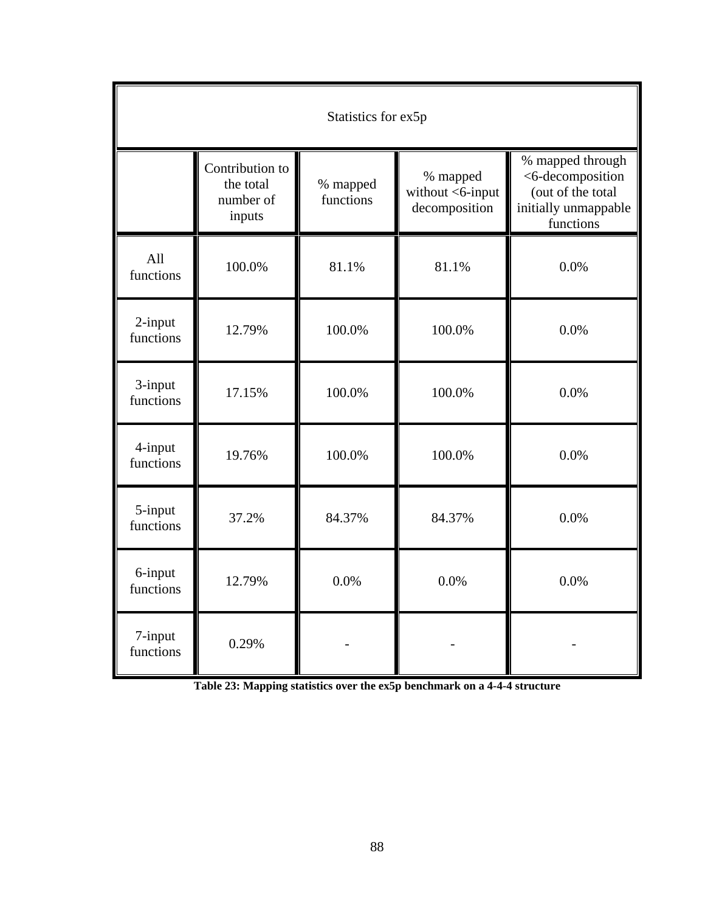| Statistics for ex5p | | | | |
|---|---|---|---|---|
| | Contribution to the total number of inputs | % mapped functions | % mapped without <6-input decomposition | % mapped through <6-decomposition (out of the total initially unmappable functions |
| All functions | 100.0% | 81.1% | 81.1% | 0.0% |
| 2-input functions | 12.79% | 100.0% | 100.0% | 0.0% |
| 3-input functions | 17.15% | 100.0% | 100.0% | 0.0% |
| 4-input functions | 19.76% | 100.0% | 100.0% | 0.0% |
| 5-input functions | 37.2% | 84.37% | 84.37% | 0.0% |
| 6-input functions | 12.79% | 0.0% | 0.0% | 0.0% |
| 7-input functions | 0.29% | - | - | - |

**Table 23: Mapping statistics over the ex5p benchmark on a 4-4-4 structure**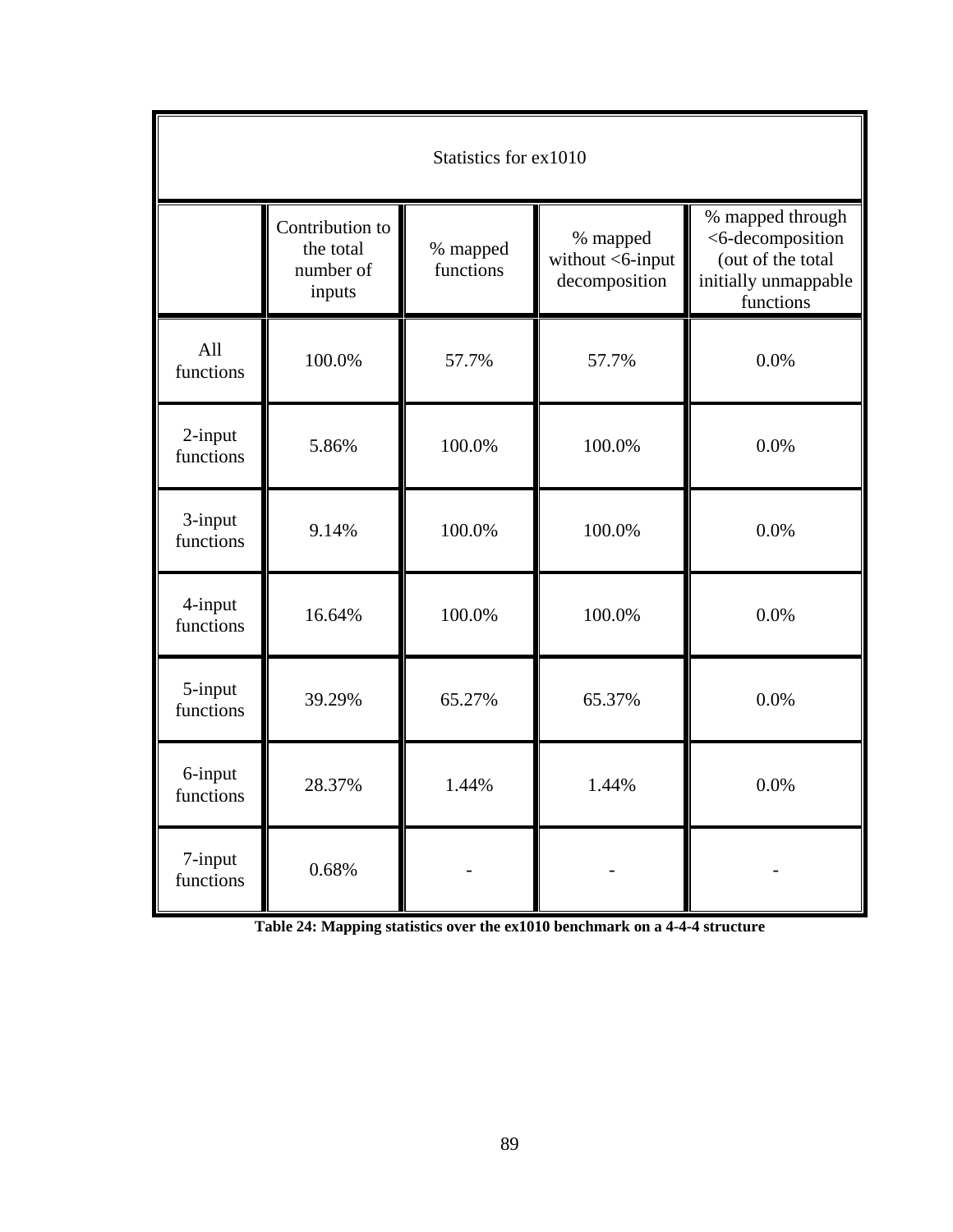| Statistics for ex1010 | | | | |
|---|---|---|---|---|
| | Contribution to the total number of inputs | % mapped functions | % mapped without <6-input decomposition | % mapped through <6-decomposition (out of the total initially unmappable functions |
| All functions | 100.0% | 57.7% | 57.7% | 0.0% |
| 2-input functions | 5.86% | 100.0% | 100.0% | 0.0% |
| 3-input functions | 9.14% | 100.0% | 100.0% | 0.0% |
| 4-input functions | 16.64% | 100.0% | 100.0% | 0.0% |
| 5-input functions | 39.29% | 65.27% | 65.37% | 0.0% |
| 6-input functions | 28.37% | 1.44% | 1.44% | 0.0% |
| 7-input functions | 0.68% | - | - | - |

**Table 24: Mapping statistics over the ex1010 benchmark on a 4-4-4 structure**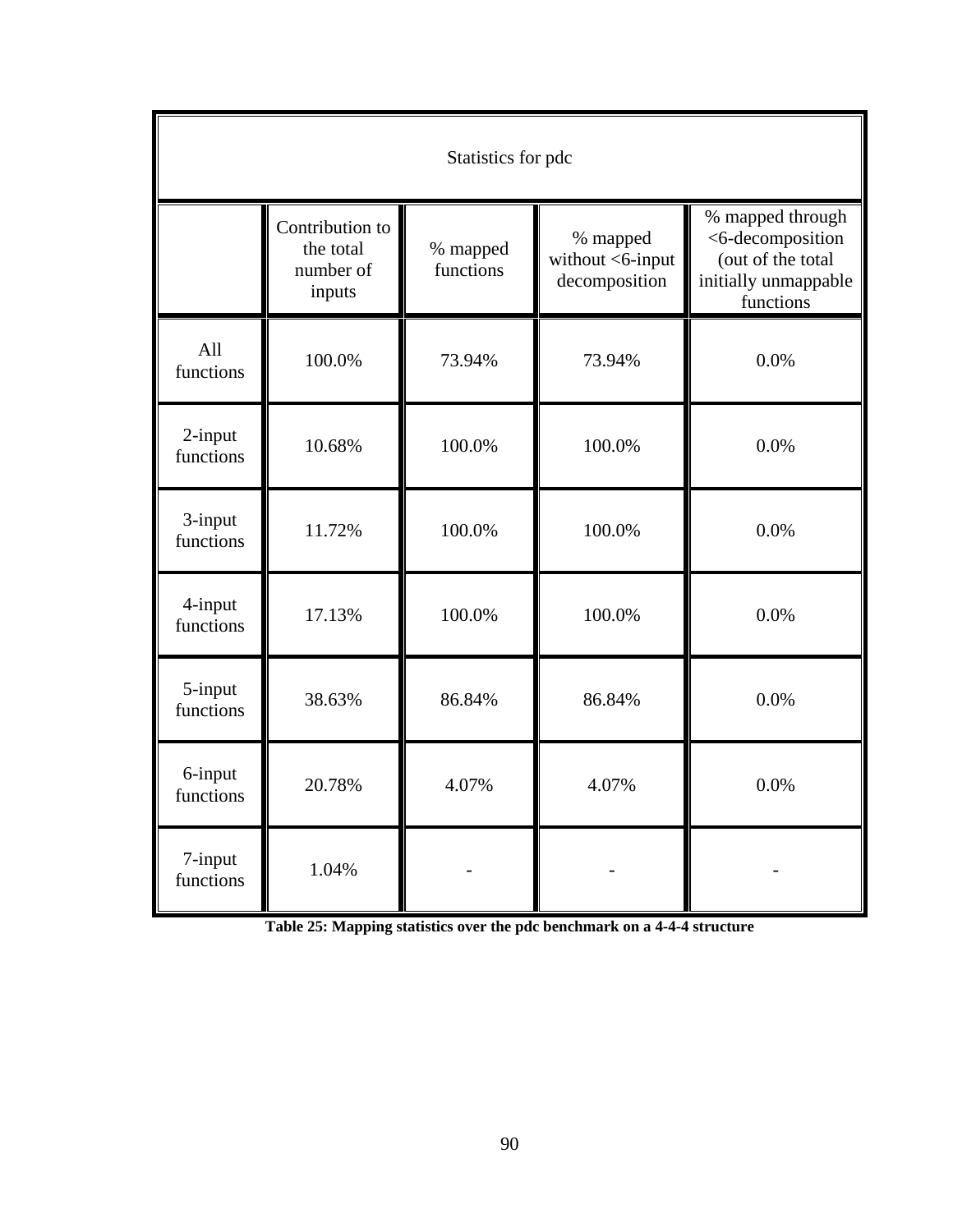| Statistics for pdc | | | | |
|---|---|---|---|---|
| | Contribution to the total number of inputs | % mapped functions | % mapped without <6-input decomposition | % mapped through <6-decomposition (out of the total initially unmappable functions |
| All functions | 100.0% | 73.94% | 73.94% | 0.0% |
| 2-input functions | 10.68% | 100.0% | 100.0% | 0.0% |
| 3-input functions | 11.72% | 100.0% | 100.0% | 0.0% |
| 4-input functions | 17.13% | 100.0% | 100.0% | 0.0% |
| 5-input functions | 38.63% | 86.84% | 86.84% | 0.0% |
| 6-input functions | 20.78% | 4.07% | 4.07% | 0.0% |
| 7-input functions | 1.04% | - | - | - |

**Table 25: Mapping statistics over the pdc benchmark on a 4-4-4 structure**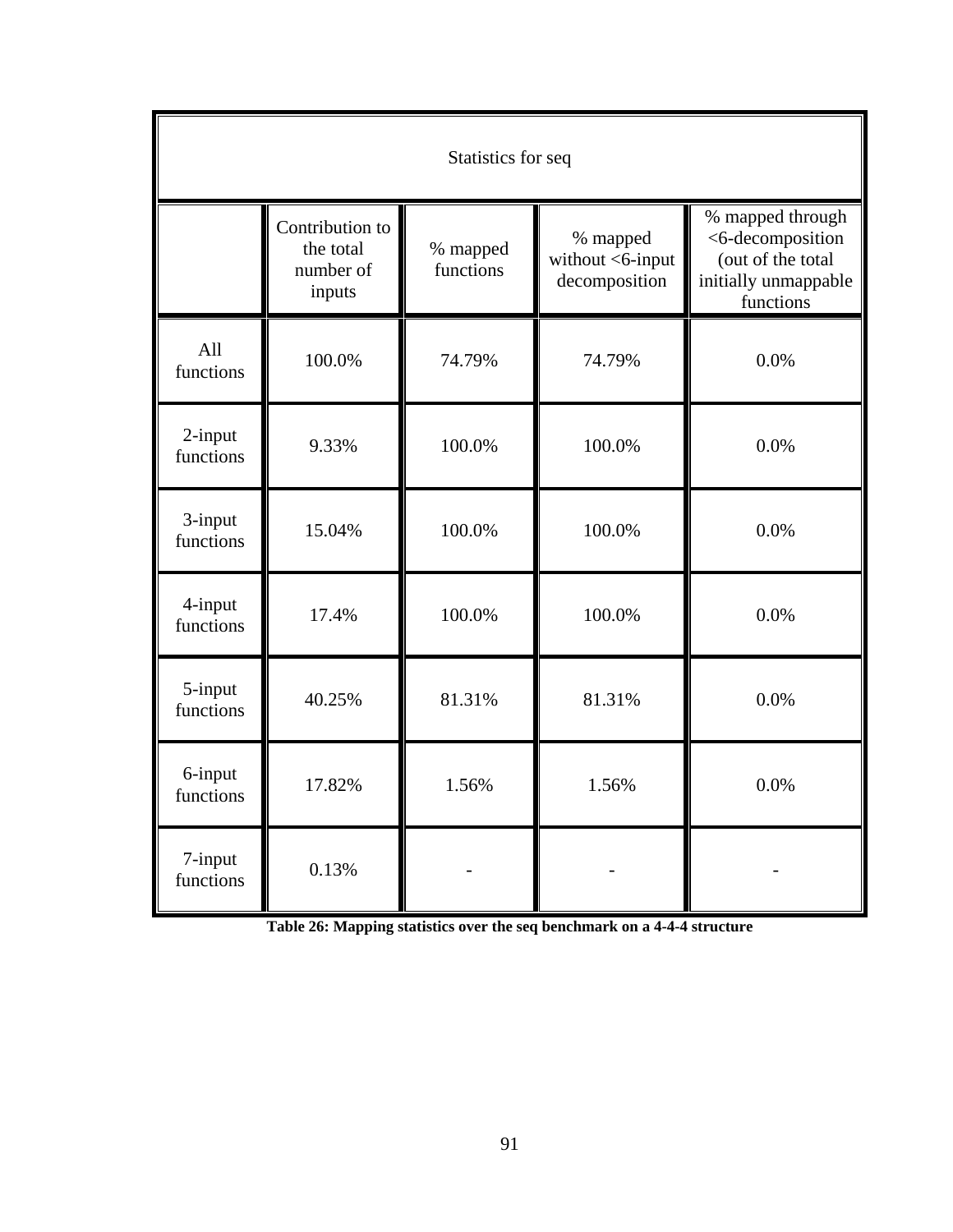| Statistics for seq | | | | |
|---|---|---|---|---|
| | Contribution to the total number of inputs | % mapped functions | % mapped without <6-input decomposition | % mapped through <6-decomposition (out of the total initially unmappable functions |
| All functions | 100.0% | 74.79% | 74.79% | 0.0% |
| 2-input functions | 9.33% | 100.0% | 100.0% | 0.0% |
| 3-input functions | 15.04% | 100.0% | 100.0% | 0.0% |
| 4-input functions | 17.4% | 100.0% | 100.0% | 0.0% |
| 5-input functions | 40.25% | 81.31% | 81.31% | 0.0% |
| 6-input functions | 17.82% | 1.56% | 1.56% | 0.0% |
| 7-input functions | 0.13% | - | - | - |

**Table 26: Mapping statistics over the seq benchmark on a 4-4-4 structure**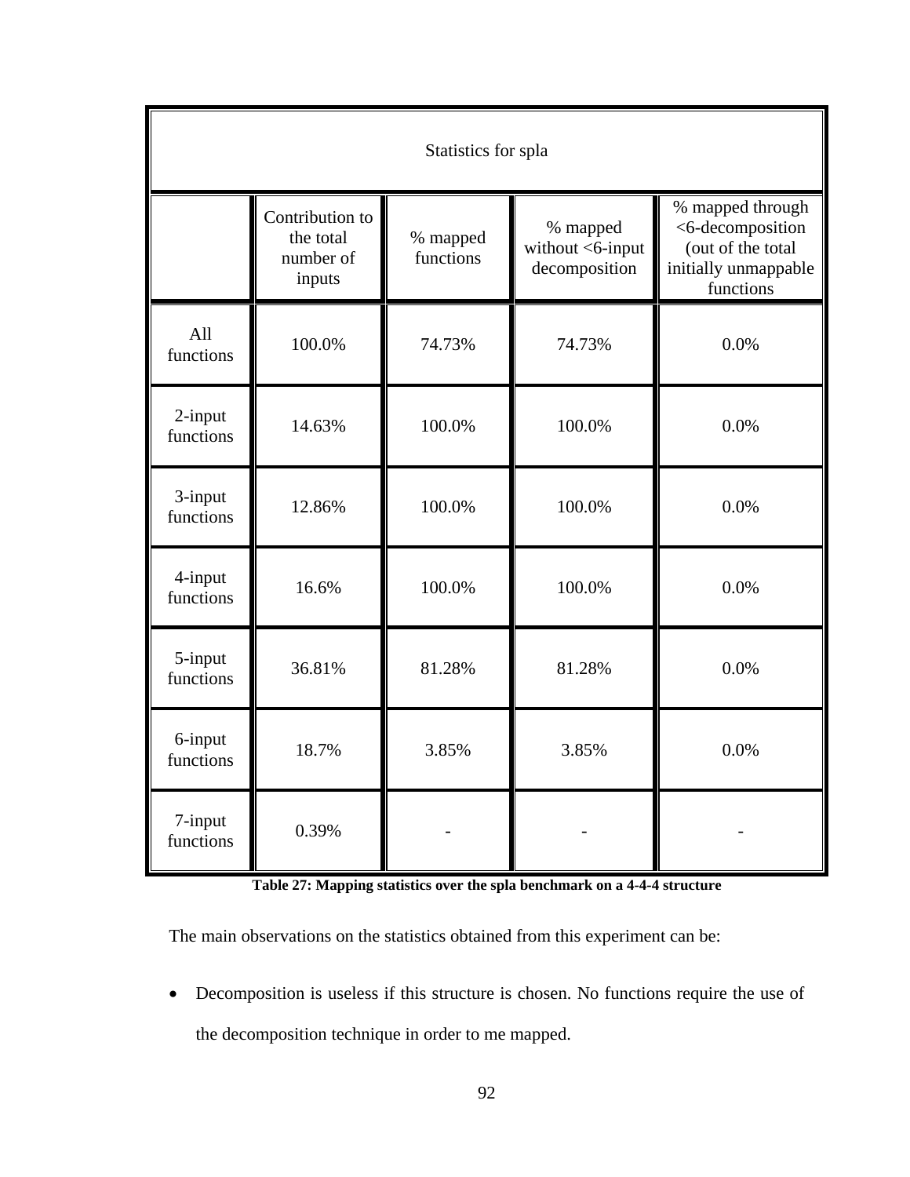| Statistics for spla | | | | |
|---|---|---|---|---|
| | Contribution to the total number of inputs | % mapped functions | % mapped without <6-input decomposition | % mapped through <6-decomposition (out of the total initially unmappable functions |
| All functions | 100.0% | 74.73% | 74.73% | 0.0% |
| 2-input functions | 14.63% | 100.0% | 100.0% | 0.0% |
| 3-input functions | 12.86% | 100.0% | 100.0% | 0.0% |
| 4-input functions | 16.6% | 100.0% | 100.0% | 0.0% |
| 5-input functions | 36.81% | 81.28% | 81.28% | 0.0% |
| 6-input functions | 18.7% | 3.85% | 3.85% | 0.0% |
| 7-input functions | 0.39% | - | - | - |

**Table 27: Mapping statistics over the spla benchmark on a 4-4-4 structure**

The main observations on the statistics obtained from this experiment can be:

- Decomposition is useless if this structure is chosen. No functions require the use of the decomposition technique in order to me mapped.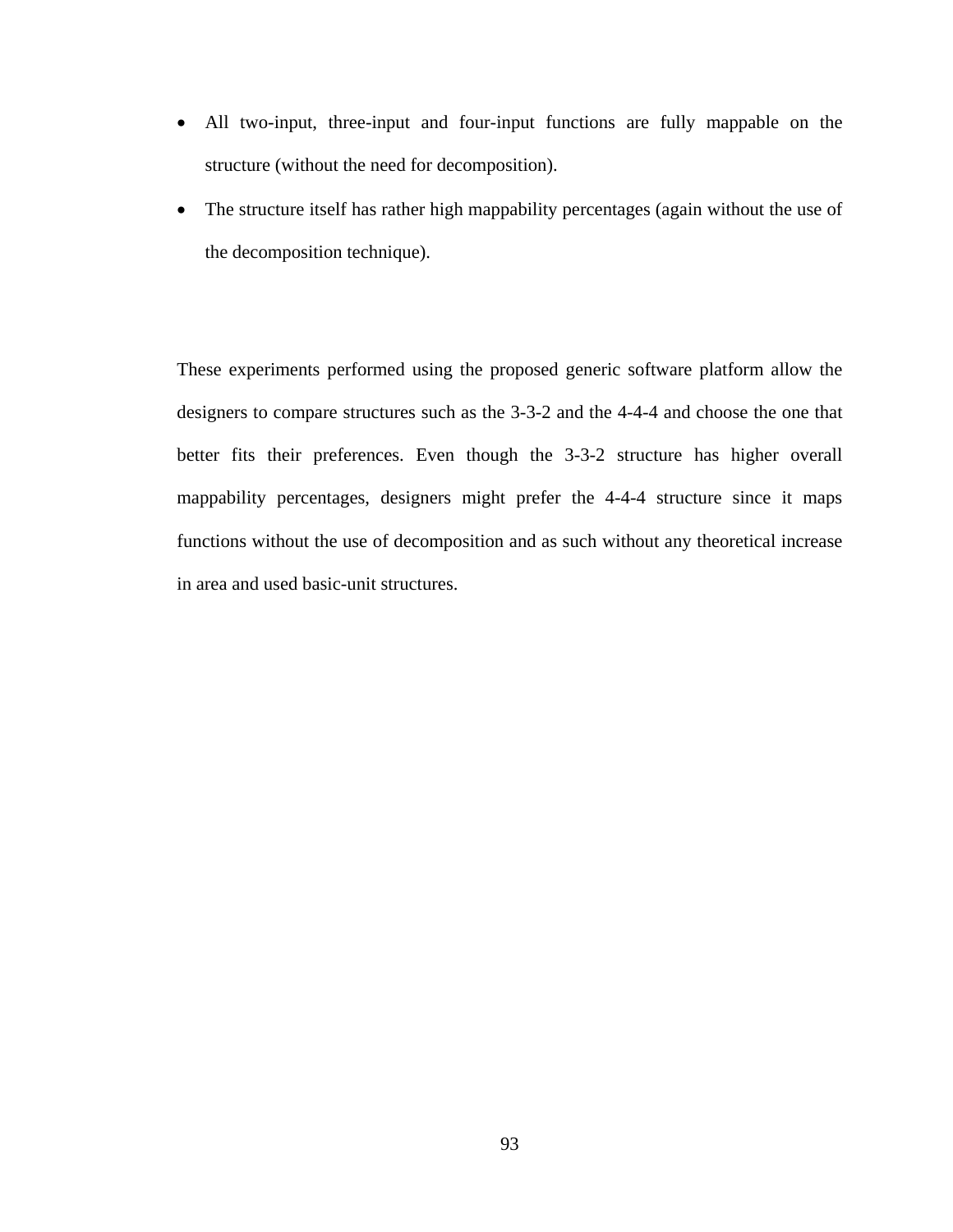- All two-input, three-input and four-input functions are fully mappable on the structure (without the need for decomposition).
- The structure itself has rather high mappability percentages (again without the use of the decomposition technique).

These experiments performed using the proposed generic software platform allow the designers to compare structures such as the 3-3-2 and the 4-4-4 and choose the one that better fits their preferences. Even though the 3-3-2 structure has higher overall mappability percentages, designers might prefer the 4-4-4 structure since it maps functions without the use of decomposition and as such without any theoretical increase in area and used basic-unit structures.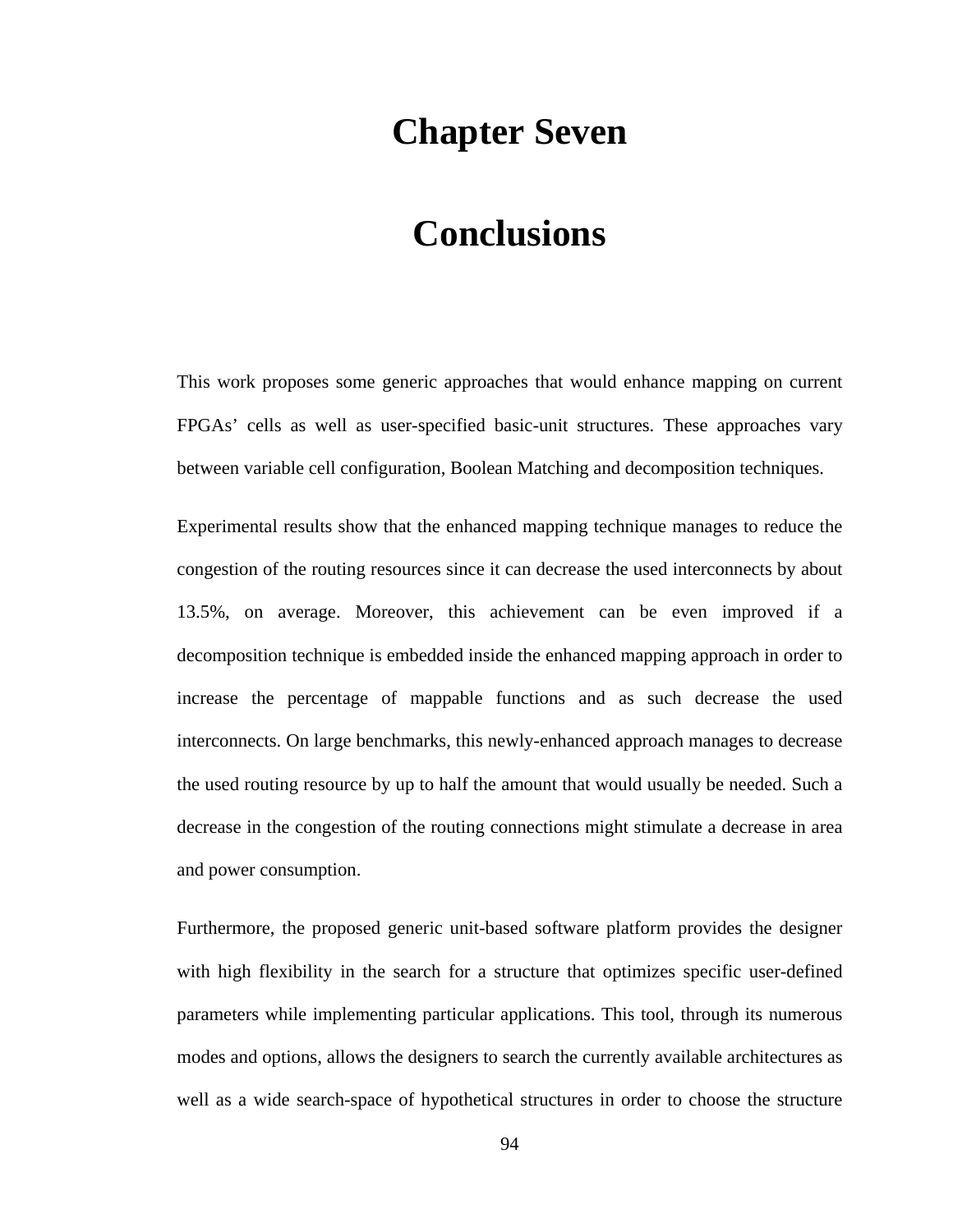# Chapter Seven

# Conclusions

This work proposes some generic approaches that would enhance mapping on current FPGAs' cells as well as user-specified basic-unit structures. These approaches vary between variable cell configuration, Boolean Matching and decomposition techniques.

Experimental results show that the enhanced mapping technique manages to reduce the congestion of the routing resources since it can decrease the used interconnects by about 13.5%, on average. Moreover, this achievement can be even improved if a decomposition technique is embedded inside the enhanced mapping approach in order to increase the percentage of mappable functions and as such decrease the used interconnects. On large benchmarks, this newly-enhanced approach manages to decrease the used routing resource by up to half the amount that would usually be needed. Such a decrease in the congestion of the routing connections might stimulate a decrease in area and power consumption.

Furthermore, the proposed generic unit-based software platform provides the designer with high flexibility in the search for a structure that optimizes specific user-defined parameters while implementing particular applications. This tool, through its numerous modes and options, allows the designers to search the currently available architectures as well as a wide search-space of hypothetical structures in order to choose the structure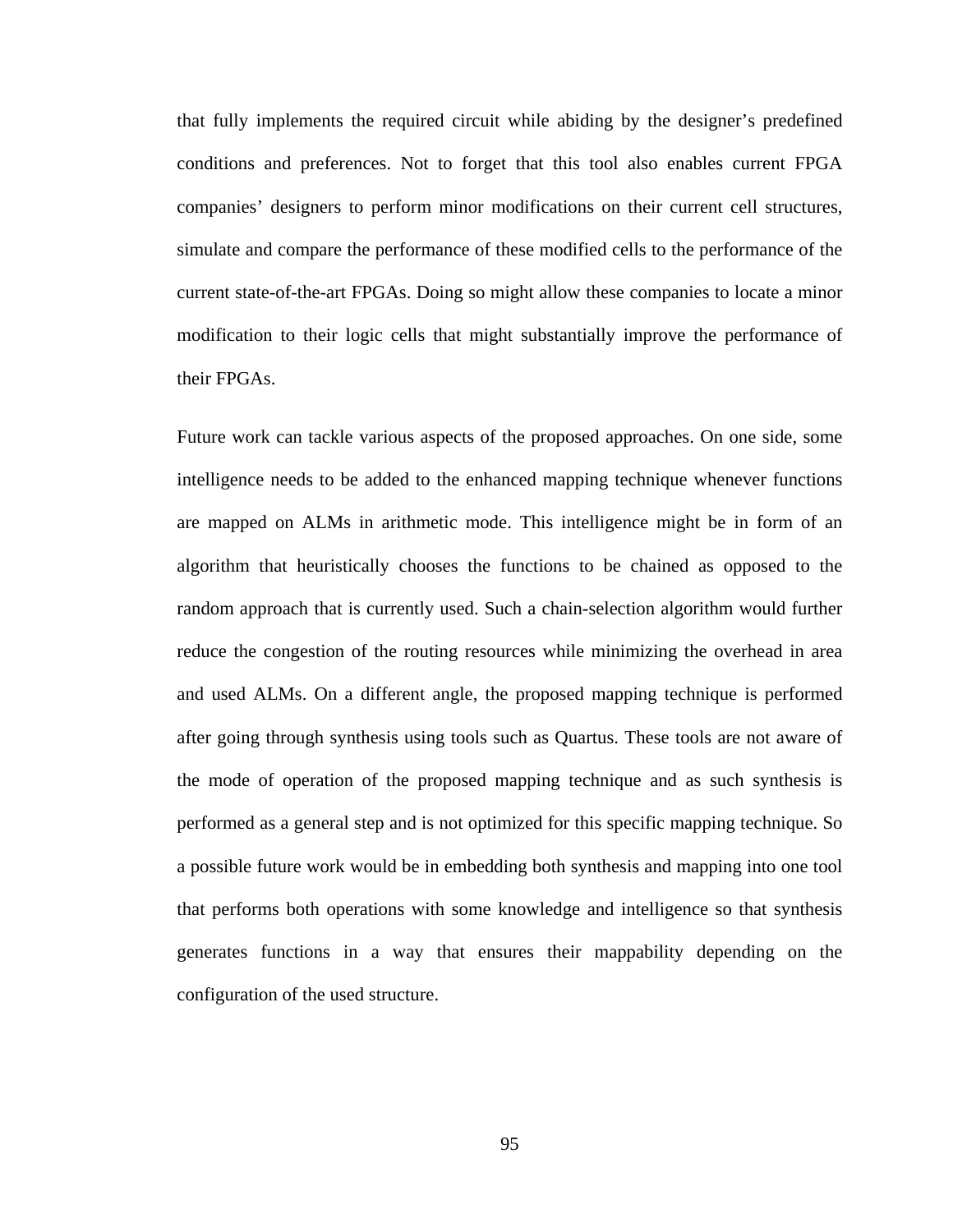that fully implements the required circuit while abiding by the designer's predefined conditions and preferences. Not to forget that this tool also enables current FPGA companies' designers to perform minor modifications on their current cell structures, simulate and compare the performance of these modified cells to the performance of the current state-of-the-art FPGAs. Doing so might allow these companies to locate a minor modification to their logic cells that might substantially improve the performance of their FPGAs.

Future work can tackle various aspects of the proposed approaches. On one side, some intelligence needs to be added to the enhanced mapping technique whenever functions are mapped on ALMs in arithmetic mode. This intelligence might be in form of an algorithm that heuristically chooses the functions to be chained as opposed to the random approach that is currently used. Such a chain-selection algorithm would further reduce the congestion of the routing resources while minimizing the overhead in area and used ALMs. On a different angle, the proposed mapping technique is performed after going through synthesis using tools such as Quartus. These tools are not aware of the mode of operation of the proposed mapping technique and as such synthesis is performed as a general step and is not optimized for this specific mapping technique. So a possible future work would be in embedding both synthesis and mapping into one tool that performs both operations with some knowledge and intelligence so that synthesis generates functions in a way that ensures their mappability depending on the configuration of the used structure.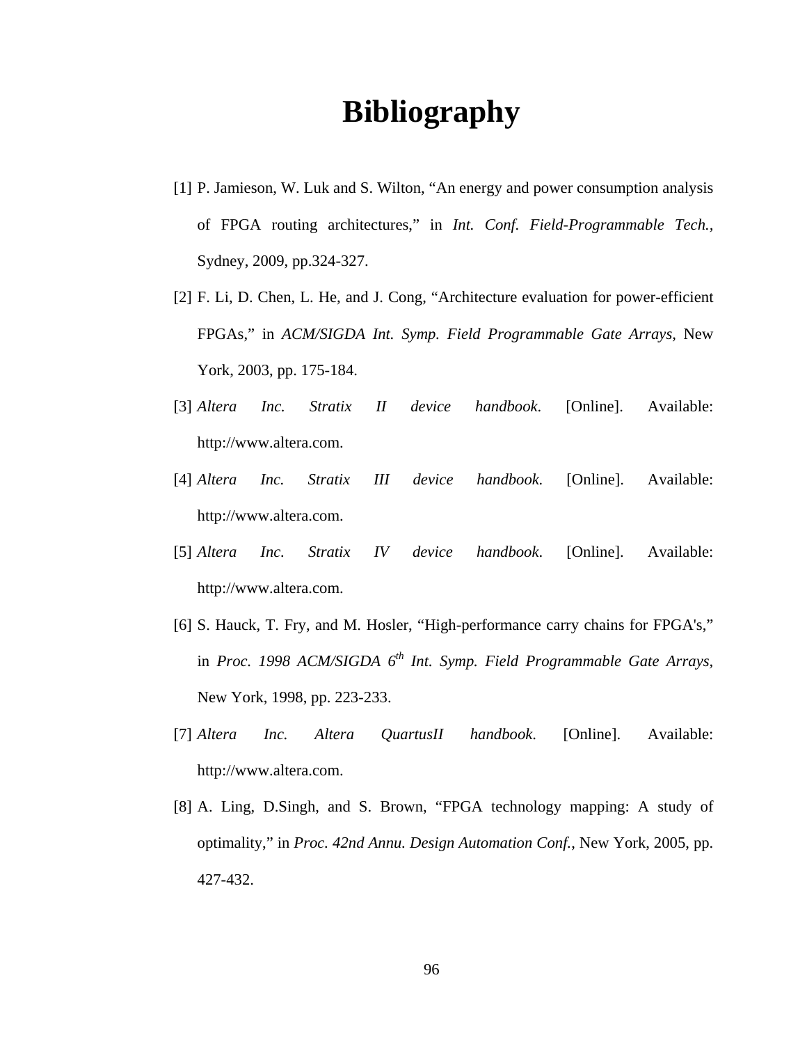# Bibliography

[1] P. Jamieson, W. Luk and S. Wilton, "An energy and power consumption analysis of FPGA routing architectures," in *Int. Conf. Field-Programmable Tech.*, Sydney, 2009, pp.324-327.

[2] F. Li, D. Chen, L. He, and J. Cong, "Architecture evaluation for power-efficient FPGAs," in *ACM/SIGDA Int. Symp. Field Programmable Gate Arrays*, New York, 2003, pp. 175-184.

[3] *Altera Inc. Stratix II device handbook*. [Online]. Available: http://www.altera.com.

[4] *Altera Inc. Stratix III device handbook.* [Online]. Available: http://www.altera.com.

[5] *Altera Inc. Stratix IV device handbook*. [Online]. Available: http://www.altera.com.

[6] S. Hauck, T. Fry, and M. Hosler, "High-performance carry chains for FPGA's," in *Proc. 1998 ACM/SIGDA 6th Int. Symp. Field Programmable Gate Arrays*, New York, 1998, pp. 223-233.

[7] *Altera Inc. Altera QuartusII handbook*. [Online]. Available: http://www.altera.com.

[8] A. Ling, D.Singh, and S. Brown, "FPGA technology mapping: A study of optimality," in *Proc. 42nd Annu. Design Automation Conf.*, New York, 2005, pp. 427-432.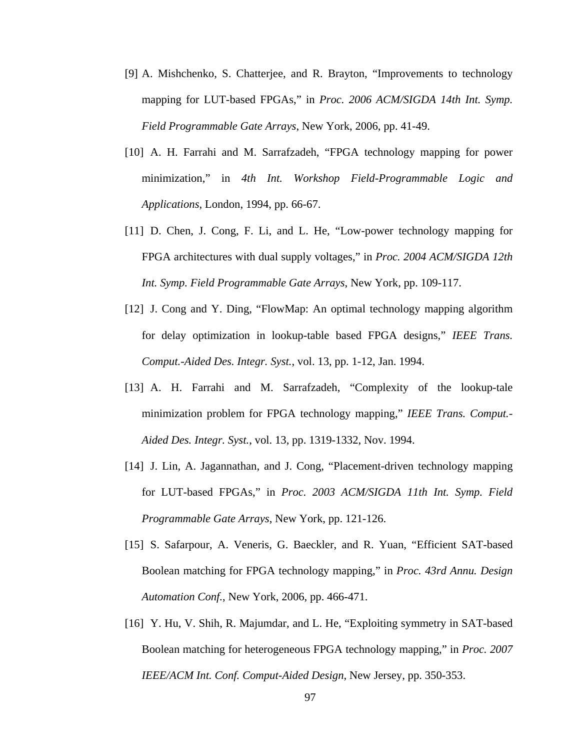[9] A. Mishchenko, S. Chatterjee, and R. Brayton, "Improvements to technology mapping for LUT-based FPGAs," in *Proc. 2006 ACM/SIGDA 14th Int. Symp. Field Programmable Gate Arrays*, New York, 2006, pp. 41-49.

[10] A. H. Farrahi and M. Sarrafzadeh, "FPGA technology mapping for power minimization," in *4th Int. Workshop Field-Programmable Logic and Applications*, London, 1994, pp. 66-67.

[11] D. Chen, J. Cong, F. Li, and L. He, "Low-power technology mapping for FPGA architectures with dual supply voltages," in *Proc. 2004 ACM/SIGDA 12th Int. Symp. Field Programmable Gate Arrays*, New York, pp. 109-117.

[12] J. Cong and Y. Ding, "FlowMap: An optimal technology mapping algorithm for delay optimization in lookup-table based FPGA designs," *IEEE Trans. Comput.-Aided Des. Integr. Syst.*, vol. 13, pp. 1-12, Jan. 1994.

[13] A. H. Farrahi and M. Sarrafzadeh, "Complexity of the lookup-tale minimization problem for FPGA technology mapping," *IEEE Trans. Comput.-Aided Des. Integr. Syst.*, vol. 13, pp. 1319-1332, Nov. 1994.

[14] J. Lin, A. Jagannathan, and J. Cong, "Placement-driven technology mapping for LUT-based FPGAs," in *Proc. 2003 ACM/SIGDA 11th Int. Symp. Field Programmable Gate Arrays*, New York, pp. 121-126.

[15] S. Safarpour, A. Veneris, G. Baeckler, and R. Yuan, "Efficient SAT-based Boolean matching for FPGA technology mapping," in *Proc. 43rd Annu. Design Automation Conf.*, New York, 2006, pp. 466-471.

[16] Y. Hu, V. Shih, R. Majumdar, and L. He, "Exploiting symmetry in SAT-based Boolean matching for heterogeneous FPGA technology mapping," in *Proc. 2007 IEEE/ACM Int. Conf. Comput-Aided Design*, New Jersey, pp. 350-353.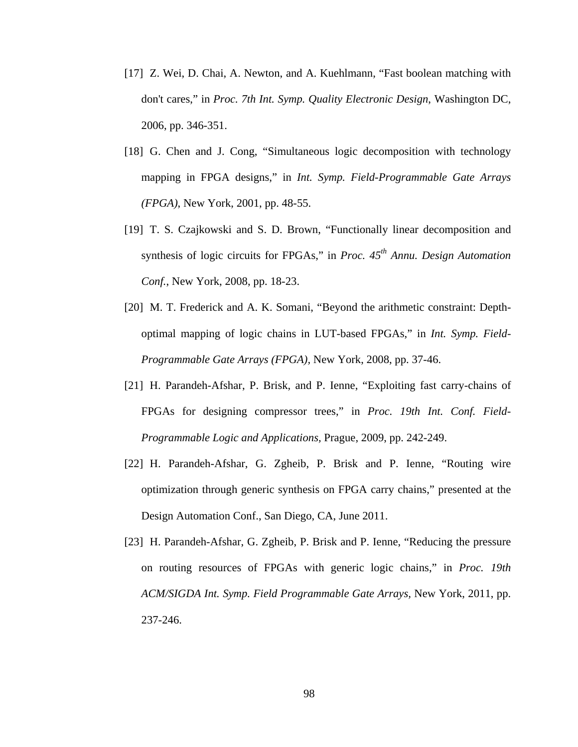[17] Z. Wei, D. Chai, A. Newton, and A. Kuehlmann, "Fast boolean matching with don't cares," in *Proc. 7th Int. Symp. Quality Electronic Design*, Washington DC, 2006, pp. 346-351.

[18] G. Chen and J. Cong, "Simultaneous logic decomposition with technology mapping in FPGA designs," in *Int. Symp. Field-Programmable Gate Arrays (FPGA)*, New York, 2001, pp. 48-55.

[19] T. S. Czajkowski and S. D. Brown, "Functionally linear decomposition and synthesis of logic circuits for FPGAs," in *Proc. 45th Annu. Design Automation Conf.*, New York, 2008, pp. 18-23.

[20] M. T. Frederick and A. K. Somani, "Beyond the arithmetic constraint: Depth-optimal mapping of logic chains in LUT-based FPGAs," in *Int. Symp. Field-Programmable Gate Arrays (FPGA)*, New York, 2008, pp. 37-46.

[21] H. Parandeh-Afshar, P. Brisk, and P. Ienne, "Exploiting fast carry-chains of FPGAs for designing compressor trees," in *Proc. 19th Int. Conf. Field-Programmable Logic and Applications*, Prague, 2009, pp. 242-249.

[22] H. Parandeh-Afshar, G. Zgheib, P. Brisk and P. Ienne, "Routing wire optimization through generic synthesis on FPGA carry chains," presented at the Design Automation Conf., San Diego, CA, June 2011.

[23] H. Parandeh-Afshar, G. Zgheib, P. Brisk and P. Ienne, "Reducing the pressure on routing resources of FPGAs with generic logic chains," in *Proc. 19th ACM/SIGDA Int. Symp. Field Programmable Gate Arrays*, New York, 2011, pp. 237-246.